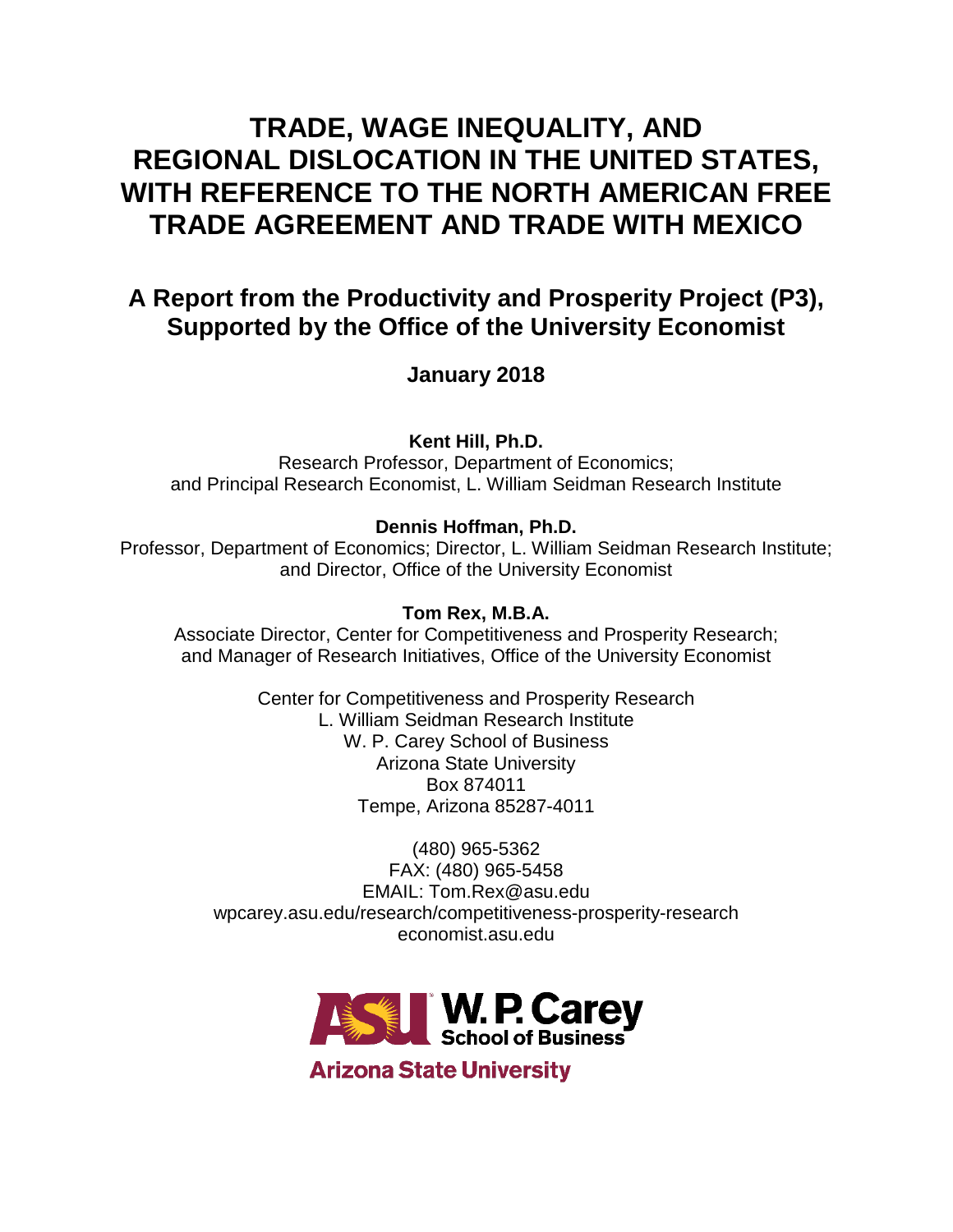# TRADE, WAGE INEQUALITY, AND REGIONAL DISLOCATION IN THE UNITED STATES, WITH REFERENCE TO THE NORTH AMERICAN FREE TRADE AGREEMENT AND TRADE WITH MEXICO

## A Report from the Productivity and Prosperity Project (P3), Supported by the Office of the University Economist

**January 2018**

**Kent Hill, Ph.D.**
Research Professor, Department of Economics;
and Principal Research Economist, L. William Seidman Research Institute

**Dennis Hoffman, Ph.D.**
Professor, Department of Economics; Director, L. William Seidman Research Institute;
and Director, Office of the University Economist

**Tom Rex, M.B.A.**
Associate Director, Center for Competitiveness and Prosperity Research;
and Manager of Research Initiatives, Office of the University Economist

Center for Competitiveness and Prosperity Research
L. William Seidman Research Institute
W. P. Carey School of Business
Arizona State University
Box 874011
Tempe, Arizona 85287-4011

(480) 965-5362
FAX: (480) 965-5458
EMAIL: Tom.Rex@asu.edu
wpcarey.asu.edu/research/competitiveness-prosperity-research
economist.asu.edu

ASU W. P. Carey School of Business
Arizona State University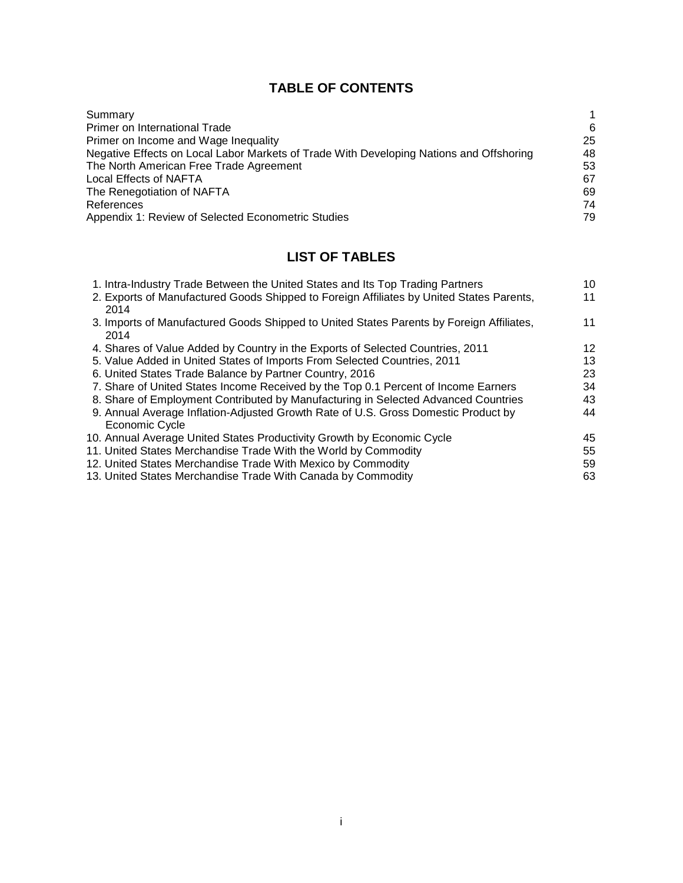## TABLE OF CONTENTS

| | |
|---|---|
| Summary | 1 |
| Primer on International Trade | 6 |
| Primer on Income and Wage Inequality | 25 |
| Negative Effects on Local Labor Markets of Trade With Developing Nations and Offshoring | 48 |
| The North American Free Trade Agreement | 53 |
| Local Effects of NAFTA | 67 |
| The Renegotiation of NAFTA | 69 |
| References | 74 |
| Appendix 1: Review of Selected Econometric Studies | 79 |

## LIST OF TABLES

| | |
|---|---|
| 1. Intra-Industry Trade Between the United States and Its Top Trading Partners | 10 |
| 2. Exports of Manufactured Goods Shipped to Foreign Affiliates by United States Parents, 2014 | 11 |
| 3. Imports of Manufactured Goods Shipped to United States Parents by Foreign Affiliates, 2014 | 11 |
| 4. Shares of Value Added by Country in the Exports of Selected Countries, 2011 | 12 |
| 5. Value Added in United States of Imports From Selected Countries, 2011 | 13 |
| 6. United States Trade Balance by Partner Country, 2016 | 23 |
| 7. Share of United States Income Received by the Top 0.1 Percent of Income Earners | 34 |
| 8. Share of Employment Contributed by Manufacturing in Selected Advanced Countries | 43 |
| 9. Annual Average Inflation-Adjusted Growth Rate of U.S. Gross Domestic Product by Economic Cycle | 44 |
| 10. Annual Average United States Productivity Growth by Economic Cycle | 45 |
| 11. United States Merchandise Trade With the World by Commodity | 55 |
| 12. United States Merchandise Trade With Mexico by Commodity | 59 |
| 13. United States Merchandise Trade With Canada by Commodity | 63 |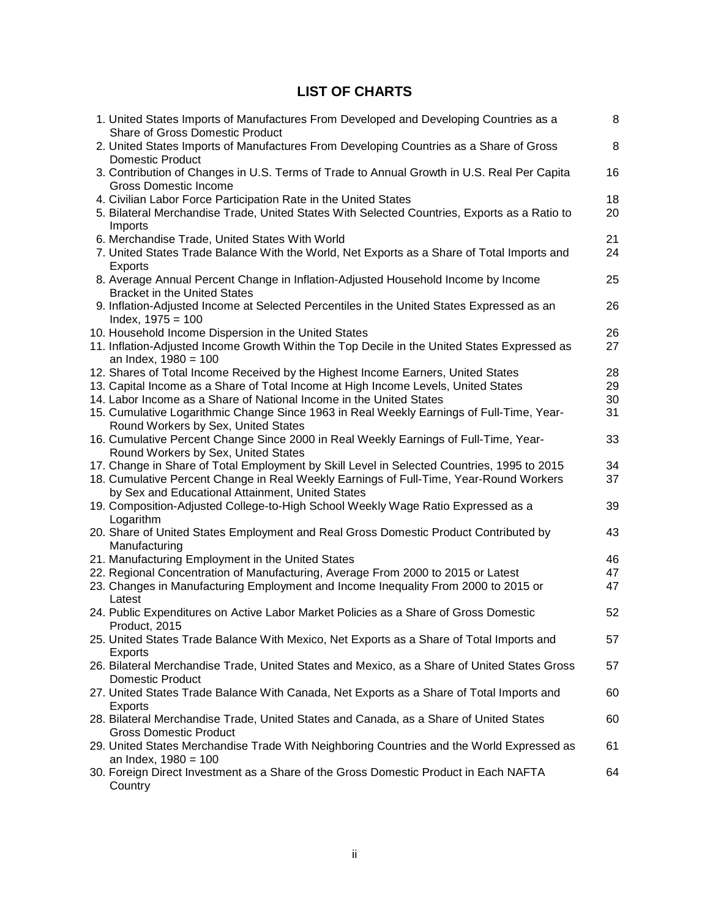# LIST OF CHARTS

| Chart | Page |
|---|---|
| 1. United States Imports of Manufactures From Developed and Developing Countries as a Share of Gross Domestic Product | 8 |
| 2. United States Imports of Manufactures From Developing Countries as a Share of Gross Domestic Product | 8 |
| 3. Contribution of Changes in U.S. Terms of Trade to Annual Growth in U.S. Real Per Capita Gross Domestic Income | 16 |
| 4. Civilian Labor Force Participation Rate in the United States | 18 |
| 5. Bilateral Merchandise Trade, United States With Selected Countries, Exports as a Ratio to Imports | 20 |
| 6. Merchandise Trade, United States With World | 21 |
| 7. United States Trade Balance With the World, Net Exports as a Share of Total Imports and Exports | 24 |
| 8. Average Annual Percent Change in Inflation-Adjusted Household Income by Income Bracket in the United States | 25 |
| 9. Inflation-Adjusted Income at Selected Percentiles in the United States Expressed as an Index, 1975 = 100 | 26 |
| 10. Household Income Dispersion in the United States | 26 |
| 11. Inflation-Adjusted Income Growth Within the Top Decile in the United States Expressed as an Index, 1980 = 100 | 27 |
| 12. Shares of Total Income Received by the Highest Income Earners, United States | 28 |
| 13. Capital Income as a Share of Total Income at High Income Levels, United States | 29 |
| 14. Labor Income as a Share of National Income in the United States | 30 |
| 15. Cumulative Logarithmic Change Since 1963 in Real Weekly Earnings of Full-Time, Year-Round Workers by Sex, United States | 31 |
| 16. Cumulative Percent Change Since 2000 in Real Weekly Earnings of Full-Time, Year-Round Workers by Sex, United States | 33 |
| 17. Change in Share of Total Employment by Skill Level in Selected Countries, 1995 to 2015 | 34 |
| 18. Cumulative Percent Change in Real Weekly Earnings of Full-Time, Year-Round Workers by Sex and Educational Attainment, United States | 37 |
| 19. Composition-Adjusted College-to-High School Weekly Wage Ratio Expressed as a Logarithm | 39 |
| 20. Share of United States Employment and Real Gross Domestic Product Contributed by Manufacturing | 43 |
| 21. Manufacturing Employment in the United States | 46 |
| 22. Regional Concentration of Manufacturing, Average From 2000 to 2015 or Latest | 47 |
| 23. Changes in Manufacturing Employment and Income Inequality From 2000 to 2015 or Latest | 47 |
| 24. Public Expenditures on Active Labor Market Policies as a Share of Gross Domestic Product, 2015 | 52 |
| 25. United States Trade Balance With Mexico, Net Exports as a Share of Total Imports and Exports | 57 |
| 26. Bilateral Merchandise Trade, United States and Mexico, as a Share of United States Gross Domestic Product | 57 |
| 27. United States Trade Balance With Canada, Net Exports as a Share of Total Imports and Exports | 60 |
| 28. Bilateral Merchandise Trade, United States and Canada, as a Share of United States Gross Domestic Product | 60 |
| 29. United States Merchandise Trade With Neighboring Countries and the World Expressed as an Index, 1980 = 100 | 61 |
| 30. Foreign Direct Investment as a Share of the Gross Domestic Product in Each NAFTA Country | 64 |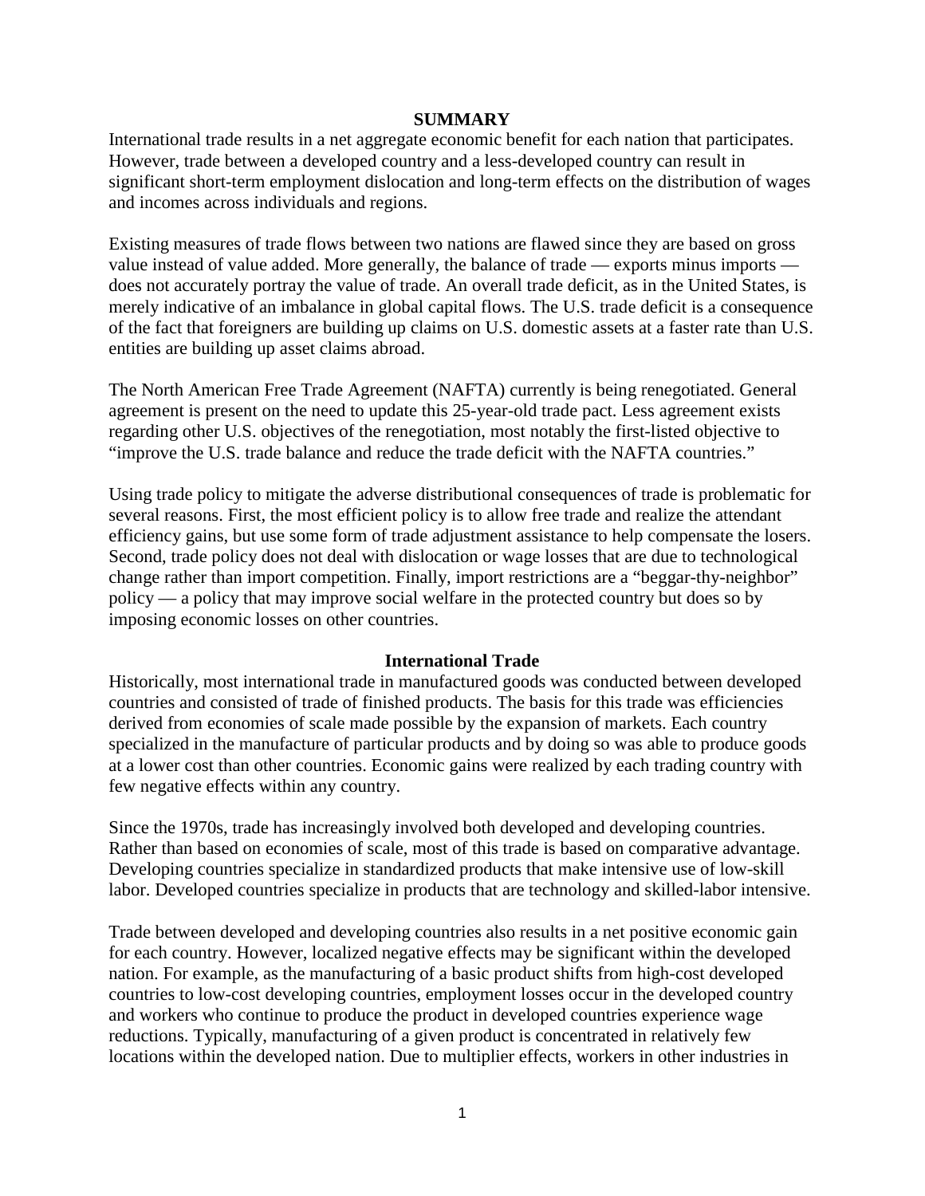## SUMMARY

International trade results in a net aggregate economic benefit for each nation that participates. However, trade between a developed country and a less-developed country can result in significant short-term employment dislocation and long-term effects on the distribution of wages and incomes across individuals and regions.

Existing measures of trade flows between two nations are flawed since they are based on gross value instead of value added. More generally, the balance of trade — exports minus imports — does not accurately portray the value of trade. An overall trade deficit, as in the United States, is merely indicative of an imbalance in global capital flows. The U.S. trade deficit is a consequence of the fact that foreigners are building up claims on U.S. domestic assets at a faster rate than U.S. entities are building up asset claims abroad.

The North American Free Trade Agreement (NAFTA) currently is being renegotiated. General agreement is present on the need to update this 25-year-old trade pact. Less agreement exists regarding other U.S. objectives of the renegotiation, most notably the first-listed objective to "improve the U.S. trade balance and reduce the trade deficit with the NAFTA countries."

Using trade policy to mitigate the adverse distributional consequences of trade is problematic for several reasons. First, the most efficient policy is to allow free trade and realize the attendant efficiency gains, but use some form of trade adjustment assistance to help compensate the losers. Second, trade policy does not deal with dislocation or wage losses that are due to technological change rather than import competition. Finally, import restrictions are a "beggar-thy-neighbor" policy — a policy that may improve social welfare in the protected country but does so by imposing economic losses on other countries.

## International Trade

Historically, most international trade in manufactured goods was conducted between developed countries and consisted of trade of finished products. The basis for this trade was efficiencies derived from economies of scale made possible by the expansion of markets. Each country specialized in the manufacture of particular products and by doing so was able to produce goods at a lower cost than other countries. Economic gains were realized by each trading country with few negative effects within any country.

Since the 1970s, trade has increasingly involved both developed and developing countries. Rather than based on economies of scale, most of this trade is based on comparative advantage. Developing countries specialize in standardized products that make intensive use of low-skill labor. Developed countries specialize in products that are technology and skilled-labor intensive.

Trade between developed and developing countries also results in a net positive economic gain for each country. However, localized negative effects may be significant within the developed nation. For example, as the manufacturing of a basic product shifts from high-cost developed countries to low-cost developing countries, employment losses occur in the developed country and workers who continue to produce the product in developed countries experience wage reductions. Typically, manufacturing of a given product is concentrated in relatively few locations within the developed nation. Due to multiplier effects, workers in other industries in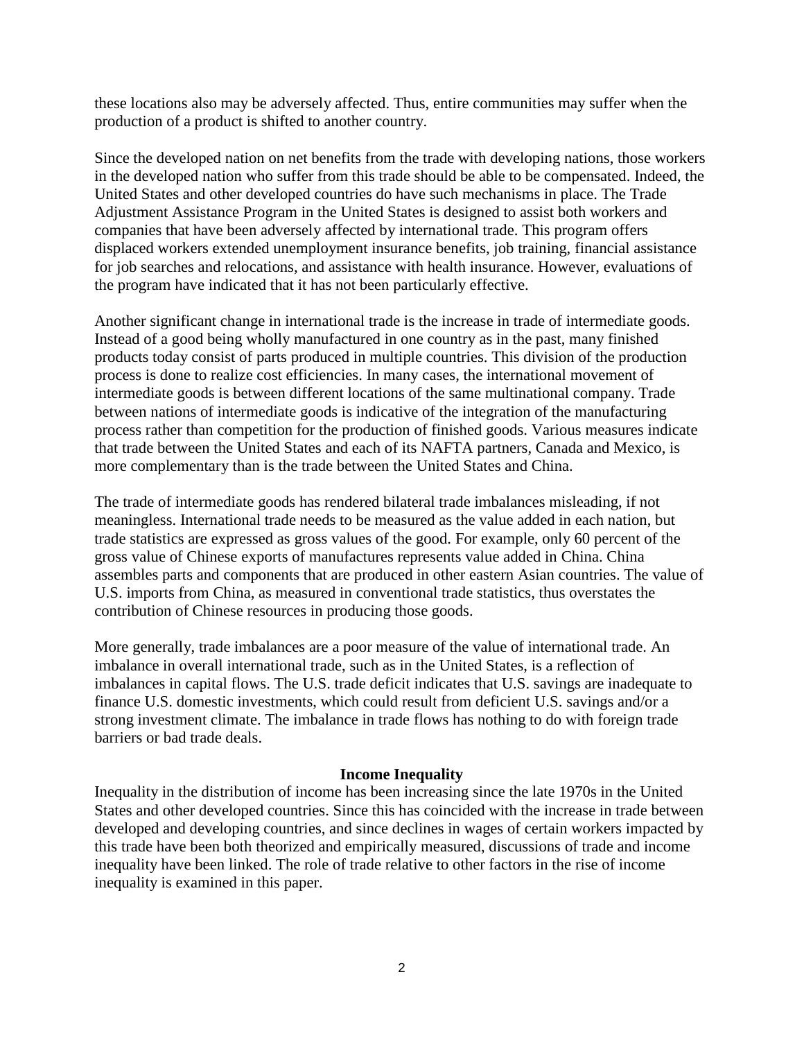these locations also may be adversely affected. Thus, entire communities may suffer when the production of a product is shifted to another country.

Since the developed nation on net benefits from the trade with developing nations, those workers in the developed nation who suffer from this trade should be able to be compensated. Indeed, the United States and other developed countries do have such mechanisms in place. The Trade Adjustment Assistance Program in the United States is designed to assist both workers and companies that have been adversely affected by international trade. This program offers displaced workers extended unemployment insurance benefits, job training, financial assistance for job searches and relocations, and assistance with health insurance. However, evaluations of the program have indicated that it has not been particularly effective.

Another significant change in international trade is the increase in trade of intermediate goods. Instead of a good being wholly manufactured in one country as in the past, many finished products today consist of parts produced in multiple countries. This division of the production process is done to realize cost efficiencies. In many cases, the international movement of intermediate goods is between different locations of the same multinational company. Trade between nations of intermediate goods is indicative of the integration of the manufacturing process rather than competition for the production of finished goods. Various measures indicate that trade between the United States and each of its NAFTA partners, Canada and Mexico, is more complementary than is the trade between the United States and China.

The trade of intermediate goods has rendered bilateral trade imbalances misleading, if not meaningless. International trade needs to be measured as the value added in each nation, but trade statistics are expressed as gross values of the good. For example, only 60 percent of the gross value of Chinese exports of manufactures represents value added in China. China assembles parts and components that are produced in other eastern Asian countries. The value of U.S. imports from China, as measured in conventional trade statistics, thus overstates the contribution of Chinese resources in producing those goods.

More generally, trade imbalances are a poor measure of the value of international trade. An imbalance in overall international trade, such as in the United States, is a reflection of imbalances in capital flows. The U.S. trade deficit indicates that U.S. savings are inadequate to finance U.S. domestic investments, which could result from deficient U.S. savings and/or a strong investment climate. The imbalance in trade flows has nothing to do with foreign trade barriers or bad trade deals.

## Income Inequality

Inequality in the distribution of income has been increasing since the late 1970s in the United States and other developed countries. Since this has coincided with the increase in trade between developed and developing countries, and since declines in wages of certain workers impacted by this trade have been both theorized and empirically measured, discussions of trade and income inequality have been linked. The role of trade relative to other factors in the rise of income inequality is examined in this paper.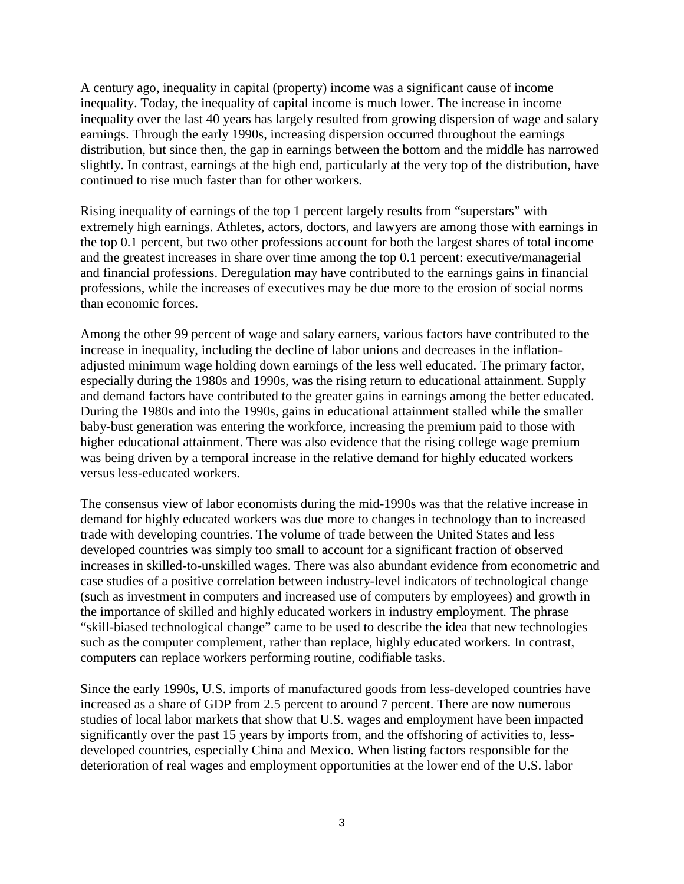A century ago, inequality in capital (property) income was a significant cause of income inequality. Today, the inequality of capital income is much lower. The increase in income inequality over the last 40 years has largely resulted from growing dispersion of wage and salary earnings. Through the early 1990s, increasing dispersion occurred throughout the earnings distribution, but since then, the gap in earnings between the bottom and the middle has narrowed slightly. In contrast, earnings at the high end, particularly at the very top of the distribution, have continued to rise much faster than for other workers.

Rising inequality of earnings of the top 1 percent largely results from "superstars" with extremely high earnings. Athletes, actors, doctors, and lawyers are among those with earnings in the top 0.1 percent, but two other professions account for both the largest shares of total income and the greatest increases in share over time among the top 0.1 percent: executive/managerial and financial professions. Deregulation may have contributed to the earnings gains in financial professions, while the increases of executives may be due more to the erosion of social norms than economic forces.

Among the other 99 percent of wage and salary earners, various factors have contributed to the increase in inequality, including the decline of labor unions and decreases in the inflation-adjusted minimum wage holding down earnings of the less well educated. The primary factor, especially during the 1980s and 1990s, was the rising return to educational attainment. Supply and demand factors have contributed to the greater gains in earnings among the better educated. During the 1980s and into the 1990s, gains in educational attainment stalled while the smaller baby-bust generation was entering the workforce, increasing the premium paid to those with higher educational attainment. There was also evidence that the rising college wage premium was being driven by a temporal increase in the relative demand for highly educated workers versus less-educated workers.

The consensus view of labor economists during the mid-1990s was that the relative increase in demand for highly educated workers was due more to changes in technology than to increased trade with developing countries. The volume of trade between the United States and less developed countries was simply too small to account for a significant fraction of observed increases in skilled-to-unskilled wages. There was also abundant evidence from econometric and case studies of a positive correlation between industry-level indicators of technological change (such as investment in computers and increased use of computers by employees) and growth in the importance of skilled and highly educated workers in industry employment. The phrase "skill-biased technological change" came to be used to describe the idea that new technologies such as the computer complement, rather than replace, highly educated workers. In contrast, computers can replace workers performing routine, codifiable tasks.

Since the early 1990s, U.S. imports of manufactured goods from less-developed countries have increased as a share of GDP from 2.5 percent to around 7 percent. There are now numerous studies of local labor markets that show that U.S. wages and employment have been impacted significantly over the past 15 years by imports from, and the offshoring of activities to, less-developed countries, especially China and Mexico. When listing factors responsible for the deterioration of real wages and employment opportunities at the lower end of the U.S. labor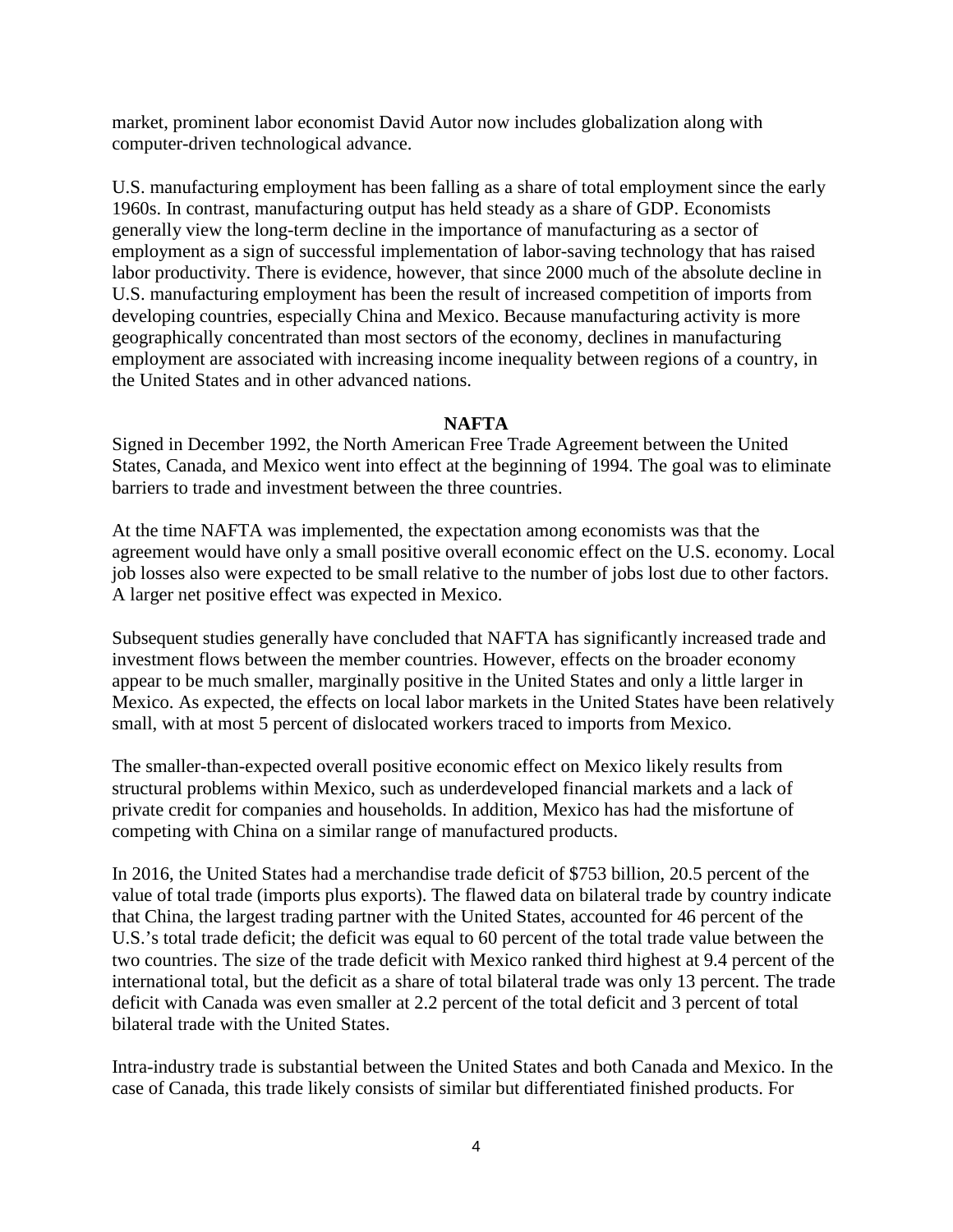market, prominent labor economist David Autor now includes globalization along with computer-driven technological advance.

U.S. manufacturing employment has been falling as a share of total employment since the early 1960s. In contrast, manufacturing output has held steady as a share of GDP. Economists generally view the long-term decline in the importance of manufacturing as a sector of employment as a sign of successful implementation of labor-saving technology that has raised labor productivity. There is evidence, however, that since 2000 much of the absolute decline in U.S. manufacturing employment has been the result of increased competition of imports from developing countries, especially China and Mexico. Because manufacturing activity is more geographically concentrated than most sectors of the economy, declines in manufacturing employment are associated with increasing income inequality between regions of a country, in the United States and in other advanced nations.

## NAFTA

Signed in December 1992, the North American Free Trade Agreement between the United States, Canada, and Mexico went into effect at the beginning of 1994. The goal was to eliminate barriers to trade and investment between the three countries.

At the time NAFTA was implemented, the expectation among economists was that the agreement would have only a small positive overall economic effect on the U.S. economy. Local job losses also were expected to be small relative to the number of jobs lost due to other factors. A larger net positive effect was expected in Mexico.

Subsequent studies generally have concluded that NAFTA has significantly increased trade and investment flows between the member countries. However, effects on the broader economy appear to be much smaller, marginally positive in the United States and only a little larger in Mexico. As expected, the effects on local labor markets in the United States have been relatively small, with at most 5 percent of dislocated workers traced to imports from Mexico.

The smaller-than-expected overall positive economic effect on Mexico likely results from structural problems within Mexico, such as underdeveloped financial markets and a lack of private credit for companies and households. In addition, Mexico has had the misfortune of competing with China on a similar range of manufactured products.

In 2016, the United States had a merchandise trade deficit of $753 billion, 20.5 percent of the value of total trade (imports plus exports). The flawed data on bilateral trade by country indicate that China, the largest trading partner with the United States, accounted for 46 percent of the U.S.'s total trade deficit; the deficit was equal to 60 percent of the total trade value between the two countries. The size of the trade deficit with Mexico ranked third highest at 9.4 percent of the international total, but the deficit as a share of total bilateral trade was only 13 percent. The trade deficit with Canada was even smaller at 2.2 percent of the total deficit and 3 percent of total bilateral trade with the United States.

Intra-industry trade is substantial between the United States and both Canada and Mexico. In the case of Canada, this trade likely consists of similar but differentiated finished products. For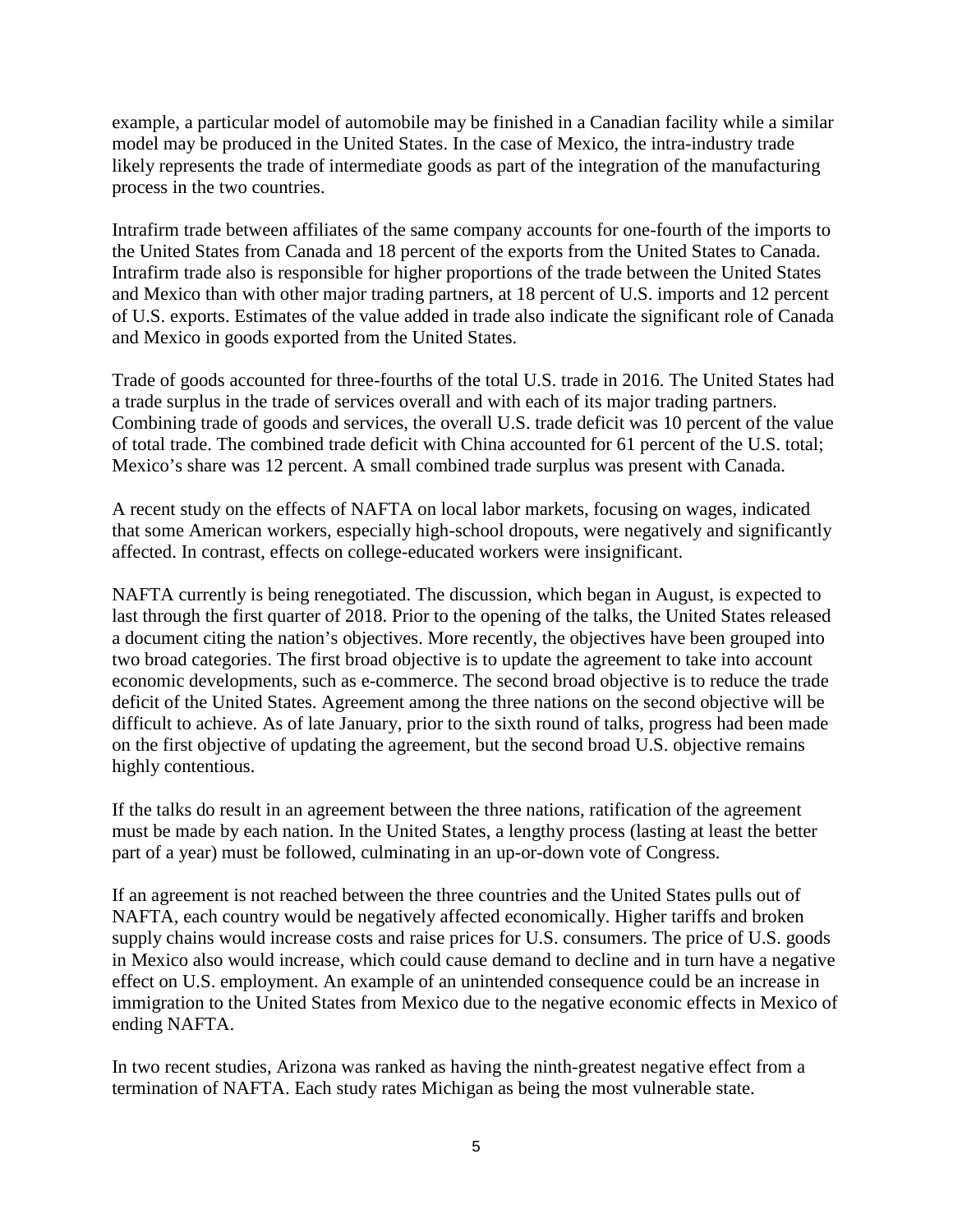example, a particular model of automobile may be finished in a Canadian facility while a similar model may be produced in the United States. In the case of Mexico, the intra-industry trade likely represents the trade of intermediate goods as part of the integration of the manufacturing process in the two countries.

Intrafirm trade between affiliates of the same company accounts for one-fourth of the imports to the United States from Canada and 18 percent of the exports from the United States to Canada. Intrafirm trade also is responsible for higher proportions of the trade between the United States and Mexico than with other major trading partners, at 18 percent of U.S. imports and 12 percent of U.S. exports. Estimates of the value added in trade also indicate the significant role of Canada and Mexico in goods exported from the United States.

Trade of goods accounted for three-fourths of the total U.S. trade in 2016. The United States had a trade surplus in the trade of services overall and with each of its major trading partners. Combining trade of goods and services, the overall U.S. trade deficit was 10 percent of the value of total trade. The combined trade deficit with China accounted for 61 percent of the U.S. total; Mexico's share was 12 percent. A small combined trade surplus was present with Canada.

A recent study on the effects of NAFTA on local labor markets, focusing on wages, indicated that some American workers, especially high-school dropouts, were negatively and significantly affected. In contrast, effects on college-educated workers were insignificant.

NAFTA currently is being renegotiated. The discussion, which began in August, is expected to last through the first quarter of 2018. Prior to the opening of the talks, the United States released a document citing the nation's objectives. More recently, the objectives have been grouped into two broad categories. The first broad objective is to update the agreement to take into account economic developments, such as e-commerce. The second broad objective is to reduce the trade deficit of the United States. Agreement among the three nations on the second objective will be difficult to achieve. As of late January, prior to the sixth round of talks, progress had been made on the first objective of updating the agreement, but the second broad U.S. objective remains highly contentious.

If the talks do result in an agreement between the three nations, ratification of the agreement must be made by each nation. In the United States, a lengthy process (lasting at least the better part of a year) must be followed, culminating in an up-or-down vote of Congress.

If an agreement is not reached between the three countries and the United States pulls out of NAFTA, each country would be negatively affected economically. Higher tariffs and broken supply chains would increase costs and raise prices for U.S. consumers. The price of U.S. goods in Mexico also would increase, which could cause demand to decline and in turn have a negative effect on U.S. employment. An example of an unintended consequence could be an increase in immigration to the United States from Mexico due to the negative economic effects in Mexico of ending NAFTA.

In two recent studies, Arizona was ranked as having the ninth-greatest negative effect from a termination of NAFTA. Each study rates Michigan as being the most vulnerable state.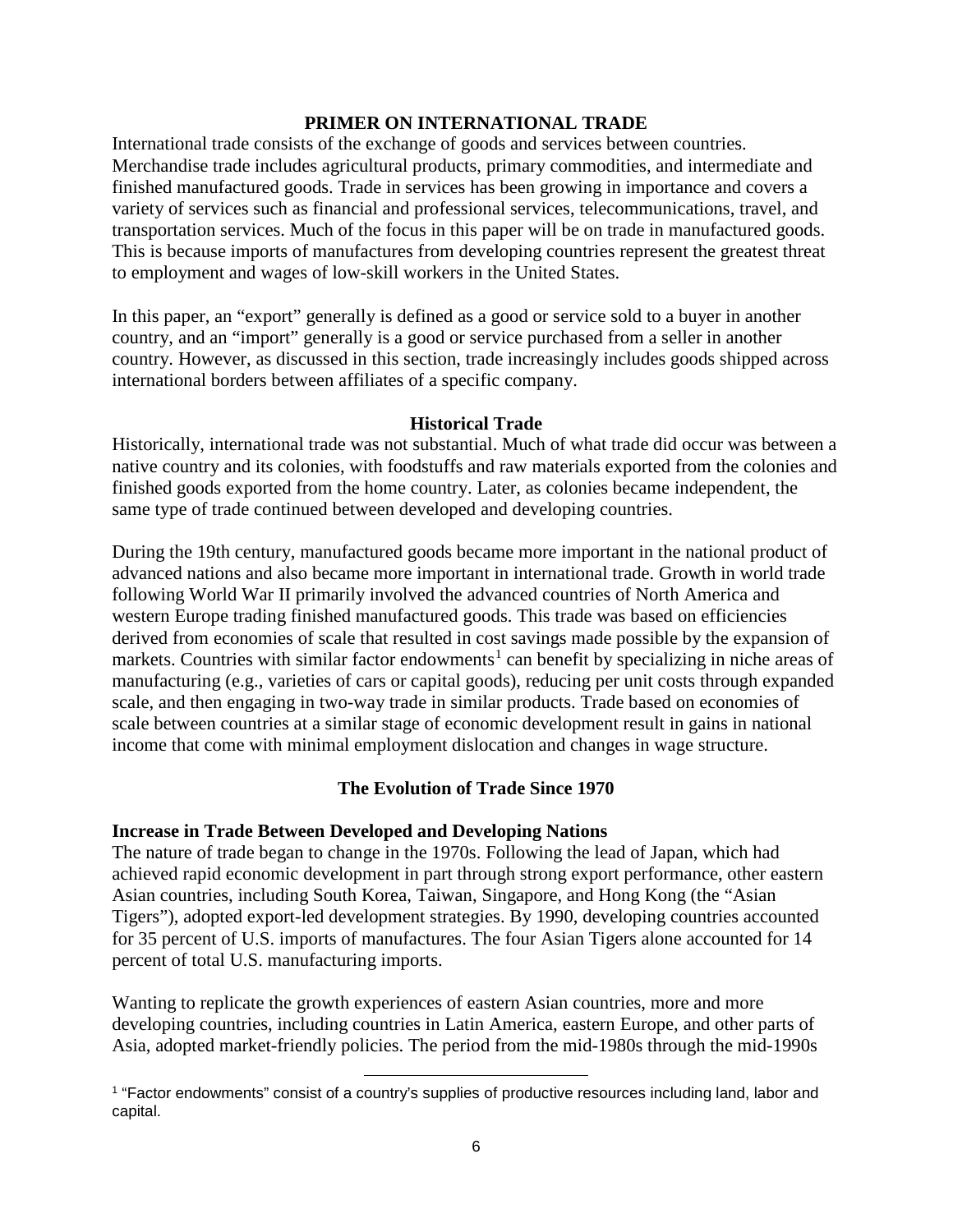## PRIMER ON INTERNATIONAL TRADE

International trade consists of the exchange of goods and services between countries. Merchandise trade includes agricultural products, primary commodities, and intermediate and finished manufactured goods. Trade in services has been growing in importance and covers a variety of services such as financial and professional services, telecommunications, travel, and transportation services. Much of the focus in this paper will be on trade in manufactured goods. This is because imports of manufactures from developing countries represent the greatest threat to employment and wages of low-skill workers in the United States.

In this paper, an "export" generally is defined as a good or service sold to a buyer in another country, and an "import" generally is a good or service purchased from a seller in another country. However, as discussed in this section, trade increasingly includes goods shipped across international borders between affiliates of a specific company.

### Historical Trade

Historically, international trade was not substantial. Much of what trade did occur was between a native country and its colonies, with foodstuffs and raw materials exported from the colonies and finished goods exported from the home country. Later, as colonies became independent, the same type of trade continued between developed and developing countries.

During the 19th century, manufactured goods became more important in the national product of advanced nations and also became more important in international trade. Growth in world trade following World War II primarily involved the advanced countries of North America and western Europe trading finished manufactured goods. This trade was based on efficiencies derived from economies of scale that resulted in cost savings made possible by the expansion of markets. Countries with similar factor endowments[1] can benefit by specializing in niche areas of manufacturing (e.g., varieties of cars or capital goods), reducing per unit costs through expanded scale, and then engaging in two-way trade in similar products. Trade based on economies of scale between countries at a similar stage of economic development result in gains in national income that come with minimal employment dislocation and changes in wage structure.

### The Evolution of Trade Since 1970

**Increase in Trade Between Developed and Developing Nations**

The nature of trade began to change in the 1970s. Following the lead of Japan, which had achieved rapid economic development in part through strong export performance, other eastern Asian countries, including South Korea, Taiwan, Singapore, and Hong Kong (the "Asian Tigers"), adopted export-led development strategies. By 1990, developing countries accounted for 35 percent of U.S. imports of manufactures. The four Asian Tigers alone accounted for 14 percent of total U.S. manufacturing imports.

Wanting to replicate the growth experiences of eastern Asian countries, more and more developing countries, including countries in Latin America, eastern Europe, and other parts of Asia, adopted market-friendly policies. The period from the mid-1980s through the mid-1990s

---

[1] "Factor endowments" consist of a country's supplies of productive resources including land, labor and capital.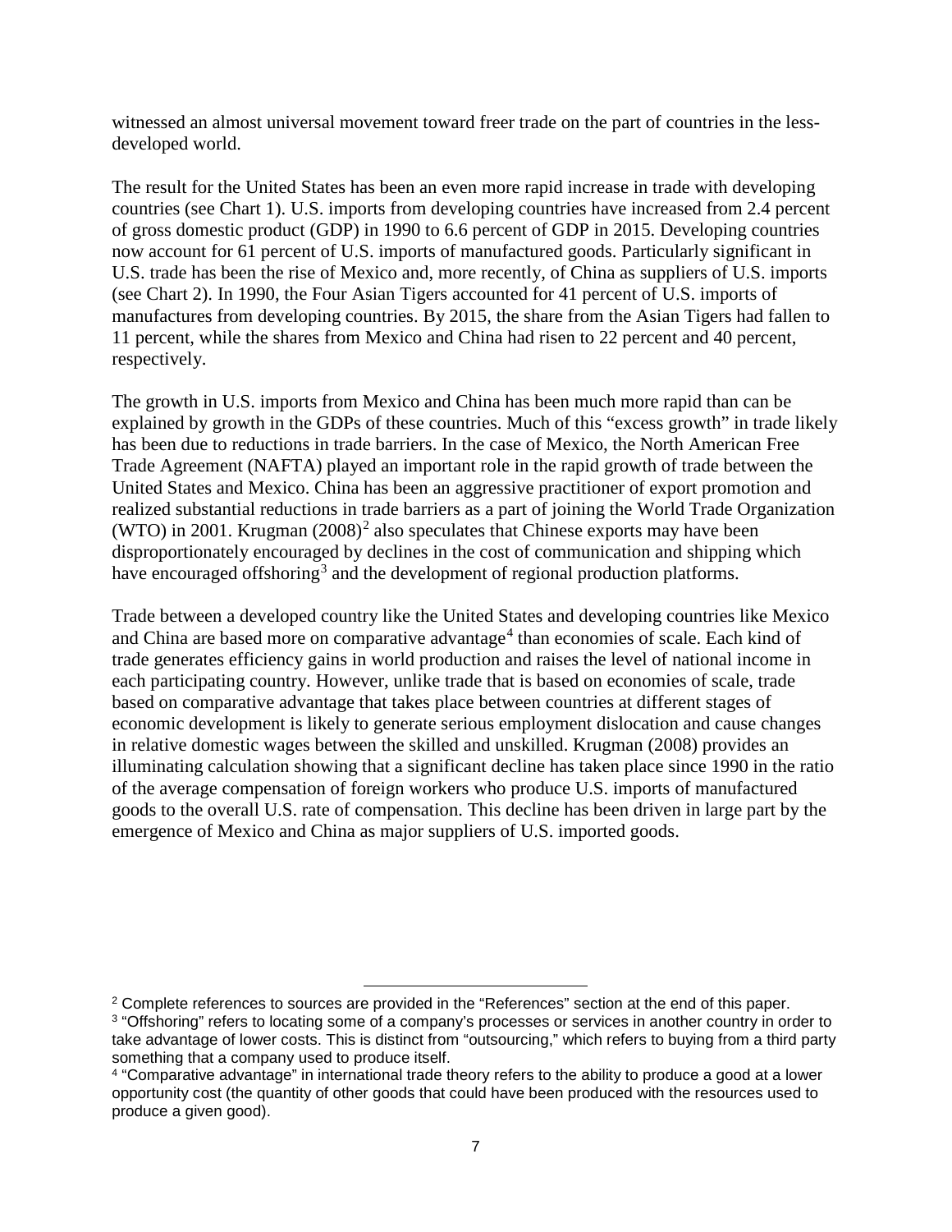witnessed an almost universal movement toward freer trade on the part of countries in the less-developed world.

The result for the United States has been an even more rapid increase in trade with developing countries (see Chart 1). U.S. imports from developing countries have increased from 2.4 percent of gross domestic product (GDP) in 1990 to 6.6 percent of GDP in 2015. Developing countries now account for 61 percent of U.S. imports of manufactured goods. Particularly significant in U.S. trade has been the rise of Mexico and, more recently, of China as suppliers of U.S. imports (see Chart 2). In 1990, the Four Asian Tigers accounted for 41 percent of U.S. imports of manufactures from developing countries. By 2015, the share from the Asian Tigers had fallen to 11 percent, while the shares from Mexico and China had risen to 22 percent and 40 percent, respectively.

The growth in U.S. imports from Mexico and China has been much more rapid than can be explained by growth in the GDPs of these countries. Much of this "excess growth" in trade likely has been due to reductions in trade barriers. In the case of Mexico, the North American Free Trade Agreement (NAFTA) played an important role in the rapid growth of trade between the United States and Mexico. China has been an aggressive practitioner of export promotion and realized substantial reductions in trade barriers as a part of joining the World Trade Organization (WTO) in 2001. Krugman (2008)[2] also speculates that Chinese exports may have been disproportionately encouraged by declines in the cost of communication and shipping which have encouraged offshoring[3] and the development of regional production platforms.

Trade between a developed country like the United States and developing countries like Mexico and China are based more on comparative advantage[4] than economies of scale. Each kind of trade generates efficiency gains in world production and raises the level of national income in each participating country. However, unlike trade that is based on economies of scale, trade based on comparative advantage that takes place between countries at different stages of economic development is likely to generate serious employment dislocation and cause changes in relative domestic wages between the skilled and unskilled. Krugman (2008) provides an illuminating calculation showing that a significant decline has taken place since 1990 in the ratio of the average compensation of foreign workers who produce U.S. imports of manufactured goods to the overall U.S. rate of compensation. This decline has been driven in large part by the emergence of Mexico and China as major suppliers of U.S. imported goods.

---

[2] Complete references to sources are provided in the "References" section at the end of this paper.

[3] "Offshoring" refers to locating some of a company's processes or services in another country in order to take advantage of lower costs. This is distinct from "outsourcing," which refers to buying from a third party something that a company used to produce itself.

[4] "Comparative advantage" in international trade theory refers to the ability to produce a good at a lower opportunity cost (the quantity of other goods that could have been produced with the resources used to produce a given good).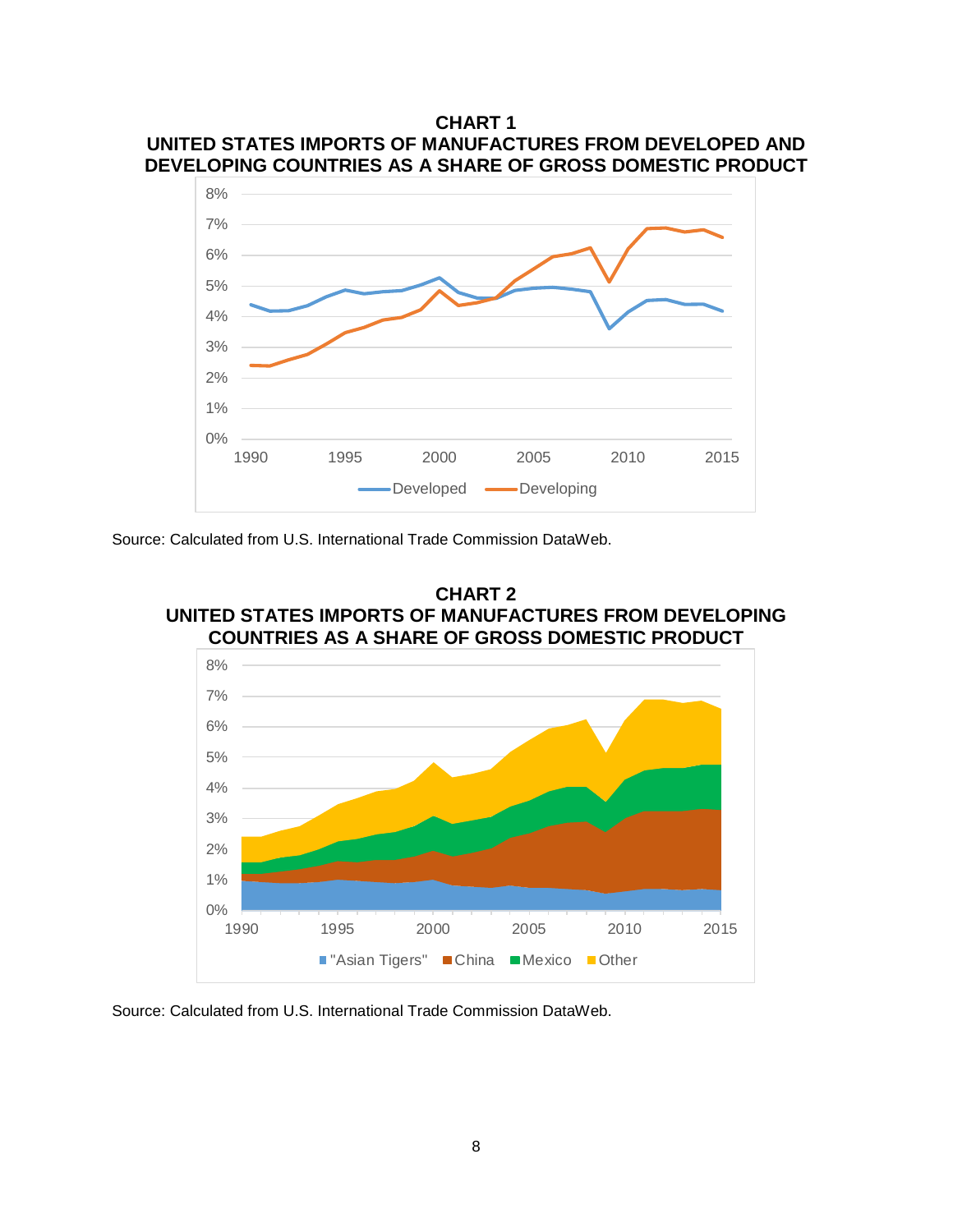**CHART 1**
**UNITED STATES IMPORTS OF MANUFACTURES FROM DEVELOPED AND DEVELOPING COUNTRIES AS A SHARE OF GROSS DOMESTIC PRODUCT**

Source: Calculated from U.S. International Trade Commission DataWeb.

**CHART 2**
**UNITED STATES IMPORTS OF MANUFACTURES FROM DEVELOPING COUNTRIES AS A SHARE OF GROSS DOMESTIC PRODUCT**

Source: Calculated from U.S. International Trade Commission DataWeb.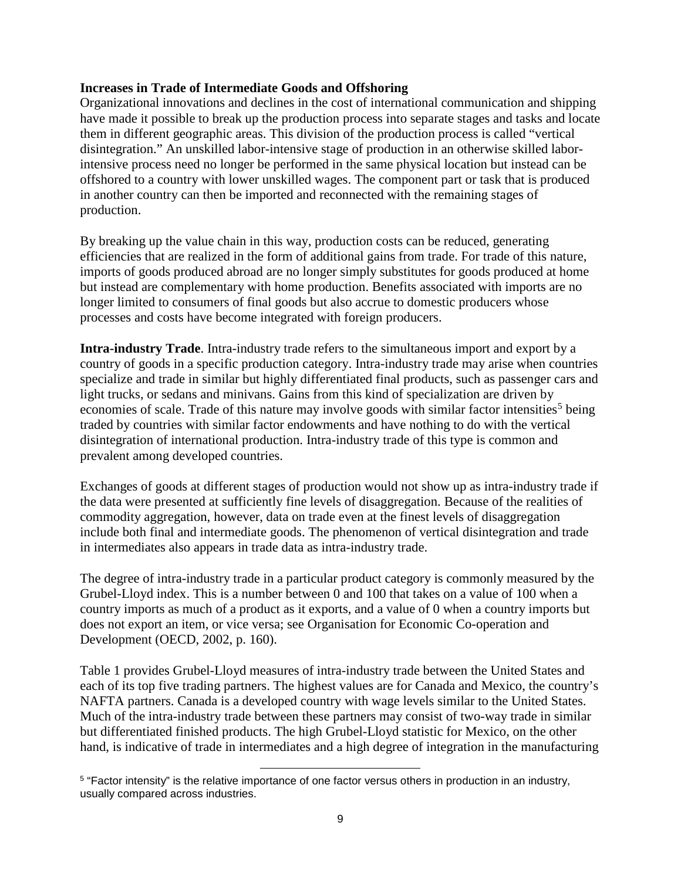**Increases in Trade of Intermediate Goods and Offshoring**

Organizational innovations and declines in the cost of international communication and shipping have made it possible to break up the production process into separate stages and tasks and locate them in different geographic areas. This division of the production process is called "vertical disintegration." An unskilled labor-intensive stage of production in an otherwise skilled labor-intensive process need no longer be performed in the same physical location but instead can be offshored to a country with lower unskilled wages. The component part or task that is produced in another country can then be imported and reconnected with the remaining stages of production.

By breaking up the value chain in this way, production costs can be reduced, generating efficiencies that are realized in the form of additional gains from trade. For trade of this nature, imports of goods produced abroad are no longer simply substitutes for goods produced at home but instead are complementary with home production. Benefits associated with imports are no longer limited to consumers of final goods but also accrue to domestic producers whose processes and costs have become integrated with foreign producers.

**Intra-industry Trade**. Intra-industry trade refers to the simultaneous import and export by a country of goods in a specific production category. Intra-industry trade may arise when countries specialize and trade in similar but highly differentiated final products, such as passenger cars and light trucks, or sedans and minivans. Gains from this kind of specialization are driven by economies of scale. Trade of this nature may involve goods with similar factor intensities[5] being traded by countries with similar factor endowments and have nothing to do with the vertical disintegration of international production. Intra-industry trade of this type is common and prevalent among developed countries.

Exchanges of goods at different stages of production would not show up as intra-industry trade if the data were presented at sufficiently fine levels of disaggregation. Because of the realities of commodity aggregation, however, data on trade even at the finest levels of disaggregation include both final and intermediate goods. The phenomenon of vertical disintegration and trade in intermediates also appears in trade data as intra-industry trade.

The degree of intra-industry trade in a particular product category is commonly measured by the Grubel-Lloyd index. This is a number between 0 and 100 that takes on a value of 100 when a country imports as much of a product as it exports, and a value of 0 when a country imports but does not export an item, or vice versa; see Organisation for Economic Co-operation and Development (OECD, 2002, p. 160).

Table 1 provides Grubel-Lloyd measures of intra-industry trade between the United States and each of its top five trading partners. The highest values are for Canada and Mexico, the country's NAFTA partners. Canada is a developed country with wage levels similar to the United States. Much of the intra-industry trade between these partners may consist of two-way trade in similar but differentiated finished products. The high Grubel-Lloyd statistic for Mexico, on the other hand, is indicative of trade in intermediates and a high degree of integration in the manufacturing

[5] "Factor intensity" is the relative importance of one factor versus others in production in an industry, usually compared across industries.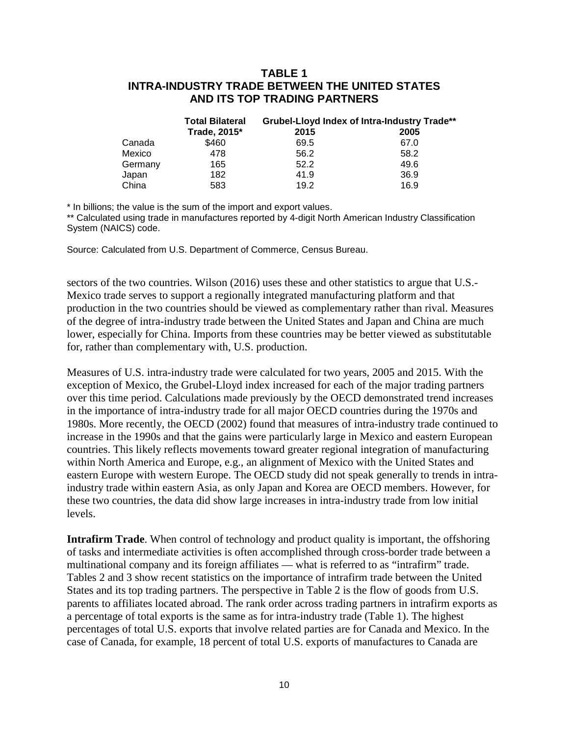## TABLE 1
## INTRA-INDUSTRY TRADE BETWEEN THE UNITED STATES AND ITS TOP TRADING PARTNERS

| | Total Bilateral Trade, 2015* | Grubel-Lloyd Index of Intra-Industry Trade** | |
|---|---|---|---|
| | | 2015 | 2005 |
| Canada | $460 | 69.5 | 67.0 |
| Mexico | 478 | 56.2 | 58.2 |
| Germany | 165 | 52.2 | 49.6 |
| Japan | 182 | 41.9 | 36.9 |
| China | 583 | 19.2 | 16.9 |

* In billions; the value is the sum of the import and export values.

** Calculated using trade in manufactures reported by 4-digit North American Industry Classification System (NAICS) code.

Source: Calculated from U.S. Department of Commerce, Census Bureau.

sectors of the two countries. Wilson (2016) uses these and other statistics to argue that U.S.-Mexico trade serves to support a regionally integrated manufacturing platform and that production in the two countries should be viewed as complementary rather than rival. Measures of the degree of intra-industry trade between the United States and Japan and China are much lower, especially for China. Imports from these countries may be better viewed as substitutable for, rather than complementary with, U.S. production.

Measures of U.S. intra-industry trade were calculated for two years, 2005 and 2015. With the exception of Mexico, the Grubel-Lloyd index increased for each of the major trading partners over this time period. Calculations made previously by the OECD demonstrated trend increases in the importance of intra-industry trade for all major OECD countries during the 1970s and 1980s. More recently, the OECD (2002) found that measures of intra-industry trade continued to increase in the 1990s and that the gains were particularly large in Mexico and eastern European countries. This likely reflects movements toward greater regional integration of manufacturing within North America and Europe, e.g., an alignment of Mexico with the United States and eastern Europe with western Europe. The OECD study did not speak generally to trends in intra-industry trade within eastern Asia, as only Japan and Korea are OECD members. However, for these two countries, the data did show large increases in intra-industry trade from low initial levels.

**Intrafirm Trade**. When control of technology and product quality is important, the offshoring of tasks and intermediate activities is often accomplished through cross-border trade between a multinational company and its foreign affiliates — what is referred to as "intrafirm" trade. Tables 2 and 3 show recent statistics on the importance of intrafirm trade between the United States and its top trading partners. The perspective in Table 2 is the flow of goods from U.S. parents to affiliates located abroad. The rank order across trading partners in intrafirm exports as a percentage of total exports is the same as for intra-industry trade (Table 1). The highest percentages of total U.S. exports that involve related parties are for Canada and Mexico. In the case of Canada, for example, 18 percent of total U.S. exports of manufactures to Canada are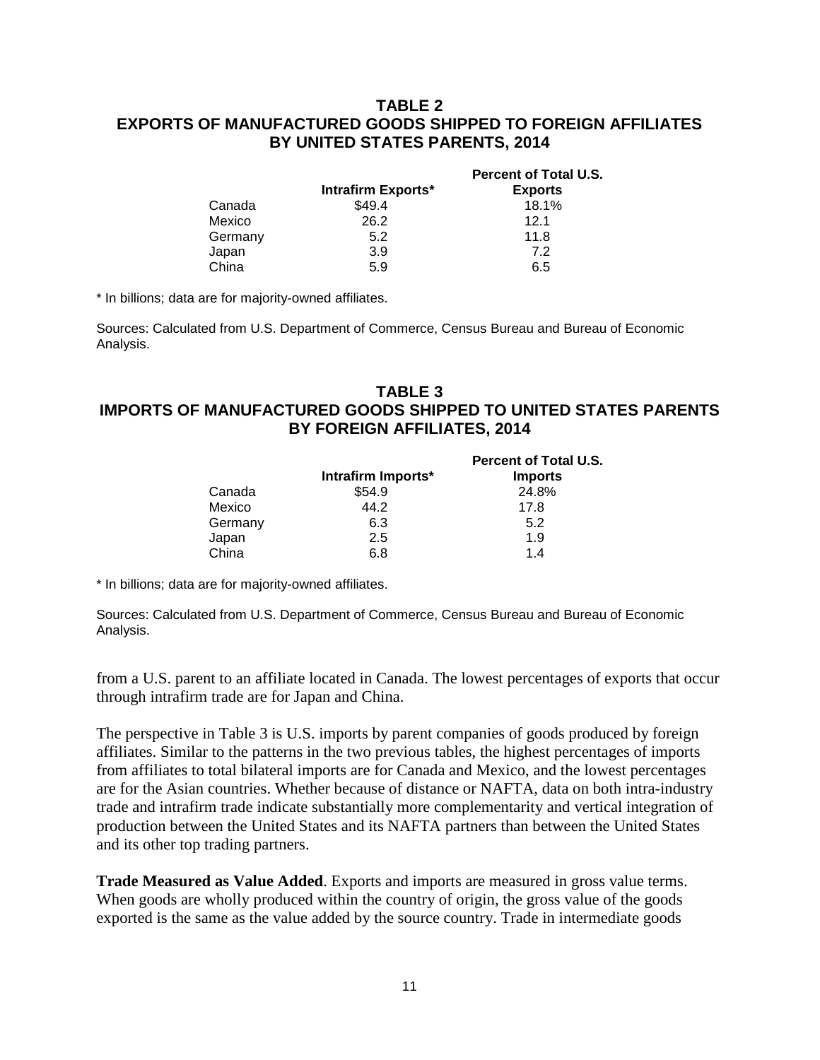## TABLE 2
## EXPORTS OF MANUFACTURED GOODS SHIPPED TO FOREIGN AFFILIATES BY UNITED STATES PARENTS, 2014

| | Intrafirm Exports* | Percent of Total U.S. Exports |
|---|---|---|
| Canada | $49.4 | 18.1% |
| Mexico | 26.2 | 12.1 |
| Germany | 5.2 | 11.8 |
| Japan | 3.9 | 7.2 |
| China | 5.9 | 6.5 |

* In billions; data are for majority-owned affiliates.

Sources: Calculated from U.S. Department of Commerce, Census Bureau and Bureau of Economic Analysis.

## TABLE 3
## IMPORTS OF MANUFACTURED GOODS SHIPPED TO UNITED STATES PARENTS BY FOREIGN AFFILIATES, 2014

| | Intrafirm Imports* | Percent of Total U.S. Imports |
|---|---|---|
| Canada | $54.9 | 24.8% |
| Mexico | 44.2 | 17.8 |
| Germany | 6.3 | 5.2 |
| Japan | 2.5 | 1.9 |
| China | 6.8 | 1.4 |

* In billions; data are for majority-owned affiliates.

Sources: Calculated from U.S. Department of Commerce, Census Bureau and Bureau of Economic Analysis.

from a U.S. parent to an affiliate located in Canada. The lowest percentages of exports that occur through intrafirm trade are for Japan and China.

The perspective in Table 3 is U.S. imports by parent companies of goods produced by foreign affiliates. Similar to the patterns in the two previous tables, the highest percentages of imports from affiliates to total bilateral imports are for Canada and Mexico, and the lowest percentages are for the Asian countries. Whether because of distance or NAFTA, data on both intra-industry trade and intrafirm trade indicate substantially more complementarity and vertical integration of production between the United States and its NAFTA partners than between the United States and its other top trading partners.

**Trade Measured as Value Added**. Exports and imports are measured in gross value terms. When goods are wholly produced within the country of origin, the gross value of the goods exported is the same as the value added by the source country. Trade in intermediate goods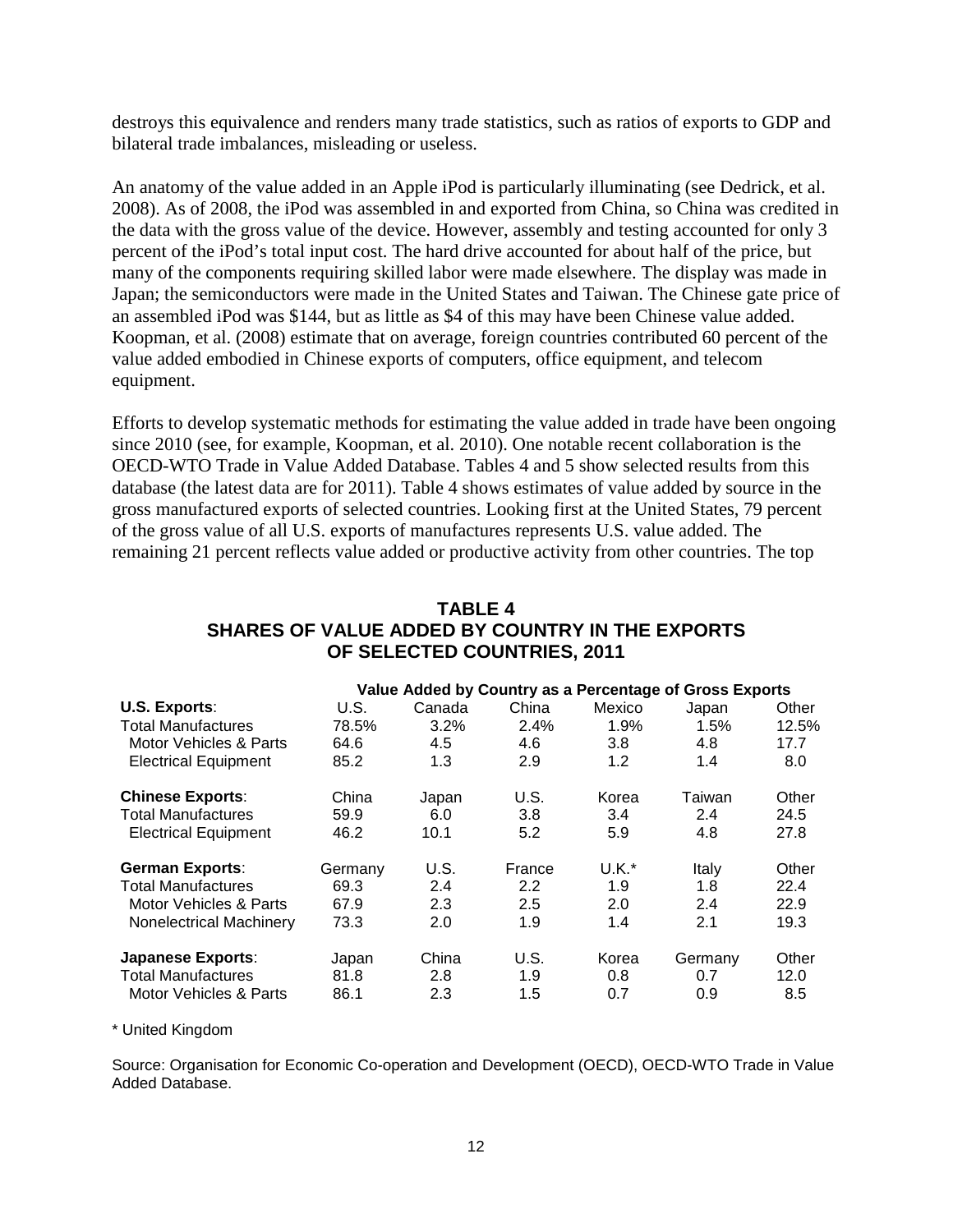destroys this equivalence and renders many trade statistics, such as ratios of exports to GDP and bilateral trade imbalances, misleading or useless.

An anatomy of the value added in an Apple iPod is particularly illuminating (see Dedrick, et al. 2008). As of 2008, the iPod was assembled in and exported from China, so China was credited in the data with the gross value of the device. However, assembly and testing accounted for only 3 percent of the iPod's total input cost. The hard drive accounted for about half of the price, but many of the components requiring skilled labor were made elsewhere. The display was made in Japan; the semiconductors were made in the United States and Taiwan. The Chinese gate price of an assembled iPod was $144, but as little as $4 of this may have been Chinese value added. Koopman, et al. (2008) estimate that on average, foreign countries contributed 60 percent of the value added embodied in Chinese exports of computers, office equipment, and telecom equipment.

Efforts to develop systematic methods for estimating the value added in trade have been ongoing since 2010 (see, for example, Koopman, et al. 2010). One notable recent collaboration is the OECD-WTO Trade in Value Added Database. Tables 4 and 5 show selected results from this database (the latest data are for 2011). Table 4 shows estimates of value added by source in the gross manufactured exports of selected countries. Looking first at the United States, 79 percent of the gross value of all U.S. exports of manufactures represents U.S. value added. The remaining 21 percent reflects value added or productive activity from other countries. The top

**TABLE 4**
**SHARES OF VALUE ADDED BY COUNTRY IN THE EXPORTS OF SELECTED COUNTRIES, 2011**

| | Value Added by Country as a Percentage of Gross Exports | | | | | |
|---|---|---|---|---|---|---|
| **U.S. Exports**: | U.S. | Canada | China | Mexico | Japan | Other |
| Total Manufactures | 78.5% | 3.2% | 2.4% | 1.9% | 1.5% | 12.5% |
| Motor Vehicles & Parts | 64.6 | 4.5 | 4.6 | 3.8 | 4.8 | 17.7 |
| Electrical Equipment | 85.2 | 1.3 | 2.9 | 1.2 | 1.4 | 8.0 |
| **Chinese Exports**: | China | Japan | U.S. | Korea | Taiwan | Other |
| Total Manufactures | 59.9 | 6.0 | 3.8 | 3.4 | 2.4 | 24.5 |
| Electrical Equipment | 46.2 | 10.1 | 5.2 | 5.9 | 4.8 | 27.8 |
| **German Exports**: | Germany | U.S. | France | U.K.* | Italy | Other |
| Total Manufactures | 69.3 | 2.4 | 2.2 | 1.9 | 1.8 | 22.4 |
| Motor Vehicles & Parts | 67.9 | 2.3 | 2.5 | 2.0 | 2.4 | 22.9 |
| Nonelectrical Machinery | 73.3 | 2.0 | 1.9 | 1.4 | 2.1 | 19.3 |
| **Japanese Exports**: | Japan | China | U.S. | Korea | Germany | Other |
| Total Manufactures | 81.8 | 2.8 | 1.9 | 0.8 | 0.7 | 12.0 |
| Motor Vehicles & Parts | 86.1 | 2.3 | 1.5 | 0.7 | 0.9 | 8.5 |

\* United Kingdom

Source: Organisation for Economic Co-operation and Development (OECD), OECD-WTO Trade in Value Added Database.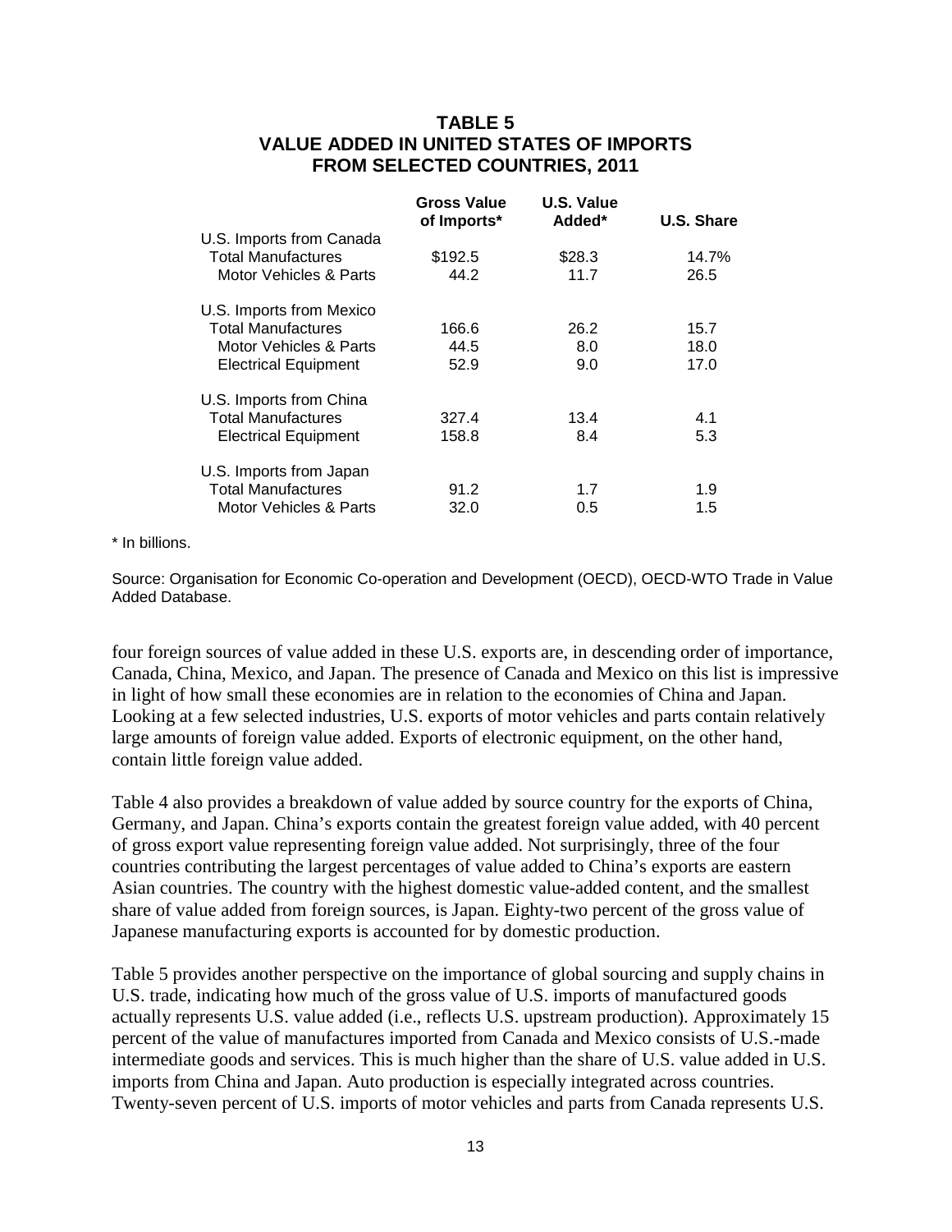## TABLE 5
## VALUE ADDED IN UNITED STATES OF IMPORTS FROM SELECTED COUNTRIES, 2011

| | Gross Value of Imports* | U.S. Value Added* | U.S. Share |
|---|---|---|---|
| U.S. Imports from Canada | | | |
| Total Manufactures | $192.5 | $28.3 | 14.7% |
| Motor Vehicles & Parts | 44.2 | 11.7 | 26.5 |
| U.S. Imports from Mexico | | | |
| Total Manufactures | 166.6 | 26.2 | 15.7 |
| Motor Vehicles & Parts | 44.5 | 8.0 | 18.0 |
| Electrical Equipment | 52.9 | 9.0 | 17.0 |
| U.S. Imports from China | | | |
| Total Manufactures | 327.4 | 13.4 | 4.1 |
| Electrical Equipment | 158.8 | 8.4 | 5.3 |
| U.S. Imports from Japan | | | |
| Total Manufactures | 91.2 | 1.7 | 1.9 |
| Motor Vehicles & Parts | 32.0 | 0.5 | 1.5 |

\* In billions.

Source: Organisation for Economic Co-operation and Development (OECD), OECD-WTO Trade in Value Added Database.

four foreign sources of value added in these U.S. exports are, in descending order of importance, Canada, China, Mexico, and Japan. The presence of Canada and Mexico on this list is impressive in light of how small these economies are in relation to the economies of China and Japan. Looking at a few selected industries, U.S. exports of motor vehicles and parts contain relatively large amounts of foreign value added. Exports of electronic equipment, on the other hand, contain little foreign value added.

Table 4 also provides a breakdown of value added by source country for the exports of China, Germany, and Japan. China's exports contain the greatest foreign value added, with 40 percent of gross export value representing foreign value added. Not surprisingly, three of the four countries contributing the largest percentages of value added to China's exports are eastern Asian countries. The country with the highest domestic value-added content, and the smallest share of value added from foreign sources, is Japan. Eighty-two percent of the gross value of Japanese manufacturing exports is accounted for by domestic production.

Table 5 provides another perspective on the importance of global sourcing and supply chains in U.S. trade, indicating how much of the gross value of U.S. imports of manufactured goods actually represents U.S. value added (i.e., reflects U.S. upstream production). Approximately 15 percent of the value of manufactures imported from Canada and Mexico consists of U.S.-made intermediate goods and services. This is much higher than the share of U.S. value added in U.S. imports from China and Japan. Auto production is especially integrated across countries. Twenty-seven percent of U.S. imports of motor vehicles and parts from Canada represents U.S.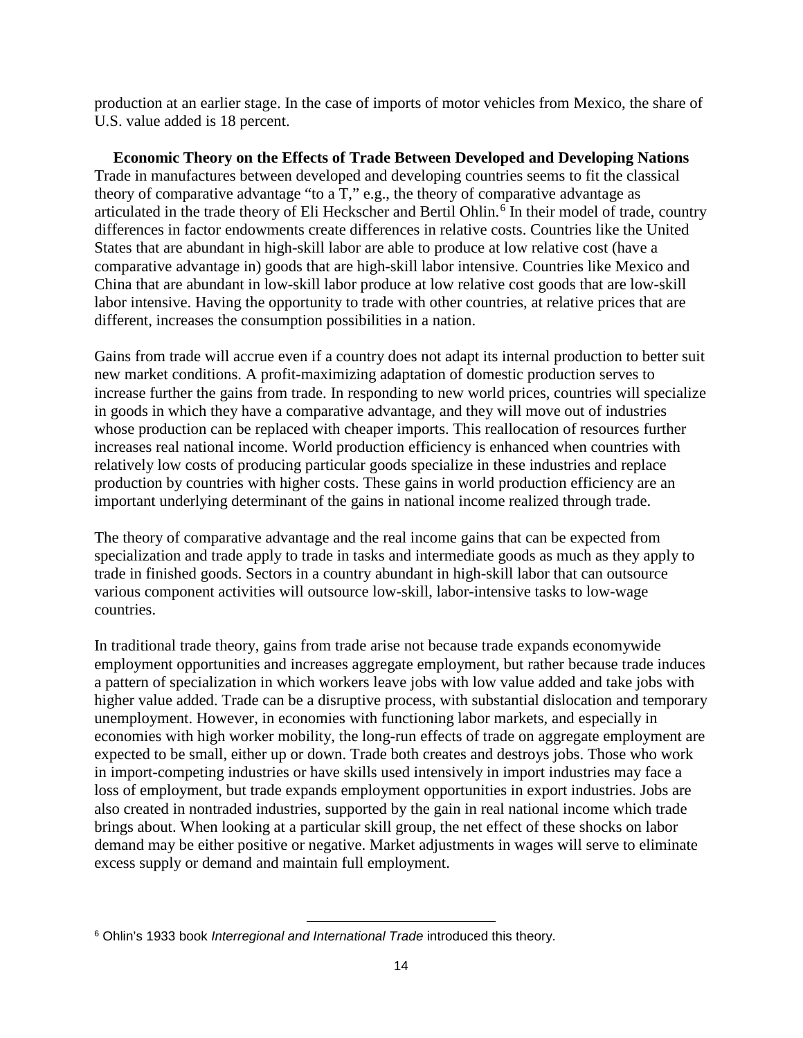production at an earlier stage. In the case of imports of motor vehicles from Mexico, the share of U.S. value added is 18 percent.

### Economic Theory on the Effects of Trade Between Developed and Developing Nations

Trade in manufactures between developed and developing countries seems to fit the classical theory of comparative advantage "to a T," e.g., the theory of comparative advantage as articulated in the trade theory of Eli Heckscher and Bertil Ohlin.[6] In their model of trade, country differences in factor endowments create differences in relative costs. Countries like the United States that are abundant in high-skill labor are able to produce at low relative cost (have a comparative advantage in) goods that are high-skill labor intensive. Countries like Mexico and China that are abundant in low-skill labor produce at low relative cost goods that are low-skill labor intensive. Having the opportunity to trade with other countries, at relative prices that are different, increases the consumption possibilities in a nation.

Gains from trade will accrue even if a country does not adapt its internal production to better suit new market conditions. A profit-maximizing adaptation of domestic production serves to increase further the gains from trade. In responding to new world prices, countries will specialize in goods in which they have a comparative advantage, and they will move out of industries whose production can be replaced with cheaper imports. This reallocation of resources further increases real national income. World production efficiency is enhanced when countries with relatively low costs of producing particular goods specialize in these industries and replace production by countries with higher costs. These gains in world production efficiency are an important underlying determinant of the gains in national income realized through trade.

The theory of comparative advantage and the real income gains that can be expected from specialization and trade apply to trade in tasks and intermediate goods as much as they apply to trade in finished goods. Sectors in a country abundant in high-skill labor that can outsource various component activities will outsource low-skill, labor-intensive tasks to low-wage countries.

In traditional trade theory, gains from trade arise not because trade expands economywide employment opportunities and increases aggregate employment, but rather because trade induces a pattern of specialization in which workers leave jobs with low value added and take jobs with higher value added. Trade can be a disruptive process, with substantial dislocation and temporary unemployment. However, in economies with functioning labor markets, and especially in economies with high worker mobility, the long-run effects of trade on aggregate employment are expected to be small, either up or down. Trade both creates and destroys jobs. Those who work in import-competing industries or have skills used intensively in import industries may face a loss of employment, but trade expands employment opportunities in export industries. Jobs are also created in nontraded industries, supported by the gain in real national income which trade brings about. When looking at a particular skill group, the net effect of these shocks on labor demand may be either positive or negative. Market adjustments in wages will serve to eliminate excess supply or demand and maintain full employment.

---

[6] Ohlin's 1933 book *Interregional and International Trade* introduced this theory.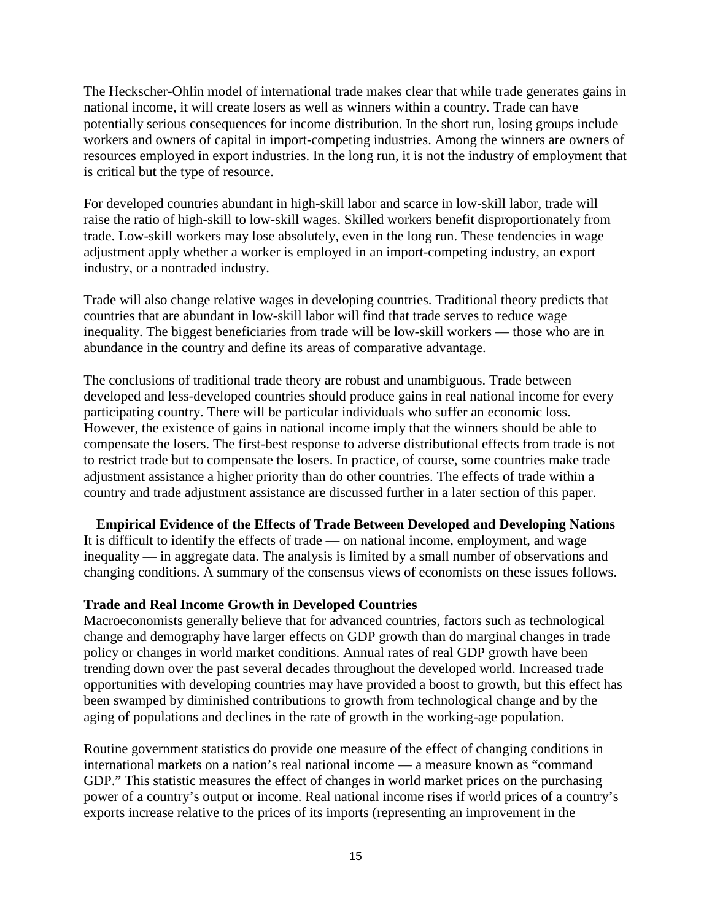The Heckscher-Ohlin model of international trade makes clear that while trade generates gains in national income, it will create losers as well as winners within a country. Trade can have potentially serious consequences for income distribution. In the short run, losing groups include workers and owners of capital in import-competing industries. Among the winners are owners of resources employed in export industries. In the long run, it is not the industry of employment that is critical but the type of resource.

For developed countries abundant in high-skill labor and scarce in low-skill labor, trade will raise the ratio of high-skill to low-skill wages. Skilled workers benefit disproportionately from trade. Low-skill workers may lose absolutely, even in the long run. These tendencies in wage adjustment apply whether a worker is employed in an import-competing industry, an export industry, or a nontraded industry.

Trade will also change relative wages in developing countries. Traditional theory predicts that countries that are abundant in low-skill labor will find that trade serves to reduce wage inequality. The biggest beneficiaries from trade will be low-skill workers — those who are in abundance in the country and define its areas of comparative advantage.

The conclusions of traditional trade theory are robust and unambiguous. Trade between developed and less-developed countries should produce gains in real national income for every participating country. There will be particular individuals who suffer an economic loss. However, the existence of gains in national income imply that the winners should be able to compensate the losers. The first-best response to adverse distributional effects from trade is not to restrict trade but to compensate the losers. In practice, of course, some countries make trade adjustment assistance a higher priority than do other countries. The effects of trade within a country and trade adjustment assistance are discussed further in a later section of this paper.

## Empirical Evidence of the Effects of Trade Between Developed and Developing Nations

It is difficult to identify the effects of trade — on national income, employment, and wage inequality — in aggregate data. The analysis is limited by a small number of observations and changing conditions. A summary of the consensus views of economists on these issues follows.

### Trade and Real Income Growth in Developed Countries

Macroeconomists generally believe that for advanced countries, factors such as technological change and demography have larger effects on GDP growth than do marginal changes in trade policy or changes in world market conditions. Annual rates of real GDP growth have been trending down over the past several decades throughout the developed world. Increased trade opportunities with developing countries may have provided a boost to growth, but this effect has been swamped by diminished contributions to growth from technological change and by the aging of populations and declines in the rate of growth in the working-age population.

Routine government statistics do provide one measure of the effect of changing conditions in international markets on a nation's real national income — a measure known as "command GDP." This statistic measures the effect of changes in world market prices on the purchasing power of a country's output or income. Real national income rises if world prices of a country's exports increase relative to the prices of its imports (representing an improvement in the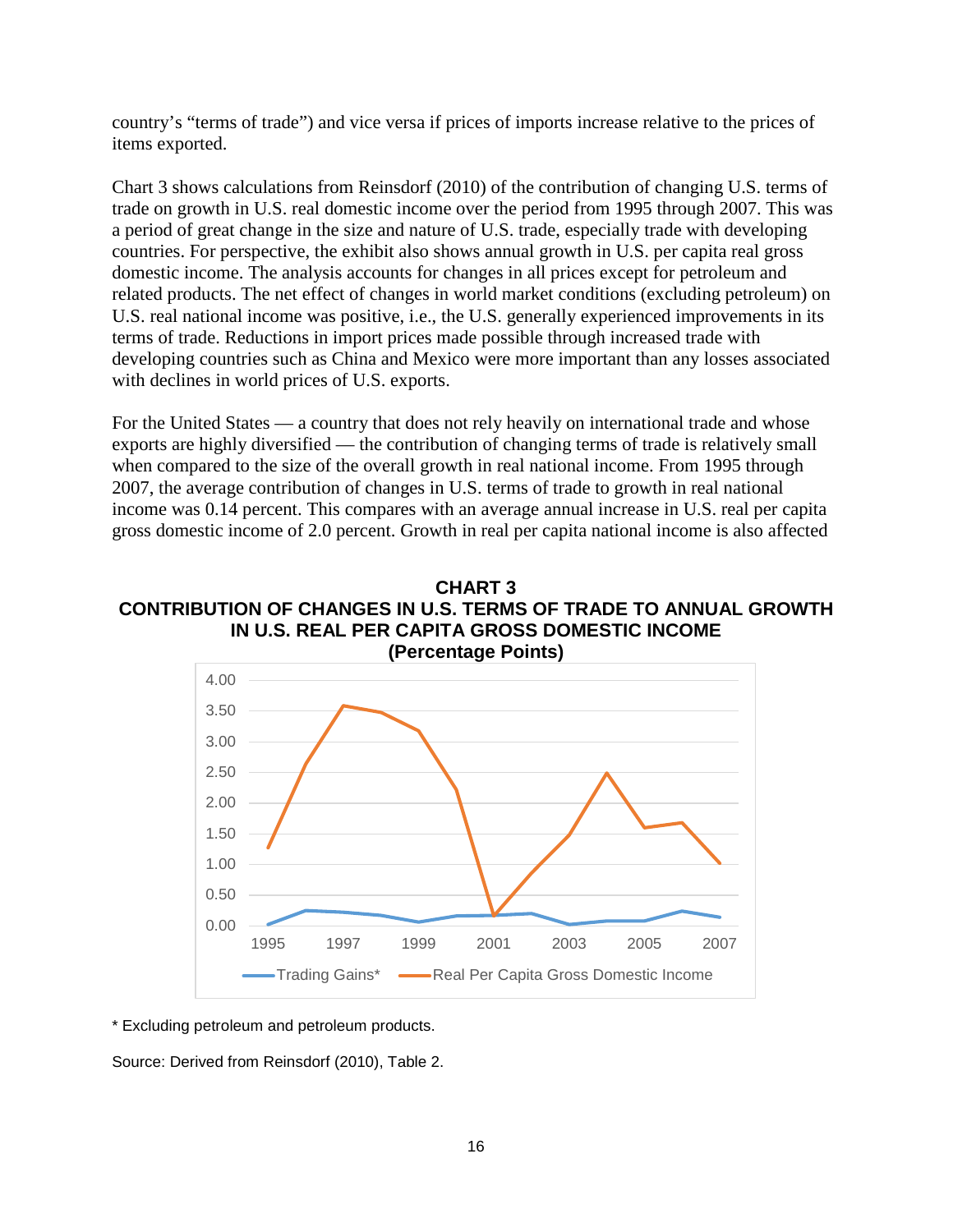country's "terms of trade") and vice versa if prices of imports increase relative to the prices of items exported.

Chart 3 shows calculations from Reinsdorf (2010) of the contribution of changing U.S. terms of trade on growth in U.S. real domestic income over the period from 1995 through 2007. This was a period of great change in the size and nature of U.S. trade, especially trade with developing countries. For perspective, the exhibit also shows annual growth in U.S. per capita real gross domestic income. The analysis accounts for changes in all prices except for petroleum and related products. The net effect of changes in world market conditions (excluding petroleum) on U.S. real national income was positive, i.e., the U.S. generally experienced improvements in its terms of trade. Reductions in import prices made possible through increased trade with developing countries such as China and Mexico were more important than any losses associated with declines in world prices of U.S. exports.

For the United States — a country that does not rely heavily on international trade and whose exports are highly diversified — the contribution of changing terms of trade is relatively small when compared to the size of the overall growth in real national income. From 1995 through 2007, the average contribution of changes in U.S. terms of trade to growth in real national income was 0.14 percent. This compares with an average annual increase in U.S. real per capita gross domestic income of 2.0 percent. Growth in real per capita national income is also affected

**CHART 3**
**CONTRIBUTION OF CHANGES IN U.S. TERMS OF TRADE TO ANNUAL GROWTH IN U.S. REAL PER CAPITA GROSS DOMESTIC INCOME**
**(Percentage Points)**

Legend: Trading Gains* — Real Per Capita Gross Domestic Income

\* Excluding petroleum and petroleum products.

Source: Derived from Reinsdorf (2010), Table 2.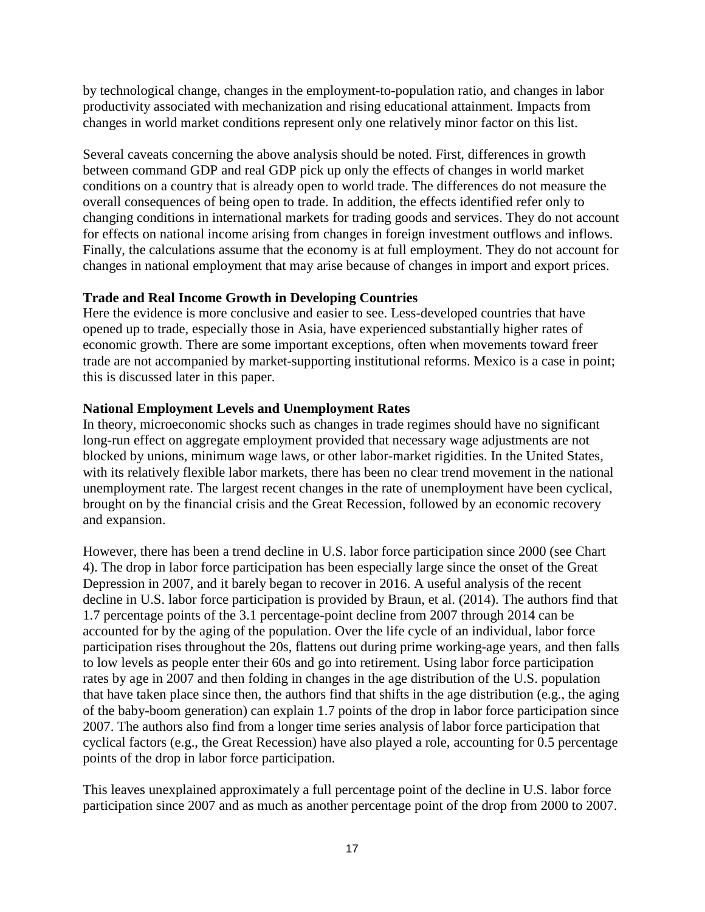by technological change, changes in the employment-to-population ratio, and changes in labor productivity associated with mechanization and rising educational attainment. Impacts from changes in world market conditions represent only one relatively minor factor on this list.

Several caveats concerning the above analysis should be noted. First, differences in growth between command GDP and real GDP pick up only the effects of changes in world market conditions on a country that is already open to world trade. The differences do not measure the overall consequences of being open to trade. In addition, the effects identified refer only to changing conditions in international markets for trading goods and services. They do not account for effects on national income arising from changes in foreign investment outflows and inflows. Finally, the calculations assume that the economy is at full employment. They do not account for changes in national employment that may arise because of changes in import and export prices.

**Trade and Real Income Growth in Developing Countries**

Here the evidence is more conclusive and easier to see. Less-developed countries that have opened up to trade, especially those in Asia, have experienced substantially higher rates of economic growth. There are some important exceptions, often when movements toward freer trade are not accompanied by market-supporting institutional reforms. Mexico is a case in point; this is discussed later in this paper.

**National Employment Levels and Unemployment Rates**

In theory, microeconomic shocks such as changes in trade regimes should have no significant long-run effect on aggregate employment provided that necessary wage adjustments are not blocked by unions, minimum wage laws, or other labor-market rigidities. In the United States, with its relatively flexible labor markets, there has been no clear trend movement in the national unemployment rate. The largest recent changes in the rate of unemployment have been cyclical, brought on by the financial crisis and the Great Recession, followed by an economic recovery and expansion.

However, there has been a trend decline in U.S. labor force participation since 2000 (see Chart 4). The drop in labor force participation has been especially large since the onset of the Great Depression in 2007, and it barely began to recover in 2016. A useful analysis of the recent decline in U.S. labor force participation is provided by Braun, et al. (2014). The authors find that 1.7 percentage points of the 3.1 percentage-point decline from 2007 through 2014 can be accounted for by the aging of the population. Over the life cycle of an individual, labor force participation rises throughout the 20s, flattens out during prime working-age years, and then falls to low levels as people enter their 60s and go into retirement. Using labor force participation rates by age in 2007 and then folding in changes in the age distribution of the U.S. population that have taken place since then, the authors find that shifts in the age distribution (e.g., the aging of the baby-boom generation) can explain 1.7 points of the drop in labor force participation since 2007. The authors also find from a longer time series analysis of labor force participation that cyclical factors (e.g., the Great Recession) have also played a role, accounting for 0.5 percentage points of the drop in labor force participation.

This leaves unexplained approximately a full percentage point of the decline in U.S. labor force participation since 2007 and as much as another percentage point of the drop from 2000 to 2007.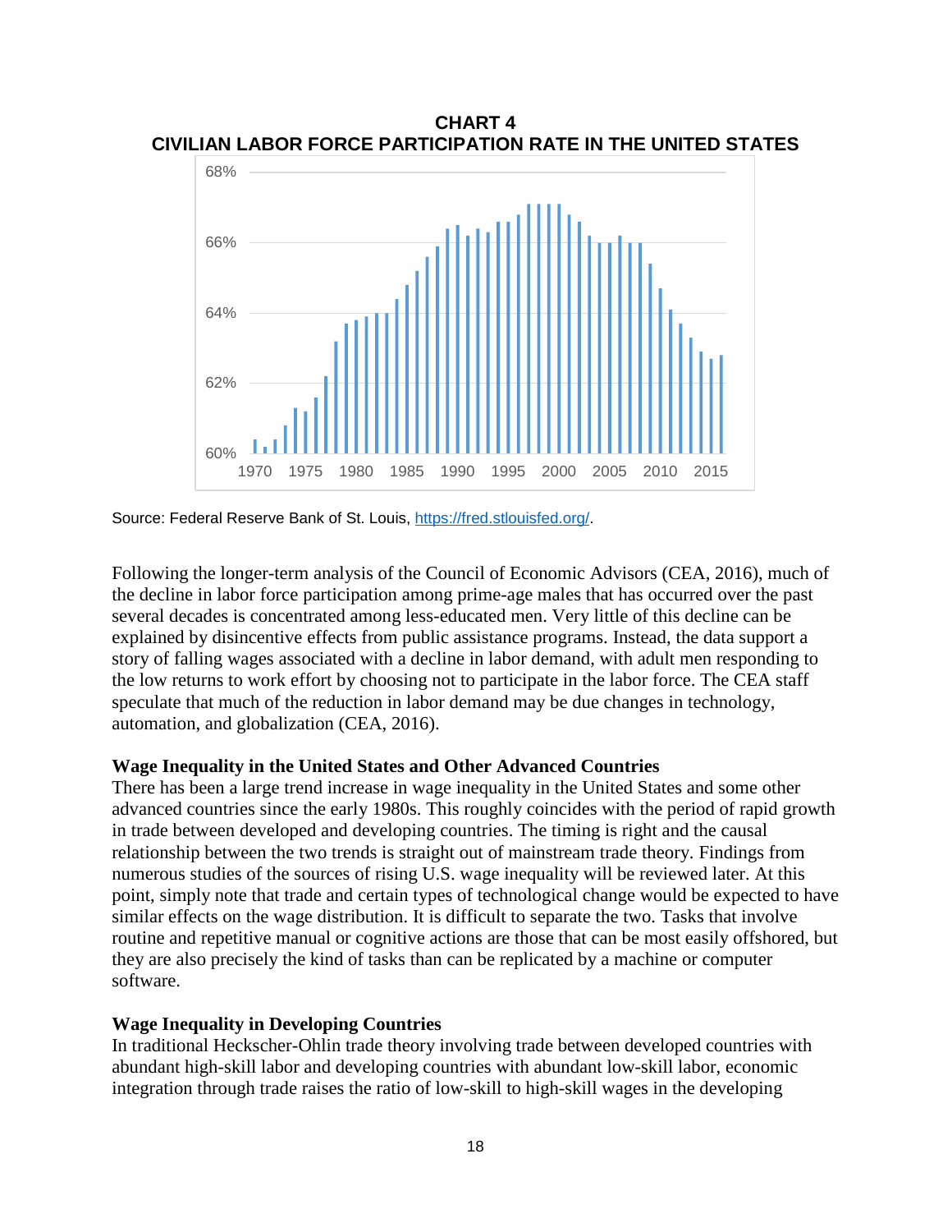**CHART 4**
**CIVILIAN LABOR FORCE PARTICIPATION RATE IN THE UNITED STATES**

Source: Federal Reserve Bank of St. Louis, https://fred.stlouisfed.org/.

Following the longer-term analysis of the Council of Economic Advisors (CEA, 2016), much of the decline in labor force participation among prime-age males that has occurred over the past several decades is concentrated among less-educated men. Very little of this decline can be explained by disincentive effects from public assistance programs. Instead, the data support a story of falling wages associated with a decline in labor demand, with adult men responding to the low returns to work effort by choosing not to participate in the labor force. The CEA staff speculate that much of the reduction in labor demand may be due changes in technology, automation, and globalization (CEA, 2016).

### Wage Inequality in the United States and Other Advanced Countries

There has been a large trend increase in wage inequality in the United States and some other advanced countries since the early 1980s. This roughly coincides with the period of rapid growth in trade between developed and developing countries. The timing is right and the causal relationship between the two trends is straight out of mainstream trade theory. Findings from numerous studies of the sources of rising U.S. wage inequality will be reviewed later. At this point, simply note that trade and certain types of technological change would be expected to have similar effects on the wage distribution. It is difficult to separate the two. Tasks that involve routine and repetitive manual or cognitive actions are those that can be most easily offshored, but they are also precisely the kind of tasks than can be replicated by a machine or computer software.

### Wage Inequality in Developing Countries

In traditional Heckscher-Ohlin trade theory involving trade between developed countries with abundant high-skill labor and developing countries with abundant low-skill labor, economic integration through trade raises the ratio of low-skill to high-skill wages in the developing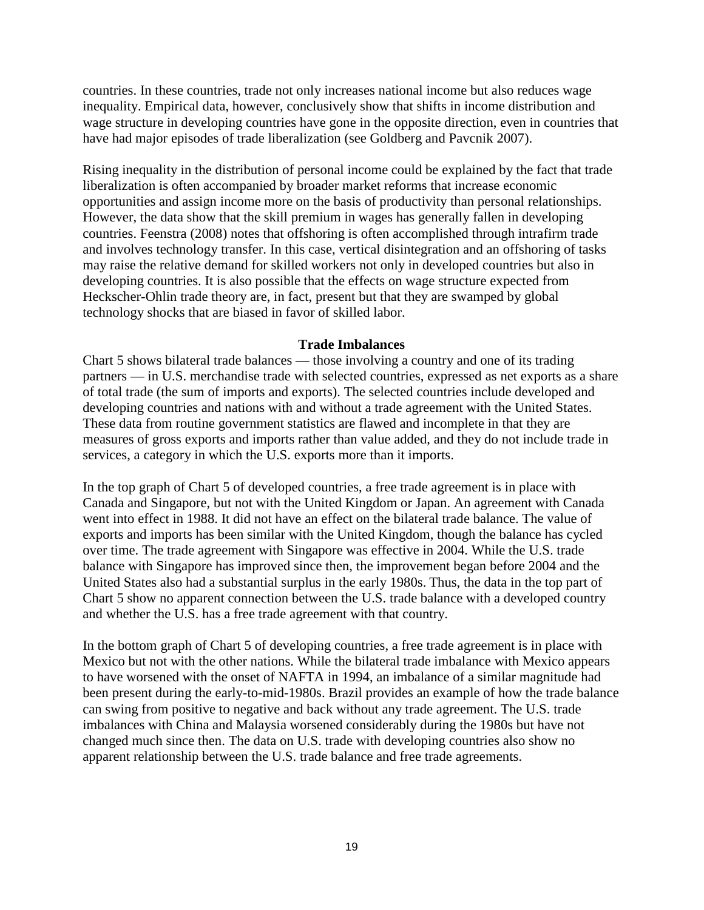countries. In these countries, trade not only increases national income but also reduces wage inequality. Empirical data, however, conclusively show that shifts in income distribution and wage structure in developing countries have gone in the opposite direction, even in countries that have had major episodes of trade liberalization (see Goldberg and Pavcnik 2007).

Rising inequality in the distribution of personal income could be explained by the fact that trade liberalization is often accompanied by broader market reforms that increase economic opportunities and assign income more on the basis of productivity than personal relationships. However, the data show that the skill premium in wages has generally fallen in developing countries. Feenstra (2008) notes that offshoring is often accomplished through intrafirm trade and involves technology transfer. In this case, vertical disintegration and an offshoring of tasks may raise the relative demand for skilled workers not only in developed countries but also in developing countries. It is also possible that the effects on wage structure expected from Heckscher-Ohlin trade theory are, in fact, present but that they are swamped by global technology shocks that are biased in favor of skilled labor.

## Trade Imbalances

Chart 5 shows bilateral trade balances — those involving a country and one of its trading partners — in U.S. merchandise trade with selected countries, expressed as net exports as a share of total trade (the sum of imports and exports). The selected countries include developed and developing countries and nations with and without a trade agreement with the United States. These data from routine government statistics are flawed and incomplete in that they are measures of gross exports and imports rather than value added, and they do not include trade in services, a category in which the U.S. exports more than it imports.

In the top graph of Chart 5 of developed countries, a free trade agreement is in place with Canada and Singapore, but not with the United Kingdom or Japan. An agreement with Canada went into effect in 1988. It did not have an effect on the bilateral trade balance. The value of exports and imports has been similar with the United Kingdom, though the balance has cycled over time. The trade agreement with Singapore was effective in 2004. While the U.S. trade balance with Singapore has improved since then, the improvement began before 2004 and the United States also had a substantial surplus in the early 1980s. Thus, the data in the top part of Chart 5 show no apparent connection between the U.S. trade balance with a developed country and whether the U.S. has a free trade agreement with that country.

In the bottom graph of Chart 5 of developing countries, a free trade agreement is in place with Mexico but not with the other nations. While the bilateral trade imbalance with Mexico appears to have worsened with the onset of NAFTA in 1994, an imbalance of a similar magnitude had been present during the early-to-mid-1980s. Brazil provides an example of how the trade balance can swing from positive to negative and back without any trade agreement. The U.S. trade imbalances with China and Malaysia worsened considerably during the 1980s but have not changed much since then. The data on U.S. trade with developing countries also show no apparent relationship between the U.S. trade balance and free trade agreements.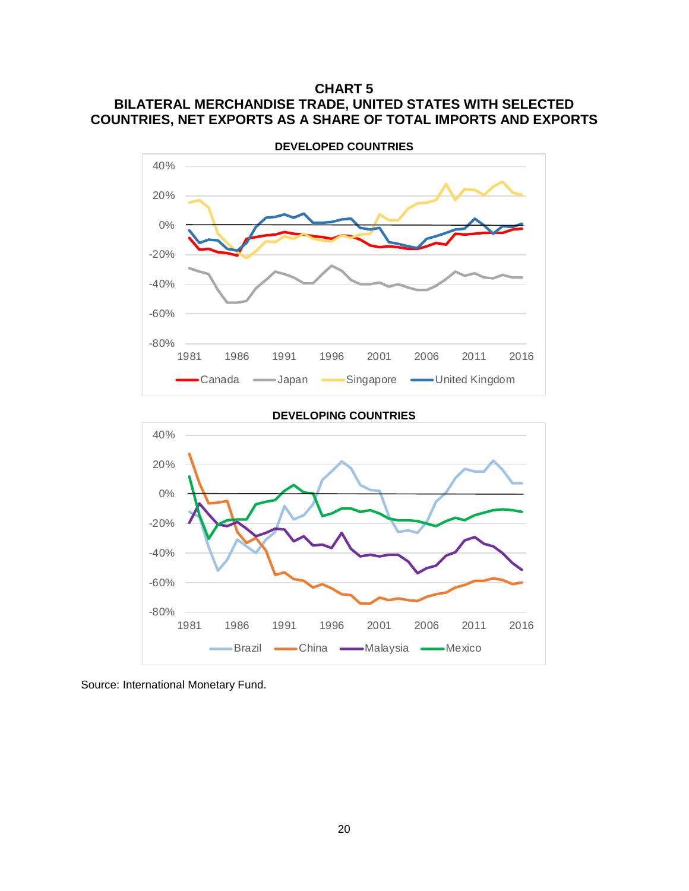**CHART 5**
**BILATERAL MERCHANDISE TRADE, UNITED STATES WITH SELECTED COUNTRIES, NET EXPORTS AS A SHARE OF TOTAL IMPORTS AND EXPORTS**

**DEVELOPED COUNTRIES**

40%
20%
0%
-20%
-40%
-60%
-80%

1981 1986 1991 1996 2001 2006 2011 2016

Canada Japan Singapore United Kingdom

**DEVELOPING COUNTRIES**

40%
20%
0%
-20%
-40%
-60%
-80%

1981 1986 1991 1996 2001 2006 2011 2016

Brazil China Malaysia Mexico

Source: International Monetary Fund.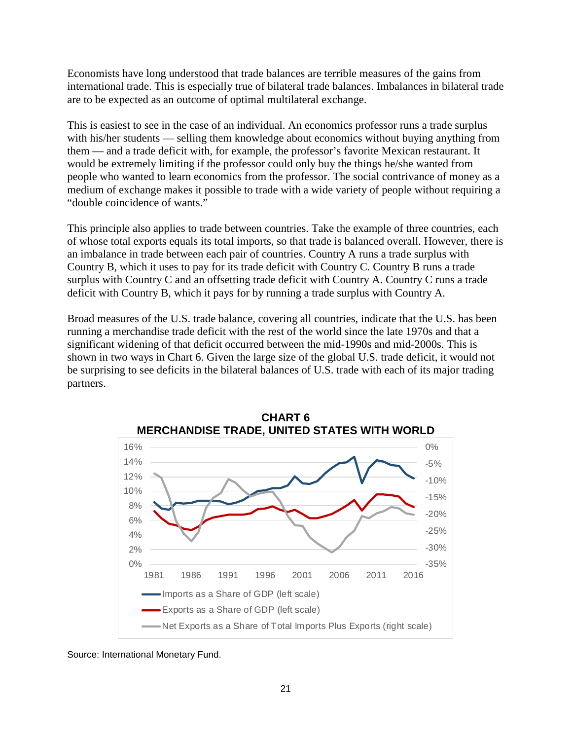Economists have long understood that trade balances are terrible measures of the gains from international trade. This is especially true of bilateral trade balances. Imbalances in bilateral trade are to be expected as an outcome of optimal multilateral exchange.

This is easiest to see in the case of an individual. An economics professor runs a trade surplus with his/her students — selling them knowledge about economics without buying anything from them — and a trade deficit with, for example, the professor's favorite Mexican restaurant. It would be extremely limiting if the professor could only buy the things he/she wanted from people who wanted to learn economics from the professor. The social contrivance of money as a medium of exchange makes it possible to trade with a wide variety of people without requiring a "double coincidence of wants."

This principle also applies to trade between countries. Take the example of three countries, each of whose total exports equals its total imports, so that trade is balanced overall. However, there is an imbalance in trade between each pair of countries. Country A runs a trade surplus with Country B, which it uses to pay for its trade deficit with Country C. Country B runs a trade surplus with Country C and an offsetting trade deficit with Country A. Country C runs a trade deficit with Country B, which it pays for by running a trade surplus with Country A.

Broad measures of the U.S. trade balance, covering all countries, indicate that the U.S. has been running a merchandise trade deficit with the rest of the world since the late 1970s and that a significant widening of that deficit occurred between the mid-1990s and mid-2000s. This is shown in two ways in Chart 6. Given the large size of the global U.S. trade deficit, it would not be surprising to see deficits in the bilateral balances of U.S. trade with each of its major trading partners.

**CHART 6**
**MERCHANDISE TRADE, UNITED STATES WITH WORLD**

Source: International Monetary Fund.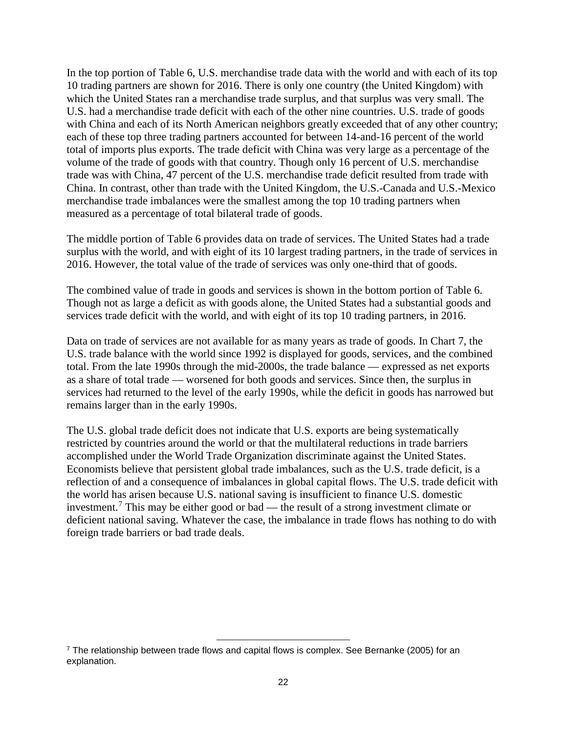In the top portion of Table 6, U.S. merchandise trade data with the world and with each of its top 10 trading partners are shown for 2016. There is only one country (the United Kingdom) with which the United States ran a merchandise trade surplus, and that surplus was very small. The U.S. had a merchandise trade deficit with each of the other nine countries. U.S. trade of goods with China and each of its North American neighbors greatly exceeded that of any other country; each of these top three trading partners accounted for between 14-and-16 percent of the world total of imports plus exports. The trade deficit with China was very large as a percentage of the volume of the trade of goods with that country. Though only 16 percent of U.S. merchandise trade was with China, 47 percent of the U.S. merchandise trade deficit resulted from trade with China. In contrast, other than trade with the United Kingdom, the U.S.-Canada and U.S.-Mexico merchandise trade imbalances were the smallest among the top 10 trading partners when measured as a percentage of total bilateral trade of goods.

The middle portion of Table 6 provides data on trade of services. The United States had a trade surplus with the world, and with eight of its 10 largest trading partners, in the trade of services in 2016. However, the total value of the trade of services was only one-third that of goods.

The combined value of trade in goods and services is shown in the bottom portion of Table 6. Though not as large a deficit as with goods alone, the United States had a substantial goods and services trade deficit with the world, and with eight of its top 10 trading partners, in 2016.

Data on trade of services are not available for as many years as trade of goods. In Chart 7, the U.S. trade balance with the world since 1992 is displayed for goods, services, and the combined total. From the late 1990s through the mid-2000s, the trade balance — expressed as net exports as a share of total trade — worsened for both goods and services. Since then, the surplus in services had returned to the level of the early 1990s, while the deficit in goods has narrowed but remains larger than in the early 1990s.

The U.S. global trade deficit does not indicate that U.S. exports are being systematically restricted by countries around the world or that the multilateral reductions in trade barriers accomplished under the World Trade Organization discriminate against the United States. Economists believe that persistent global trade imbalances, such as the U.S. trade deficit, is a reflection of and a consequence of imbalances in global capital flows. The U.S. trade deficit with the world has arisen because U.S. national saving is insufficient to finance U.S. domestic investment.[7] This may be either good or bad — the result of a strong investment climate or deficient national saving. Whatever the case, the imbalance in trade flows has nothing to do with foreign trade barriers or bad trade deals.

[7] The relationship between trade flows and capital flows is complex. See Bernanke (2005) for an explanation.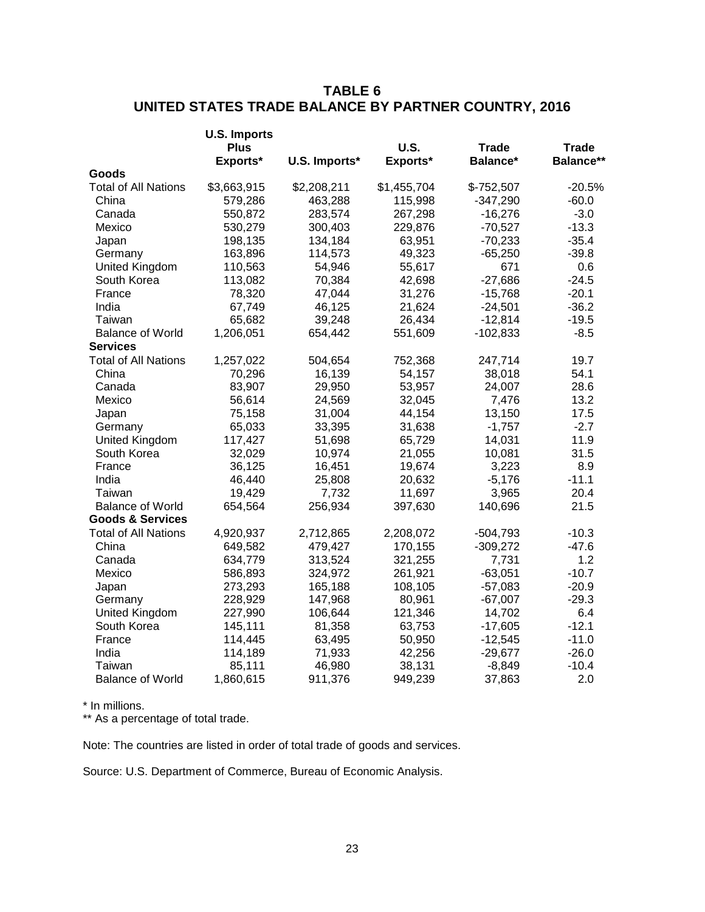## TABLE 6
## UNITED STATES TRADE BALANCE BY PARTNER COUNTRY, 2016

| | U.S. Imports Plus Exports* | U.S. Imports* | U.S. Exports* | Trade Balance* | Trade Balance** |
|---|---|---|---|---|---|
| **Goods** | | | | | |
| Total of All Nations | $3,663,915 | $2,208,211 | $1,455,704 | $-752,507 | -20.5% |
| China | 579,286 | 463,288 | 115,998 | -347,290 | -60.0 |
| Canada | 550,872 | 283,574 | 267,298 | -16,276 | -3.0 |
| Mexico | 530,279 | 300,403 | 229,876 | -70,527 | -13.3 |
| Japan | 198,135 | 134,184 | 63,951 | -70,233 | -35.4 |
| Germany | 163,896 | 114,573 | 49,323 | -65,250 | -39.8 |
| United Kingdom | 110,563 | 54,946 | 55,617 | 671 | 0.6 |
| South Korea | 113,082 | 70,384 | 42,698 | -27,686 | -24.5 |
| France | 78,320 | 47,044 | 31,276 | -15,768 | -20.1 |
| India | 67,749 | 46,125 | 21,624 | -24,501 | -36.2 |
| Taiwan | 65,682 | 39,248 | 26,434 | -12,814 | -19.5 |
| Balance of World | 1,206,051 | 654,442 | 551,609 | -102,833 | -8.5 |
| **Services** | | | | | |
| Total of All Nations | 1,257,022 | 504,654 | 752,368 | 247,714 | 19.7 |
| China | 70,296 | 16,139 | 54,157 | 38,018 | 54.1 |
| Canada | 83,907 | 29,950 | 53,957 | 24,007 | 28.6 |
| Mexico | 56,614 | 24,569 | 32,045 | 7,476 | 13.2 |
| Japan | 75,158 | 31,004 | 44,154 | 13,150 | 17.5 |
| Germany | 65,033 | 33,395 | 31,638 | -1,757 | -2.7 |
| United Kingdom | 117,427 | 51,698 | 65,729 | 14,031 | 11.9 |
| South Korea | 32,029 | 10,974 | 21,055 | 10,081 | 31.5 |
| France | 36,125 | 16,451 | 19,674 | 3,223 | 8.9 |
| India | 46,440 | 25,808 | 20,632 | -5,176 | -11.1 |
| Taiwan | 19,429 | 7,732 | 11,697 | 3,965 | 20.4 |
| Balance of World | 654,564 | 256,934 | 397,630 | 140,696 | 21.5 |
| **Goods & Services** | | | | | |
| Total of All Nations | 4,920,937 | 2,712,865 | 2,208,072 | -504,793 | -10.3 |
| China | 649,582 | 479,427 | 170,155 | -309,272 | -47.6 |
| Canada | 634,779 | 313,524 | 321,255 | 7,731 | 1.2 |
| Mexico | 586,893 | 324,972 | 261,921 | -63,051 | -10.7 |
| Japan | 273,293 | 165,188 | 108,105 | -57,083 | -20.9 |
| Germany | 228,929 | 147,968 | 80,961 | -67,007 | -29.3 |
| United Kingdom | 227,990 | 106,644 | 121,346 | 14,702 | 6.4 |
| South Korea | 145,111 | 81,358 | 63,753 | -17,605 | -12.1 |
| France | 114,445 | 63,495 | 50,950 | -12,545 | -11.0 |
| India | 114,189 | 71,933 | 42,256 | -29,677 | -26.0 |
| Taiwan | 85,111 | 46,980 | 38,131 | -8,849 | -10.4 |
| Balance of World | 1,860,615 | 911,376 | 949,239 | 37,863 | 2.0 |

* In millions.
** As a percentage of total trade.

Note: The countries are listed in order of total trade of goods and services.

Source: U.S. Department of Commerce, Bureau of Economic Analysis.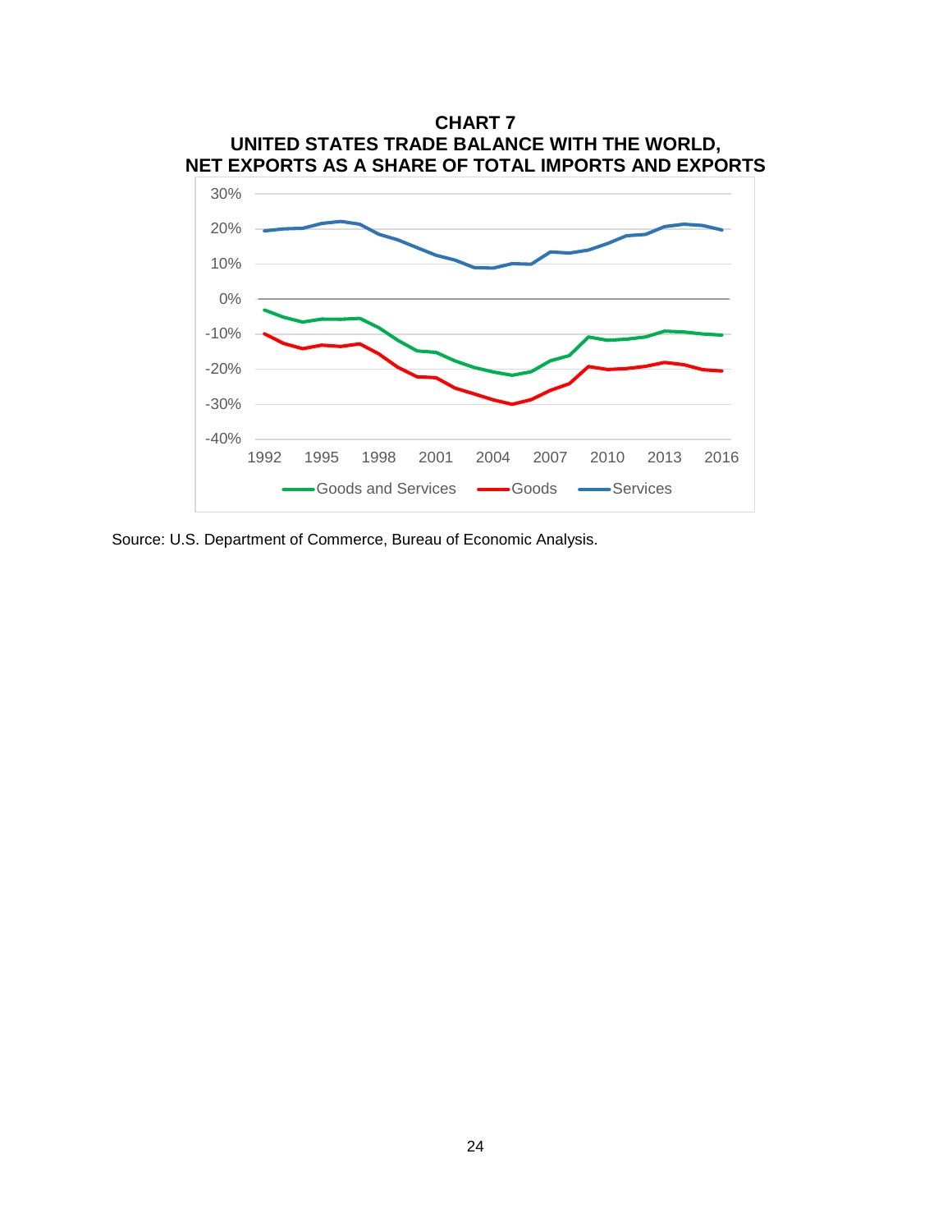**CHART 7**
**UNITED STATES TRADE BALANCE WITH THE WORLD,**
**NET EXPORTS AS A SHARE OF TOTAL IMPORTS AND EXPORTS**

Source: U.S. Department of Commerce, Bureau of Economic Analysis.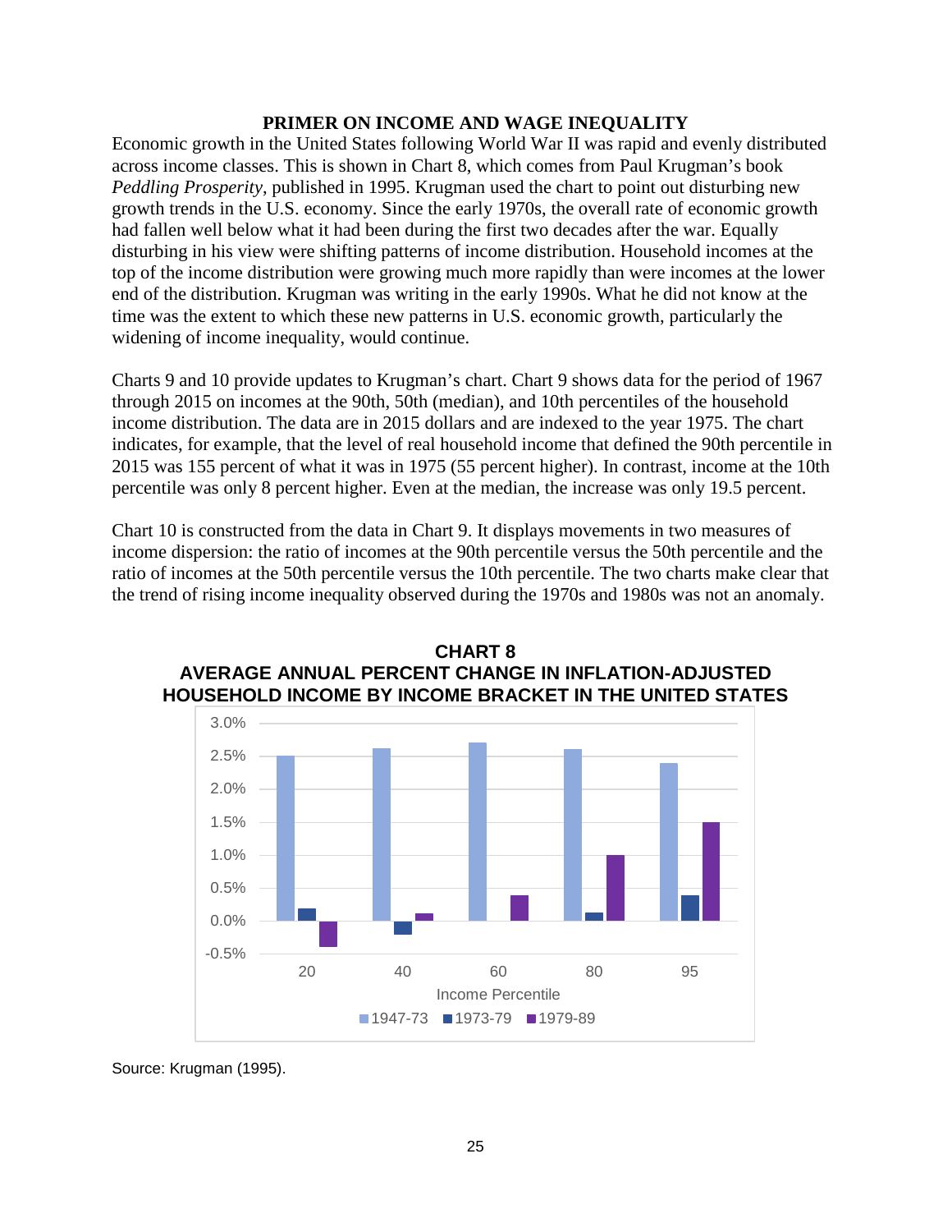## PRIMER ON INCOME AND WAGE INEQUALITY

Economic growth in the United States following World War II was rapid and evenly distributed across income classes. This is shown in Chart 8, which comes from Paul Krugman's book *Peddling Prosperity*, published in 1995. Krugman used the chart to point out disturbing new growth trends in the U.S. economy. Since the early 1970s, the overall rate of economic growth had fallen well below what it had been during the first two decades after the war. Equally disturbing in his view were shifting patterns of income distribution. Household incomes at the top of the income distribution were growing much more rapidly than were incomes at the lower end of the distribution. Krugman was writing in the early 1990s. What he did not know at the time was the extent to which these new patterns in U.S. economic growth, particularly the widening of income inequality, would continue.

Charts 9 and 10 provide updates to Krugman's chart. Chart 9 shows data for the period of 1967 through 2015 on incomes at the 90th, 50th (median), and 10th percentiles of the household income distribution. The data are in 2015 dollars and are indexed to the year 1975. The chart indicates, for example, that the level of real household income that defined the 90th percentile in 2015 was 155 percent of what it was in 1975 (55 percent higher). In contrast, income at the 10th percentile was only 8 percent higher. Even at the median, the increase was only 19.5 percent.

Chart 10 is constructed from the data in Chart 9. It displays movements in two measures of income dispersion: the ratio of incomes at the 90th percentile versus the 50th percentile and the ratio of incomes at the 50th percentile versus the 10th percentile. The two charts make clear that the trend of rising income inequality observed during the 1970s and 1980s was not an anomaly.

**CHART 8**
**AVERAGE ANNUAL PERCENT CHANGE IN INFLATION-ADJUSTED HOUSEHOLD INCOME BY INCOME BRACKET IN THE UNITED STATES**

Source: Krugman (1995).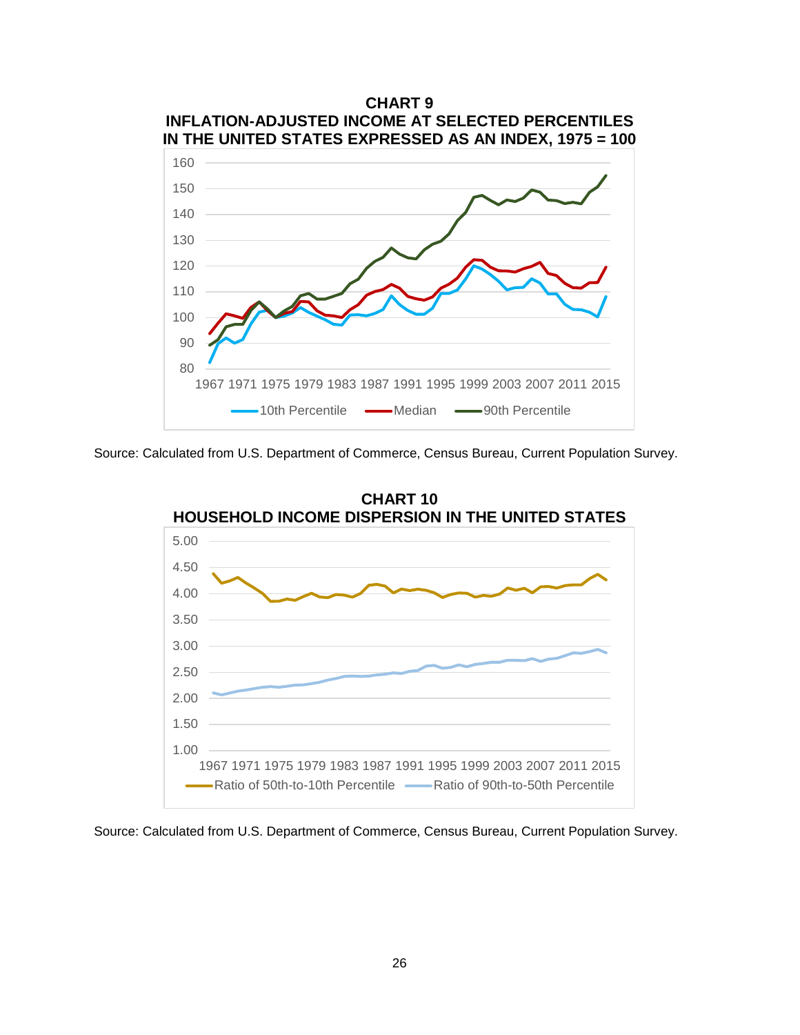**CHART 9**
**INFLATION-ADJUSTED INCOME AT SELECTED PERCENTILES IN THE UNITED STATES EXPRESSED AS AN INDEX, 1975 = 100**

Source: Calculated from U.S. Department of Commerce, Census Bureau, Current Population Survey.

**CHART 10**
**HOUSEHOLD INCOME DISPERSION IN THE UNITED STATES**

Source: Calculated from U.S. Department of Commerce, Census Bureau, Current Population Survey.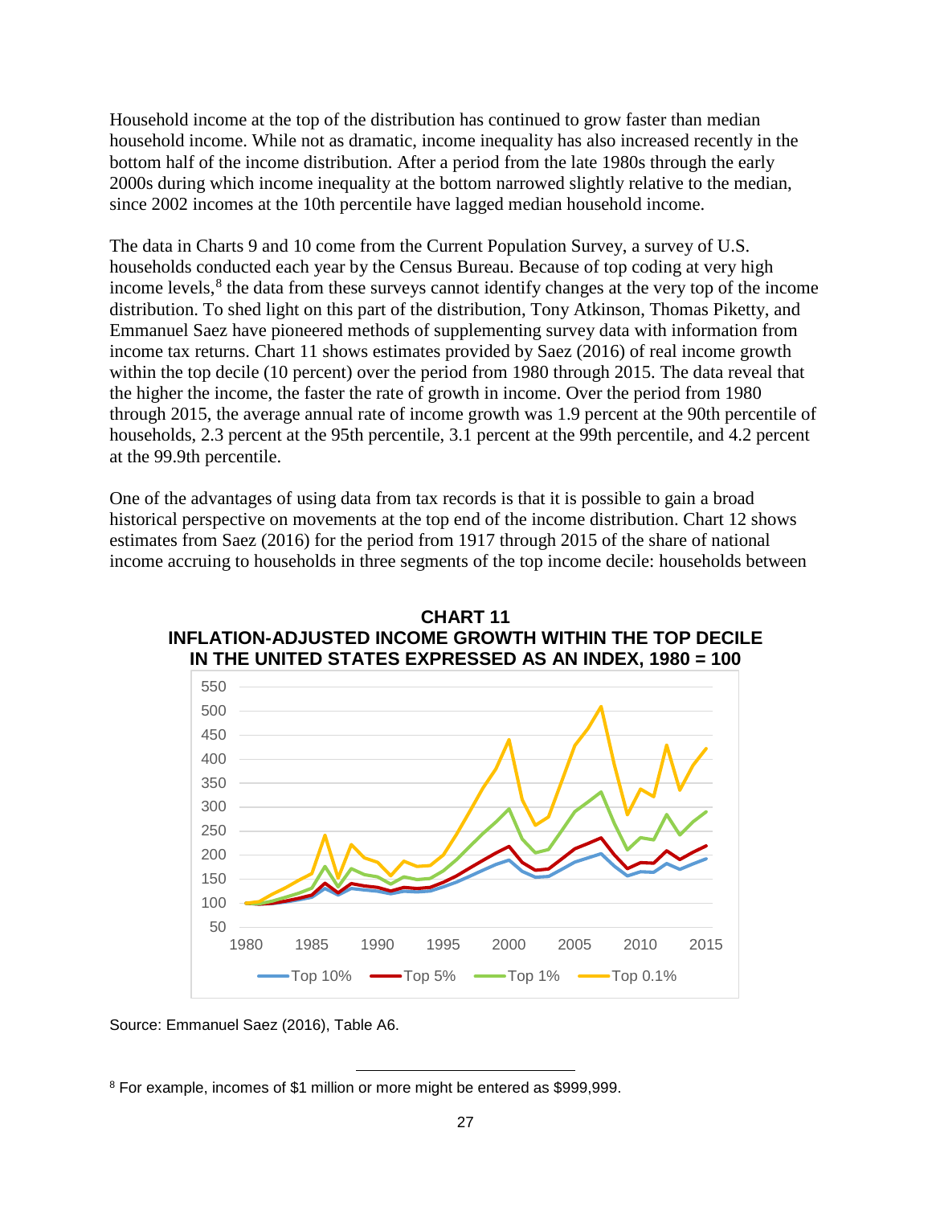Household income at the top of the distribution has continued to grow faster than median household income. While not as dramatic, income inequality has also increased recently in the bottom half of the income distribution. After a period from the late 1980s through the early 2000s during which income inequality at the bottom narrowed slightly relative to the median, since 2002 incomes at the 10th percentile have lagged median household income.

The data in Charts 9 and 10 come from the Current Population Survey, a survey of U.S. households conducted each year by the Census Bureau. Because of top coding at very high income levels,[8] the data from these surveys cannot identify changes at the very top of the income distribution. To shed light on this part of the distribution, Tony Atkinson, Thomas Piketty, and Emmanuel Saez have pioneered methods of supplementing survey data with information from income tax returns. Chart 11 shows estimates provided by Saez (2016) of real income growth within the top decile (10 percent) over the period from 1980 through 2015. The data reveal that the higher the income, the faster the rate of growth in income. Over the period from 1980 through 2015, the average annual rate of income growth was 1.9 percent at the 90th percentile of households, 2.3 percent at the 95th percentile, 3.1 percent at the 99th percentile, and 4.2 percent at the 99.9th percentile.

One of the advantages of using data from tax records is that it is possible to gain a broad historical perspective on movements at the top end of the income distribution. Chart 12 shows estimates from Saez (2016) for the period from 1917 through 2015 of the share of national income accruing to households in three segments of the top income decile: households between

**CHART 11**
**INFLATION-ADJUSTED INCOME GROWTH WITHIN THE TOP DECILE IN THE UNITED STATES EXPRESSED AS AN INDEX, 1980 = 100**

Source: Emmanuel Saez (2016), Table A6.

[8] For example, incomes of $1 million or more might be entered as $999,999.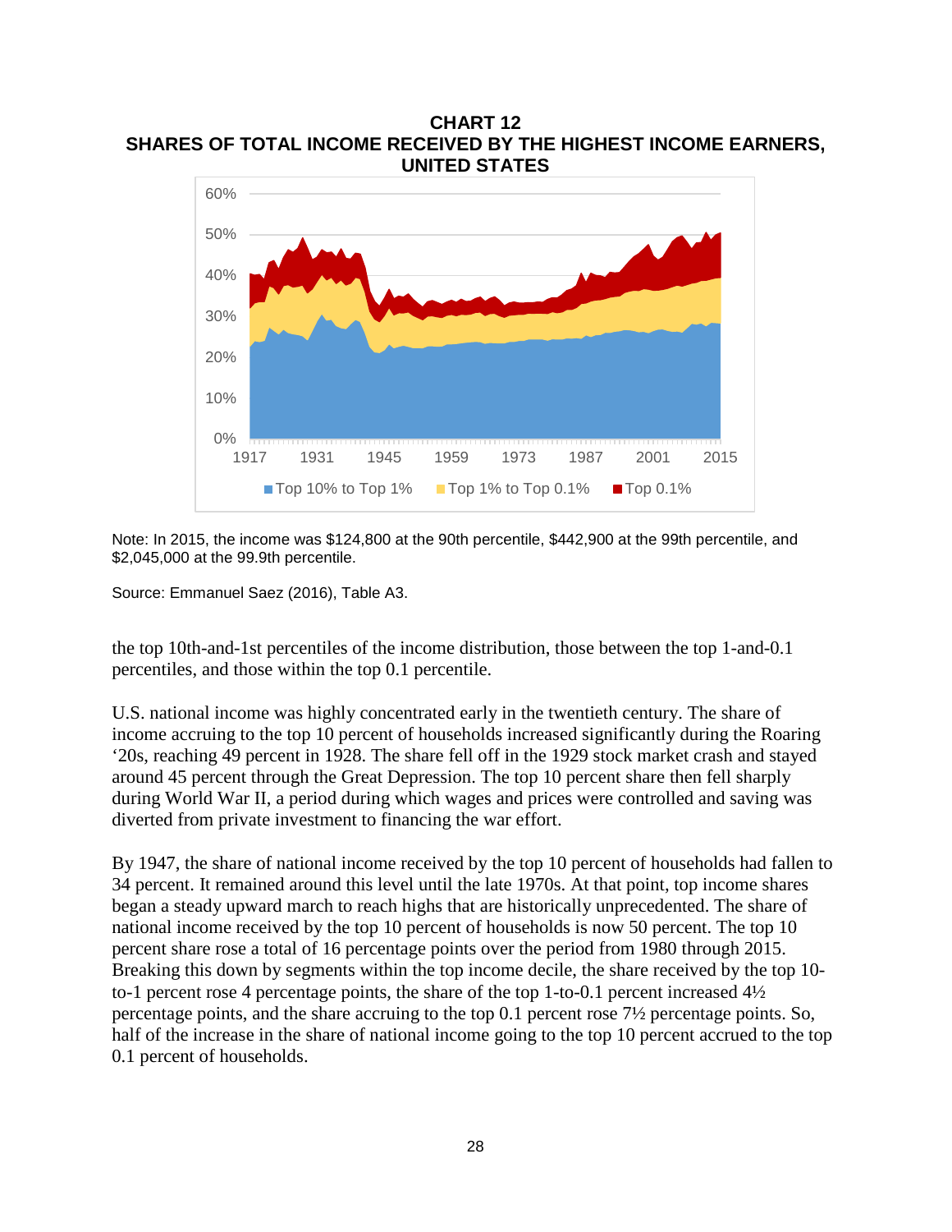**CHART 12**
**SHARES OF TOTAL INCOME RECEIVED BY THE HIGHEST INCOME EARNERS, UNITED STATES**

Note: In 2015, the income was $124,800 at the 90th percentile, $442,900 at the 99th percentile, and $2,045,000 at the 99.9th percentile.

Source: Emmanuel Saez (2016), Table A3.

the top 10th-and-1st percentiles of the income distribution, those between the top 1-and-0.1 percentiles, and those within the top 0.1 percentile.

U.S. national income was highly concentrated early in the twentieth century. The share of income accruing to the top 10 percent of households increased significantly during the Roaring '20s, reaching 49 percent in 1928. The share fell off in the 1929 stock market crash and stayed around 45 percent through the Great Depression. The top 10 percent share then fell sharply during World War II, a period during which wages and prices were controlled and saving was diverted from private investment to financing the war effort.

By 1947, the share of national income received by the top 10 percent of households had fallen to 34 percent. It remained around this level until the late 1970s. At that point, top income shares began a steady upward march to reach highs that are historically unprecedented. The share of national income received by the top 10 percent of households is now 50 percent. The top 10 percent share rose a total of 16 percentage points over the period from 1980 through 2015. Breaking this down by segments within the top income decile, the share received by the top 10-to-1 percent rose 4 percentage points, the share of the top 1-to-0.1 percent increased 4½ percentage points, and the share accruing to the top 0.1 percent rose 7½ percentage points. So, half of the increase in the share of national income going to the top 10 percent accrued to the top 0.1 percent of households.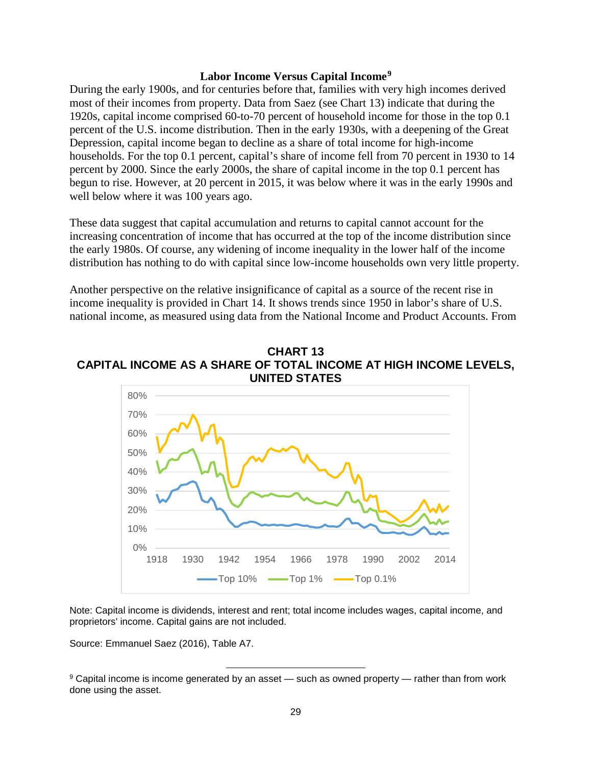### Labor Income Versus Capital Income[9]

During the early 1900s, and for centuries before that, families with very high incomes derived most of their incomes from property. Data from Saez (see Chart 13) indicate that during the 1920s, capital income comprised 60-to-70 percent of household income for those in the top 0.1 percent of the U.S. income distribution. Then in the early 1930s, with a deepening of the Great Depression, capital income began to decline as a share of total income for high-income households. For the top 0.1 percent, capital's share of income fell from 70 percent in 1930 to 14 percent by 2000. Since the early 2000s, the share of capital income in the top 0.1 percent has begun to rise. However, at 20 percent in 2015, it was below where it was in the early 1990s and well below where it was 100 years ago.

These data suggest that capital accumulation and returns to capital cannot account for the increasing concentration of income that has occurred at the top of the income distribution since the early 1980s. Of course, any widening of income inequality in the lower half of the income distribution has nothing to do with capital since low-income households own very little property.

Another perspective on the relative insignificance of capital as a source of the recent rise in income inequality is provided in Chart 14. It shows trends since 1950 in labor's share of U.S. national income, as measured using data from the National Income and Product Accounts. From

**CHART 13**
**CAPITAL INCOME AS A SHARE OF TOTAL INCOME AT HIGH INCOME LEVELS, UNITED STATES**

Note: Capital income is dividends, interest and rent; total income includes wages, capital income, and proprietors' income. Capital gains are not included.

Source: Emmanuel Saez (2016), Table A7.

[9] Capital income is income generated by an asset — such as owned property — rather than from work done using the asset.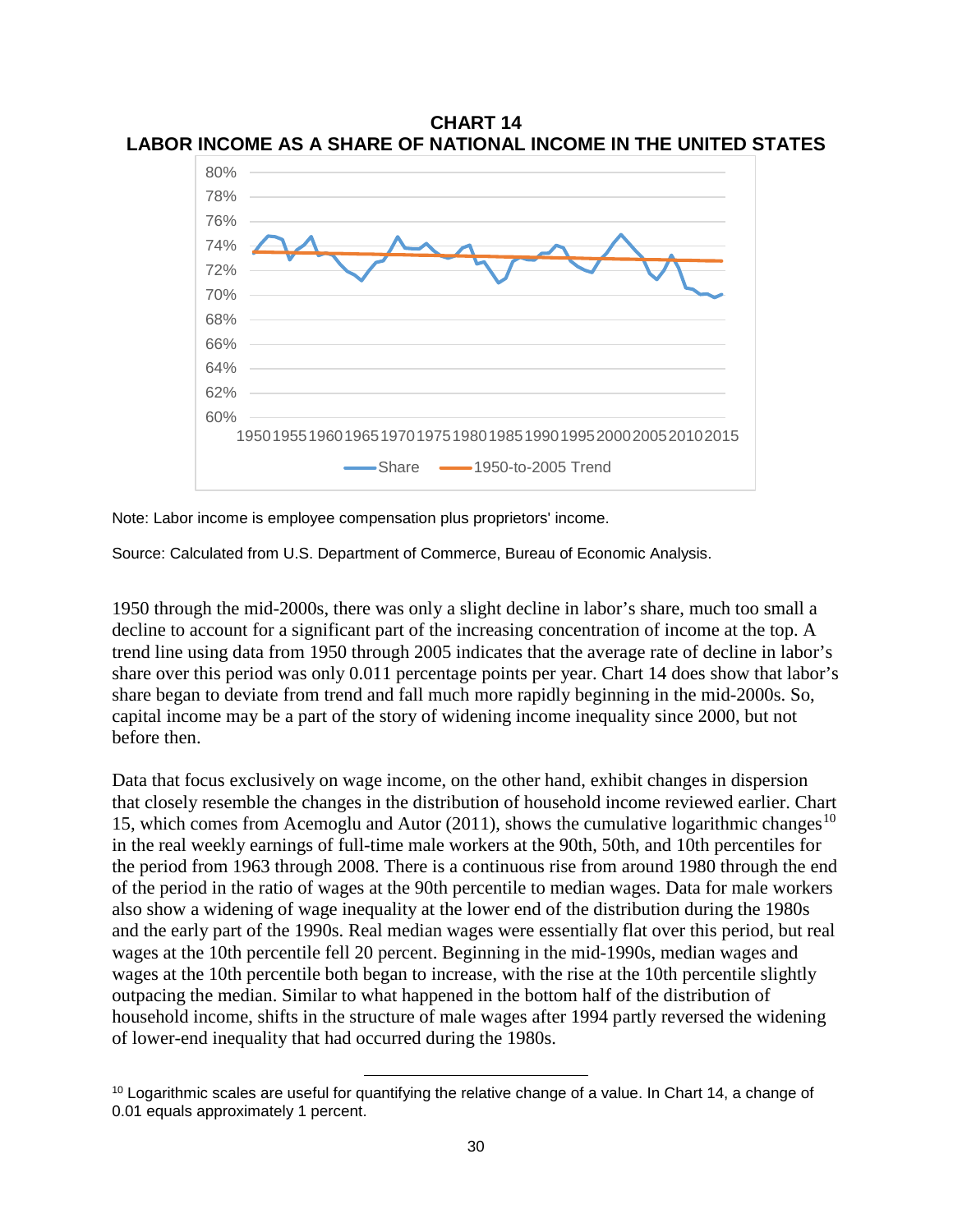**CHART 14**
**LABOR INCOME AS A SHARE OF NATIONAL INCOME IN THE UNITED STATES**

Note: Labor income is employee compensation plus proprietors' income.

Source: Calculated from U.S. Department of Commerce, Bureau of Economic Analysis.

1950 through the mid-2000s, there was only a slight decline in labor's share, much too small a decline to account for a significant part of the increasing concentration of income at the top. A trend line using data from 1950 through 2005 indicates that the average rate of decline in labor's share over this period was only 0.011 percentage points per year. Chart 14 does show that labor's share began to deviate from trend and fall much more rapidly beginning in the mid-2000s. So, capital income may be a part of the story of widening income inequality since 2000, but not before then.

Data that focus exclusively on wage income, on the other hand, exhibit changes in dispersion that closely resemble the changes in the distribution of household income reviewed earlier. Chart 15, which comes from Acemoglu and Autor (2011), shows the cumulative logarithmic changes[10] in the real weekly earnings of full-time male workers at the 90th, 50th, and 10th percentiles for the period from 1963 through 2008. There is a continuous rise from around 1980 through the end of the period in the ratio of wages at the 90th percentile to median wages. Data for male workers also show a widening of wage inequality at the lower end of the distribution during the 1980s and the early part of the 1990s. Real median wages were essentially flat over this period, but real wages at the 10th percentile fell 20 percent. Beginning in the mid-1990s, median wages and wages at the 10th percentile both began to increase, with the rise at the 10th percentile slightly outpacing the median. Similar to what happened in the bottom half of the distribution of household income, shifts in the structure of male wages after 1994 partly reversed the widening of lower-end inequality that had occurred during the 1980s.

[10] Logarithmic scales are useful for quantifying the relative change of a value. In Chart 14, a change of 0.01 equals approximately 1 percent.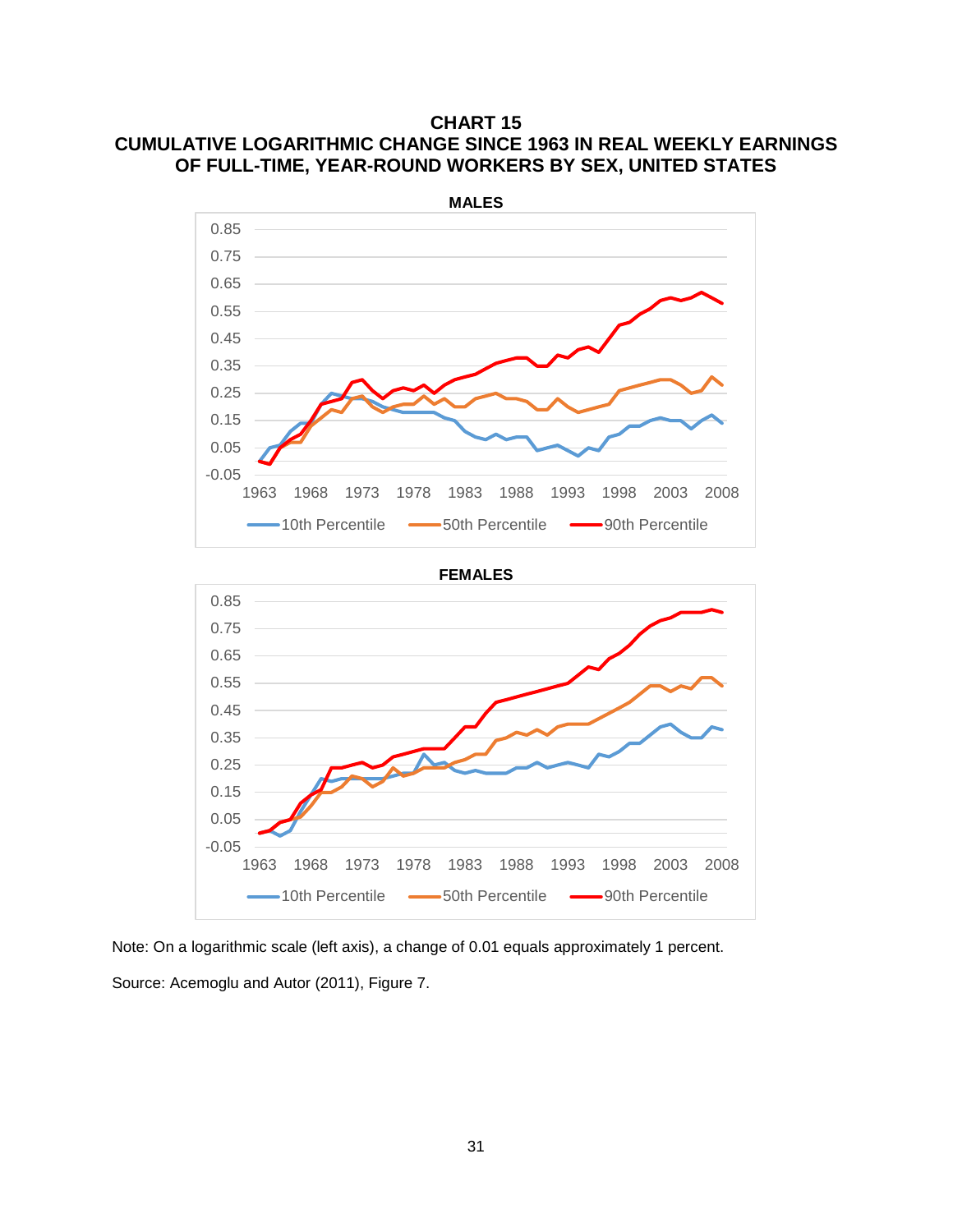## CHART 15
## CUMULATIVE LOGARITHMIC CHANGE SINCE 1963 IN REAL WEEKLY EARNINGS OF FULL-TIME, YEAR-ROUND WORKERS BY SEX, UNITED STATES

**MALES**

**FEMALES**

Note: On a logarithmic scale (left axis), a change of 0.01 equals approximately 1 percent.

Source: Acemoglu and Autor (2011), Figure 7.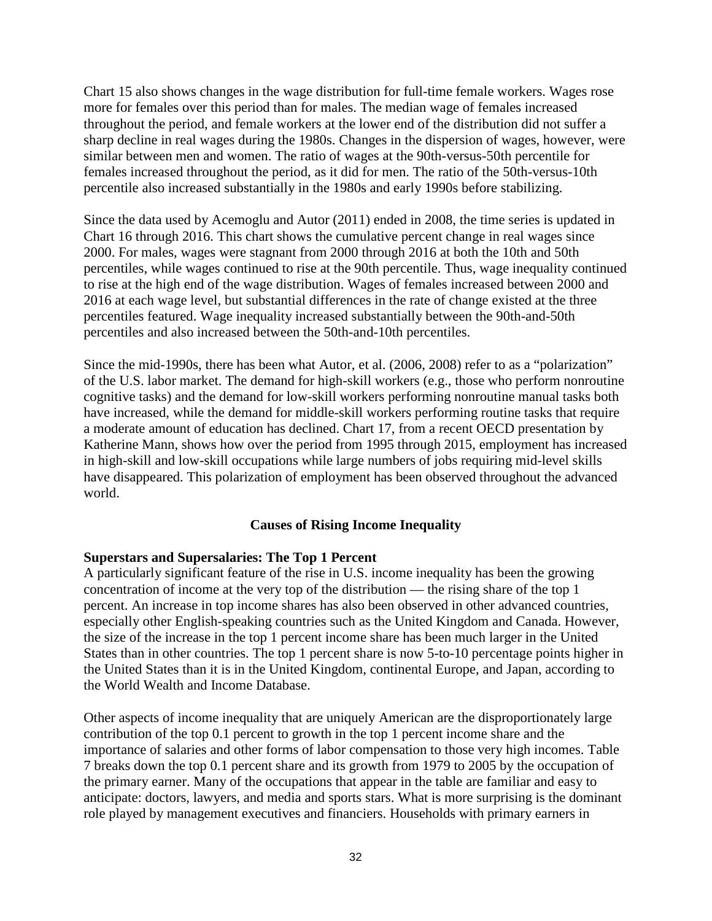Chart 15 also shows changes in the wage distribution for full-time female workers. Wages rose more for females over this period than for males. The median wage of females increased throughout the period, and female workers at the lower end of the distribution did not suffer a sharp decline in real wages during the 1980s. Changes in the dispersion of wages, however, were similar between men and women. The ratio of wages at the 90th-versus-50th percentile for females increased throughout the period, as it did for men. The ratio of the 50th-versus-10th percentile also increased substantially in the 1980s and early 1990s before stabilizing.

Since the data used by Acemoglu and Autor (2011) ended in 2008, the time series is updated in Chart 16 through 2016. This chart shows the cumulative percent change in real wages since 2000. For males, wages were stagnant from 2000 through 2016 at both the 10th and 50th percentiles, while wages continued to rise at the 90th percentile. Thus, wage inequality continued to rise at the high end of the wage distribution. Wages of females increased between 2000 and 2016 at each wage level, but substantial differences in the rate of change existed at the three percentiles featured. Wage inequality increased substantially between the 90th-and-50th percentiles and also increased between the 50th-and-10th percentiles.

Since the mid-1990s, there has been what Autor, et al. (2006, 2008) refer to as a "polarization" of the U.S. labor market. The demand for high-skill workers (e.g., those who perform nonroutine cognitive tasks) and the demand for low-skill workers performing nonroutine manual tasks both have increased, while the demand for middle-skill workers performing routine tasks that require a moderate amount of education has declined. Chart 17, from a recent OECD presentation by Katherine Mann, shows how over the period from 1995 through 2015, employment has increased in high-skill and low-skill occupations while large numbers of jobs requiring mid-level skills have disappeared. This polarization of employment has been observed throughout the advanced world.

## Causes of Rising Income Inequality

### Superstars and Supersalaries: The Top 1 Percent

A particularly significant feature of the rise in U.S. income inequality has been the growing concentration of income at the very top of the distribution — the rising share of the top 1 percent. An increase in top income shares has also been observed in other advanced countries, especially other English-speaking countries such as the United Kingdom and Canada. However, the size of the increase in the top 1 percent income share has been much larger in the United States than in other countries. The top 1 percent share is now 5-to-10 percentage points higher in the United States than it is in the United Kingdom, continental Europe, and Japan, according to the World Wealth and Income Database.

Other aspects of income inequality that are uniquely American are the disproportionately large contribution of the top 0.1 percent to growth in the top 1 percent income share and the importance of salaries and other forms of labor compensation to those very high incomes. Table 7 breaks down the top 0.1 percent share and its growth from 1979 to 2005 by the occupation of the primary earner. Many of the occupations that appear in the table are familiar and easy to anticipate: doctors, lawyers, and media and sports stars. What is more surprising is the dominant role played by management executives and financiers. Households with primary earners in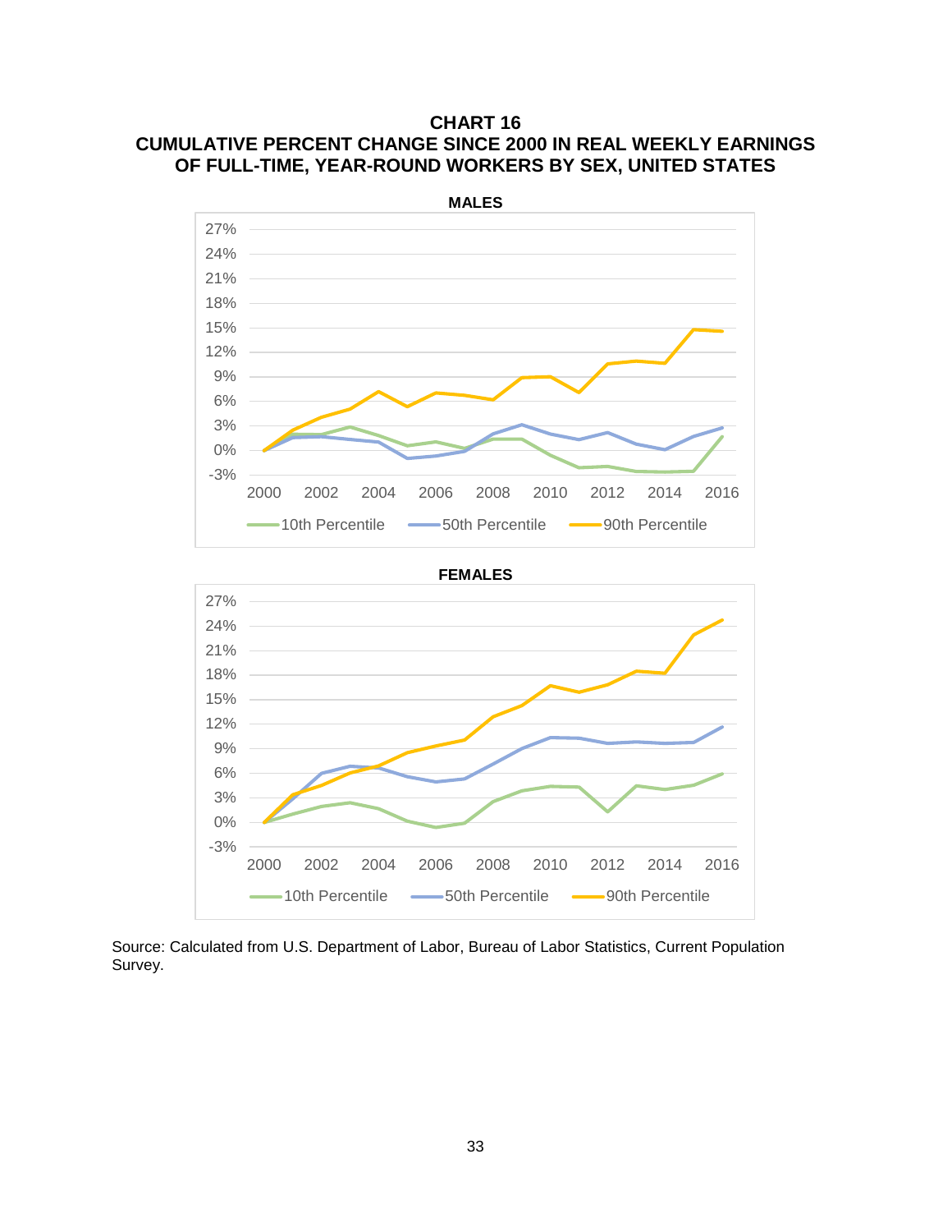# CHART 16
## CUMULATIVE PERCENT CHANGE SINCE 2000 IN REAL WEEKLY EARNINGS OF FULL-TIME, YEAR-ROUND WORKERS BY SEX, UNITED STATES

**MALES**

**FEMALES**

Source: Calculated from U.S. Department of Labor, Bureau of Labor Statistics, Current Population Survey.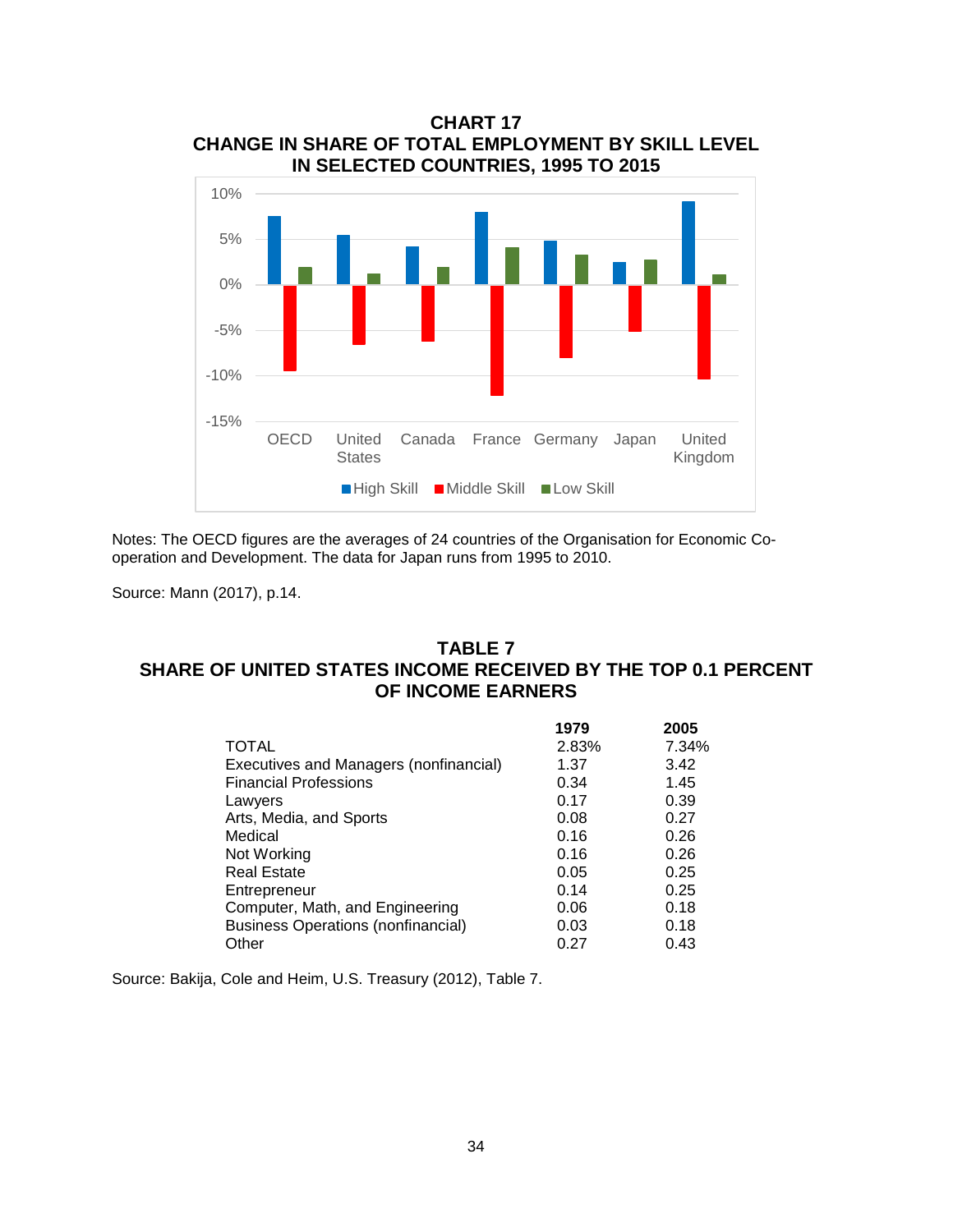**CHART 17**
**CHANGE IN SHARE OF TOTAL EMPLOYMENT BY SKILL LEVEL IN SELECTED COUNTRIES, 1995 TO 2015**

Notes: The OECD figures are the averages of 24 countries of the Organisation for Economic Co-operation and Development. The data for Japan runs from 1995 to 2010.

Source: Mann (2017), p.14.

**TABLE 7**
**SHARE OF UNITED STATES INCOME RECEIVED BY THE TOP 0.1 PERCENT OF INCOME EARNERS**

| | 1979 | 2005 |
|---|---|---|
| TOTAL | 2.83% | 7.34% |
| Executives and Managers (nonfinancial) | 1.37 | 3.42 |
| Financial Professions | 0.34 | 1.45 |
| Lawyers | 0.17 | 0.39 |
| Arts, Media, and Sports | 0.08 | 0.27 |
| Medical | 0.16 | 0.26 |
| Not Working | 0.16 | 0.26 |
| Real Estate | 0.05 | 0.25 |
| Entrepreneur | 0.14 | 0.25 |
| Computer, Math, and Engineering | 0.06 | 0.18 |
| Business Operations (nonfinancial) | 0.03 | 0.18 |
| Other | 0.27 | 0.43 |

Source: Bakija, Cole and Heim, U.S. Treasury (2012), Table 7.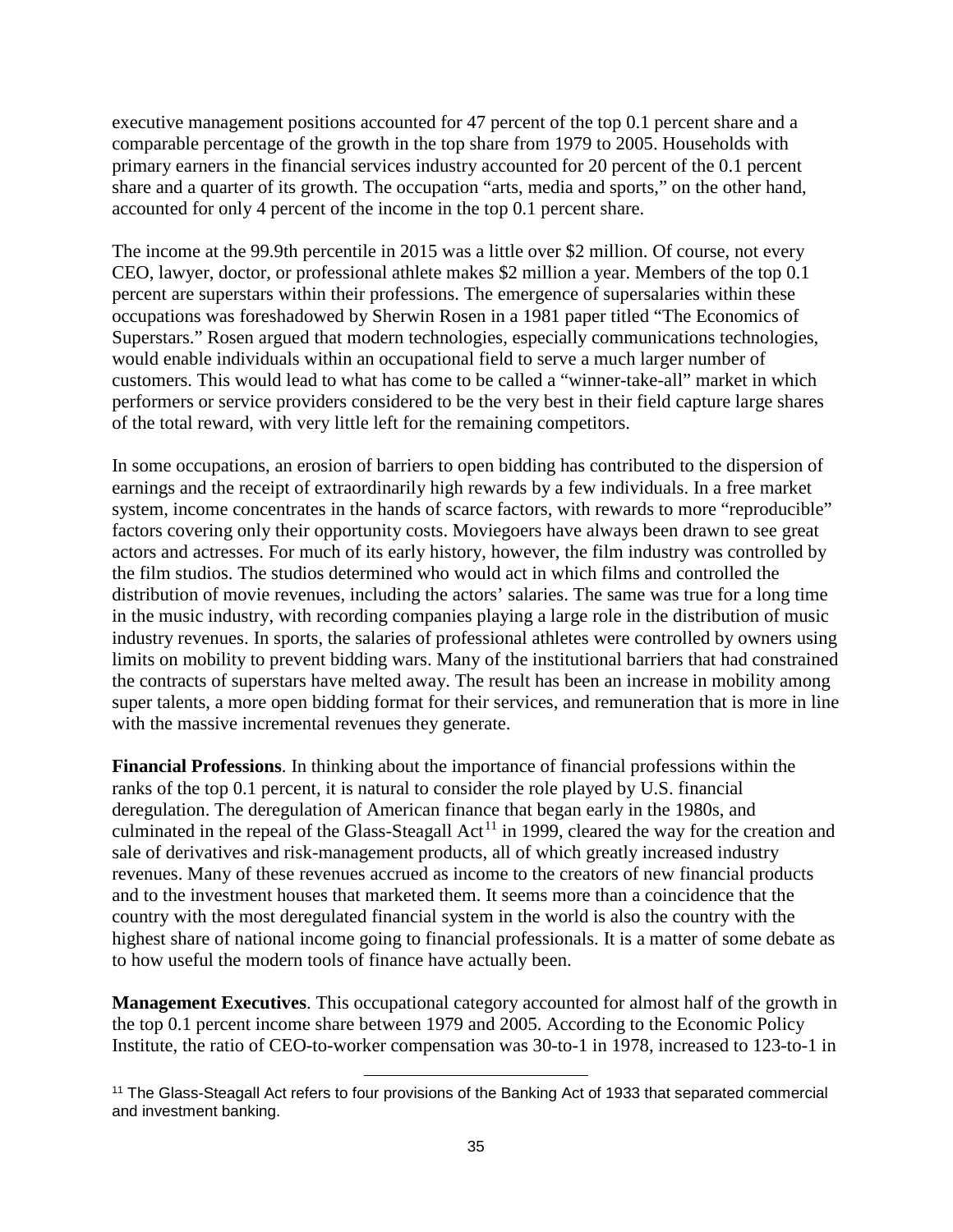executive management positions accounted for 47 percent of the top 0.1 percent share and a comparable percentage of the growth in the top share from 1979 to 2005. Households with primary earners in the financial services industry accounted for 20 percent of the 0.1 percent share and a quarter of its growth. The occupation "arts, media and sports," on the other hand, accounted for only 4 percent of the income in the top 0.1 percent share.

The income at the 99.9th percentile in 2015 was a little over $2 million. Of course, not every CEO, lawyer, doctor, or professional athlete makes $2 million a year. Members of the top 0.1 percent are superstars within their professions. The emergence of supersalaries within these occupations was foreshadowed by Sherwin Rosen in a 1981 paper titled "The Economics of Superstars." Rosen argued that modern technologies, especially communications technologies, would enable individuals within an occupational field to serve a much larger number of customers. This would lead to what has come to be called a "winner-take-all" market in which performers or service providers considered to be the very best in their field capture large shares of the total reward, with very little left for the remaining competitors.

In some occupations, an erosion of barriers to open bidding has contributed to the dispersion of earnings and the receipt of extraordinarily high rewards by a few individuals. In a free market system, income concentrates in the hands of scarce factors, with rewards to more "reproducible" factors covering only their opportunity costs. Moviegoers have always been drawn to see great actors and actresses. For much of its early history, however, the film industry was controlled by the film studios. The studios determined who would act in which films and controlled the distribution of movie revenues, including the actors' salaries. The same was true for a long time in the music industry, with recording companies playing a large role in the distribution of music industry revenues. In sports, the salaries of professional athletes were controlled by owners using limits on mobility to prevent bidding wars. Many of the institutional barriers that had constrained the contracts of superstars have melted away. The result has been an increase in mobility among super talents, a more open bidding format for their services, and remuneration that is more in line with the massive incremental revenues they generate.

**Financial Professions**. In thinking about the importance of financial professions within the ranks of the top 0.1 percent, it is natural to consider the role played by U.S. financial deregulation. The deregulation of American finance that began early in the 1980s, and culminated in the repeal of the Glass-Steagall Act[11] in 1999, cleared the way for the creation and sale of derivatives and risk-management products, all of which greatly increased industry revenues. Many of these revenues accrued as income to the creators of new financial products and to the investment houses that marketed them. It seems more than a coincidence that the country with the most deregulated financial system in the world is also the country with the highest share of national income going to financial professionals. It is a matter of some debate as to how useful the modern tools of finance have actually been.

**Management Executives**. This occupational category accounted for almost half of the growth in the top 0.1 percent income share between 1979 and 2005. According to the Economic Policy Institute, the ratio of CEO-to-worker compensation was 30-to-1 in 1978, increased to 123-to-1 in

[11] The Glass-Steagall Act refers to four provisions of the Banking Act of 1933 that separated commercial and investment banking.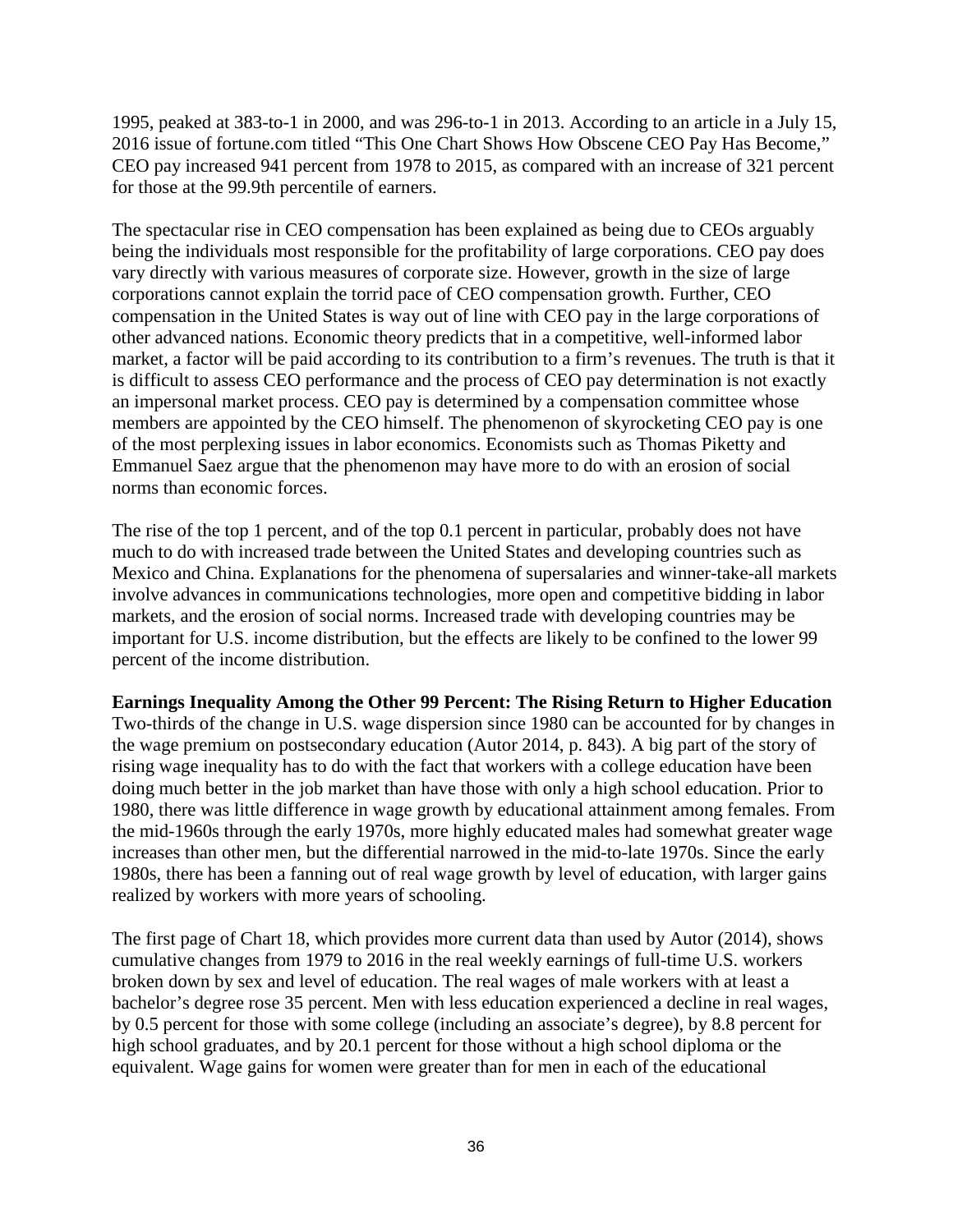1995, peaked at 383-to-1 in 2000, and was 296-to-1 in 2013. According to an article in a July 15, 2016 issue of fortune.com titled "This One Chart Shows How Obscene CEO Pay Has Become," CEO pay increased 941 percent from 1978 to 2015, as compared with an increase of 321 percent for those at the 99.9th percentile of earners.

The spectacular rise in CEO compensation has been explained as being due to CEOs arguably being the individuals most responsible for the profitability of large corporations. CEO pay does vary directly with various measures of corporate size. However, growth in the size of large corporations cannot explain the torrid pace of CEO compensation growth. Further, CEO compensation in the United States is way out of line with CEO pay in the large corporations of other advanced nations. Economic theory predicts that in a competitive, well-informed labor market, a factor will be paid according to its contribution to a firm's revenues. The truth is that it is difficult to assess CEO performance and the process of CEO pay determination is not exactly an impersonal market process. CEO pay is determined by a compensation committee whose members are appointed by the CEO himself. The phenomenon of skyrocketing CEO pay is one of the most perplexing issues in labor economics. Economists such as Thomas Piketty and Emmanuel Saez argue that the phenomenon may have more to do with an erosion of social norms than economic forces.

The rise of the top 1 percent, and of the top 0.1 percent in particular, probably does not have much to do with increased trade between the United States and developing countries such as Mexico and China. Explanations for the phenomena of supersalaries and winner-take-all markets involve advances in communications technologies, more open and competitive bidding in labor markets, and the erosion of social norms. Increased trade with developing countries may be important for U.S. income distribution, but the effects are likely to be confined to the lower 99 percent of the income distribution.

**Earnings Inequality Among the Other 99 Percent: The Rising Return to Higher Education**

Two-thirds of the change in U.S. wage dispersion since 1980 can be accounted for by changes in the wage premium on postsecondary education (Autor 2014, p. 843). A big part of the story of rising wage inequality has to do with the fact that workers with a college education have been doing much better in the job market than have those with only a high school education. Prior to 1980, there was little difference in wage growth by educational attainment among females. From the mid-1960s through the early 1970s, more highly educated males had somewhat greater wage increases than other men, but the differential narrowed in the mid-to-late 1970s. Since the early 1980s, there has been a fanning out of real wage growth by level of education, with larger gains realized by workers with more years of schooling.

The first page of Chart 18, which provides more current data than used by Autor (2014), shows cumulative changes from 1979 to 2016 in the real weekly earnings of full-time U.S. workers broken down by sex and level of education. The real wages of male workers with at least a bachelor's degree rose 35 percent. Men with less education experienced a decline in real wages, by 0.5 percent for those with some college (including an associate's degree), by 8.8 percent for high school graduates, and by 20.1 percent for those without a high school diploma or the equivalent. Wage gains for women were greater than for men in each of the educational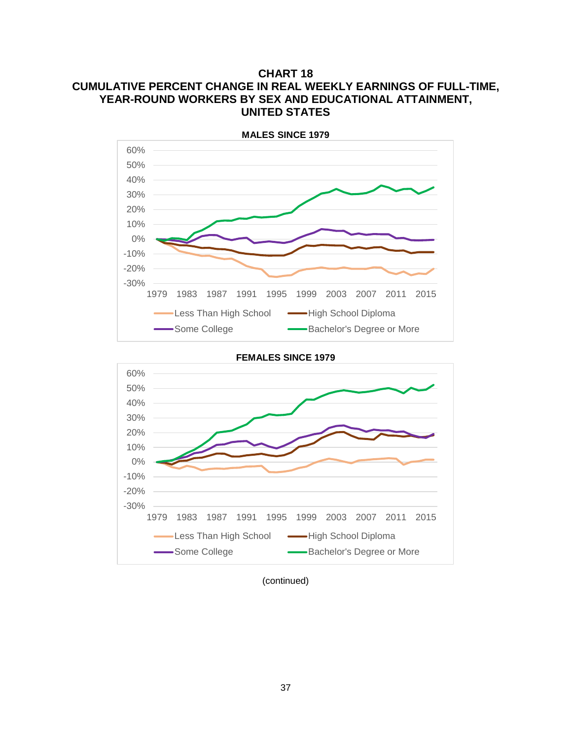# CHART 18
## CUMULATIVE PERCENT CHANGE IN REAL WEEKLY EARNINGS OF FULL-TIME, YEAR-ROUND WORKERS BY SEX AND EDUCATIONAL ATTAINMENT, UNITED STATES

**MALES SINCE 1979**

**FEMALES SINCE 1979**

(continued)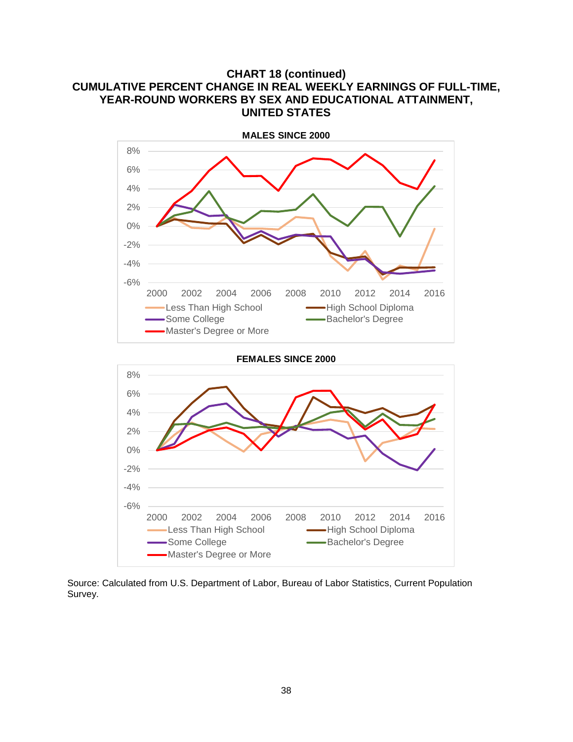**CHART 18 (continued)**
**CUMULATIVE PERCENT CHANGE IN REAL WEEKLY EARNINGS OF FULL-TIME, YEAR-ROUND WORKERS BY SEX AND EDUCATIONAL ATTAINMENT, UNITED STATES**

**MALES SINCE 2000**

8%
6%
4%
2%
0%
-2%
-4%
-6%

2000 2002 2004 2006 2008 2010 2012 2014 2016

Less Than High School
High School Diploma
Some College
Bachelor's Degree
Master's Degree or More

**FEMALES SINCE 2000**

8%
6%
4%
2%
0%
-2%
-4%
-6%

2000 2002 2004 2006 2008 2010 2012 2014 2016

Less Than High School
High School Diploma
Some College
Bachelor's Degree
Master's Degree or More

Source: Calculated from U.S. Department of Labor, Bureau of Labor Statistics, Current Population Survey.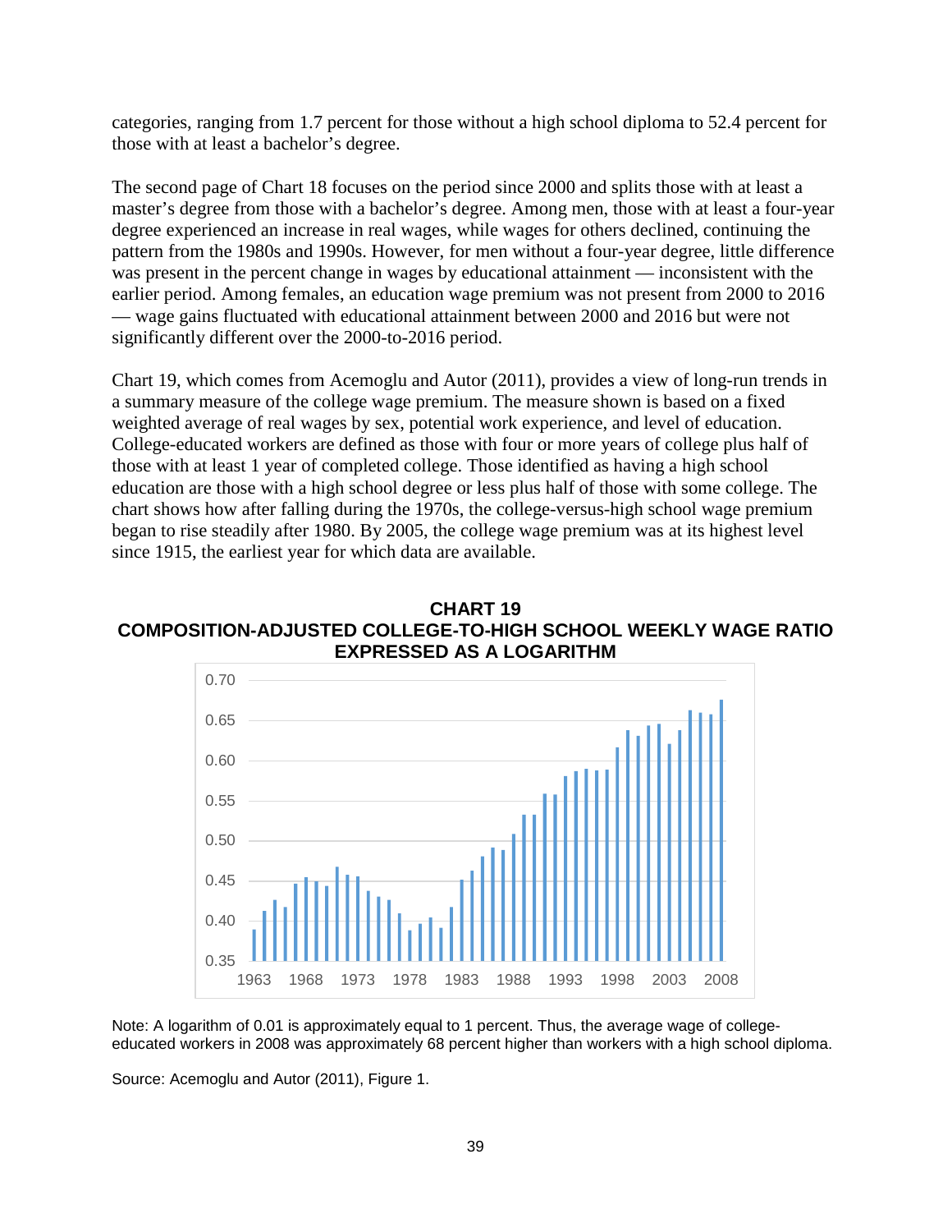categories, ranging from 1.7 percent for those without a high school diploma to 52.4 percent for those with at least a bachelor's degree.

The second page of Chart 18 focuses on the period since 2000 and splits those with at least a master's degree from those with a bachelor's degree. Among men, those with at least a four-year degree experienced an increase in real wages, while wages for others declined, continuing the pattern from the 1980s and 1990s. However, for men without a four-year degree, little difference was present in the percent change in wages by educational attainment — inconsistent with the earlier period. Among females, an education wage premium was not present from 2000 to 2016 — wage gains fluctuated with educational attainment between 2000 and 2016 but were not significantly different over the 2000-to-2016 period.

Chart 19, which comes from Acemoglu and Autor (2011), provides a view of long-run trends in a summary measure of the college wage premium. The measure shown is based on a fixed weighted average of real wages by sex, potential work experience, and level of education. College-educated workers are defined as those with four or more years of college plus half of those with at least 1 year of completed college. Those identified as having a high school education are those with a high school degree or less plus half of those with some college. The chart shows how after falling during the 1970s, the college-versus-high school wage premium began to rise steadily after 1980. By 2005, the college wage premium was at its highest level since 1915, the earliest year for which data are available.

**CHART 19**
**COMPOSITION-ADJUSTED COLLEGE-TO-HIGH SCHOOL WEEKLY WAGE RATIO EXPRESSED AS A LOGARITHM**

Note: A logarithm of 0.01 is approximately equal to 1 percent. Thus, the average wage of college-educated workers in 2008 was approximately 68 percent higher than workers with a high school diploma.

Source: Acemoglu and Autor (2011), Figure 1.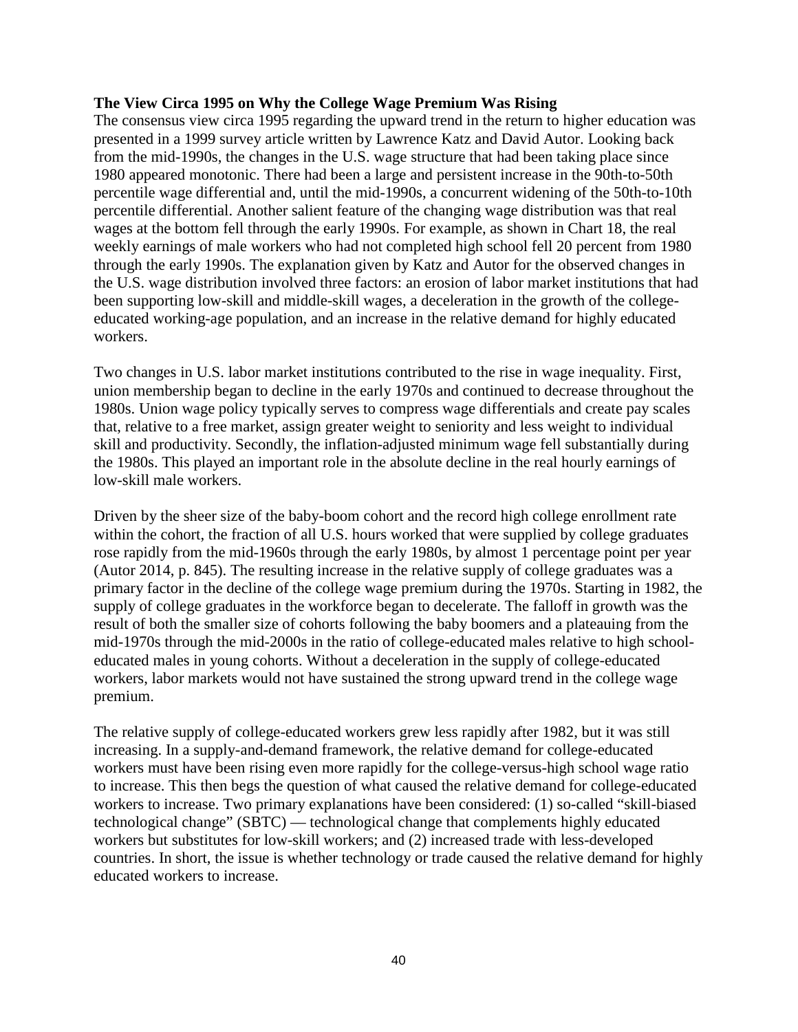**The View Circa 1995 on Why the College Wage Premium Was Rising**

The consensus view circa 1995 regarding the upward trend in the return to higher education was presented in a 1999 survey article written by Lawrence Katz and David Autor. Looking back from the mid-1990s, the changes in the U.S. wage structure that had been taking place since 1980 appeared monotonic. There had been a large and persistent increase in the 90th-to-50th percentile wage differential and, until the mid-1990s, a concurrent widening of the 50th-to-10th percentile differential. Another salient feature of the changing wage distribution was that real wages at the bottom fell through the early 1990s. For example, as shown in Chart 18, the real weekly earnings of male workers who had not completed high school fell 20 percent from 1980 through the early 1990s. The explanation given by Katz and Autor for the observed changes in the U.S. wage distribution involved three factors: an erosion of labor market institutions that had been supporting low-skill and middle-skill wages, a deceleration in the growth of the college-educated working-age population, and an increase in the relative demand for highly educated workers.

Two changes in U.S. labor market institutions contributed to the rise in wage inequality. First, union membership began to decline in the early 1970s and continued to decrease throughout the 1980s. Union wage policy typically serves to compress wage differentials and create pay scales that, relative to a free market, assign greater weight to seniority and less weight to individual skill and productivity. Secondly, the inflation-adjusted minimum wage fell substantially during the 1980s. This played an important role in the absolute decline in the real hourly earnings of low-skill male workers.

Driven by the sheer size of the baby-boom cohort and the record high college enrollment rate within the cohort, the fraction of all U.S. hours worked that were supplied by college graduates rose rapidly from the mid-1960s through the early 1980s, by almost 1 percentage point per year (Autor 2014, p. 845). The resulting increase in the relative supply of college graduates was a primary factor in the decline of the college wage premium during the 1970s. Starting in 1982, the supply of college graduates in the workforce began to decelerate. The falloff in growth was the result of both the smaller size of cohorts following the baby boomers and a plateauing from the mid-1970s through the mid-2000s in the ratio of college-educated males relative to high school-educated males in young cohorts. Without a deceleration in the supply of college-educated workers, labor markets would not have sustained the strong upward trend in the college wage premium.

The relative supply of college-educated workers grew less rapidly after 1982, but it was still increasing. In a supply-and-demand framework, the relative demand for college-educated workers must have been rising even more rapidly for the college-versus-high school wage ratio to increase. This then begs the question of what caused the relative demand for college-educated workers to increase. Two primary explanations have been considered: (1) so-called "skill-biased technological change" (SBTC) — technological change that complements highly educated workers but substitutes for low-skill workers; and (2) increased trade with less-developed countries. In short, the issue is whether technology or trade caused the relative demand for highly educated workers to increase.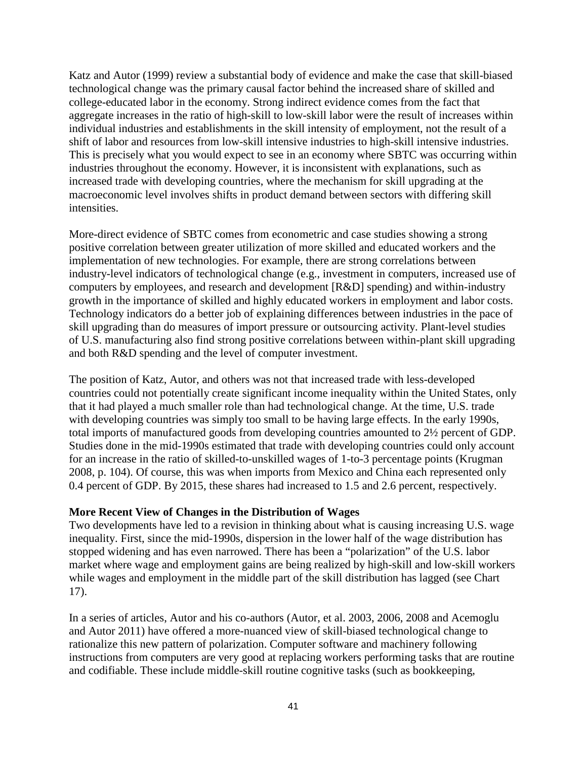Katz and Autor (1999) review a substantial body of evidence and make the case that skill-biased technological change was the primary causal factor behind the increased share of skilled and college-educated labor in the economy. Strong indirect evidence comes from the fact that aggregate increases in the ratio of high-skill to low-skill labor were the result of increases within individual industries and establishments in the skill intensity of employment, not the result of a shift of labor and resources from low-skill intensive industries to high-skill intensive industries. This is precisely what you would expect to see in an economy where SBTC was occurring within industries throughout the economy. However, it is inconsistent with explanations, such as increased trade with developing countries, where the mechanism for skill upgrading at the macroeconomic level involves shifts in product demand between sectors with differing skill intensities.

More-direct evidence of SBTC comes from econometric and case studies showing a strong positive correlation between greater utilization of more skilled and educated workers and the implementation of new technologies. For example, there are strong correlations between industry-level indicators of technological change (e.g., investment in computers, increased use of computers by employees, and research and development [R&D] spending) and within-industry growth in the importance of skilled and highly educated workers in employment and labor costs. Technology indicators do a better job of explaining differences between industries in the pace of skill upgrading than do measures of import pressure or outsourcing activity. Plant-level studies of U.S. manufacturing also find strong positive correlations between within-plant skill upgrading and both R&D spending and the level of computer investment.

The position of Katz, Autor, and others was not that increased trade with less-developed countries could not potentially create significant income inequality within the United States, only that it had played a much smaller role than had technological change. At the time, U.S. trade with developing countries was simply too small to be having large effects. In the early 1990s, total imports of manufactured goods from developing countries amounted to 2½ percent of GDP. Studies done in the mid-1990s estimated that trade with developing countries could only account for an increase in the ratio of skilled-to-unskilled wages of 1-to-3 percentage points (Krugman 2008, p. 104). Of course, this was when imports from Mexico and China each represented only 0.4 percent of GDP. By 2015, these shares had increased to 1.5 and 2.6 percent, respectively.

**More Recent View of Changes in the Distribution of Wages**

Two developments have led to a revision in thinking about what is causing increasing U.S. wage inequality. First, since the mid-1990s, dispersion in the lower half of the wage distribution has stopped widening and has even narrowed. There has been a "polarization" of the U.S. labor market where wage and employment gains are being realized by high-skill and low-skill workers while wages and employment in the middle part of the skill distribution has lagged (see Chart 17).

In a series of articles, Autor and his co-authors (Autor, et al. 2003, 2006, 2008 and Acemoglu and Autor 2011) have offered a more-nuanced view of skill-biased technological change to rationalize this new pattern of polarization. Computer software and machinery following instructions from computers are very good at replacing workers performing tasks that are routine and codifiable. These include middle-skill routine cognitive tasks (such as bookkeeping,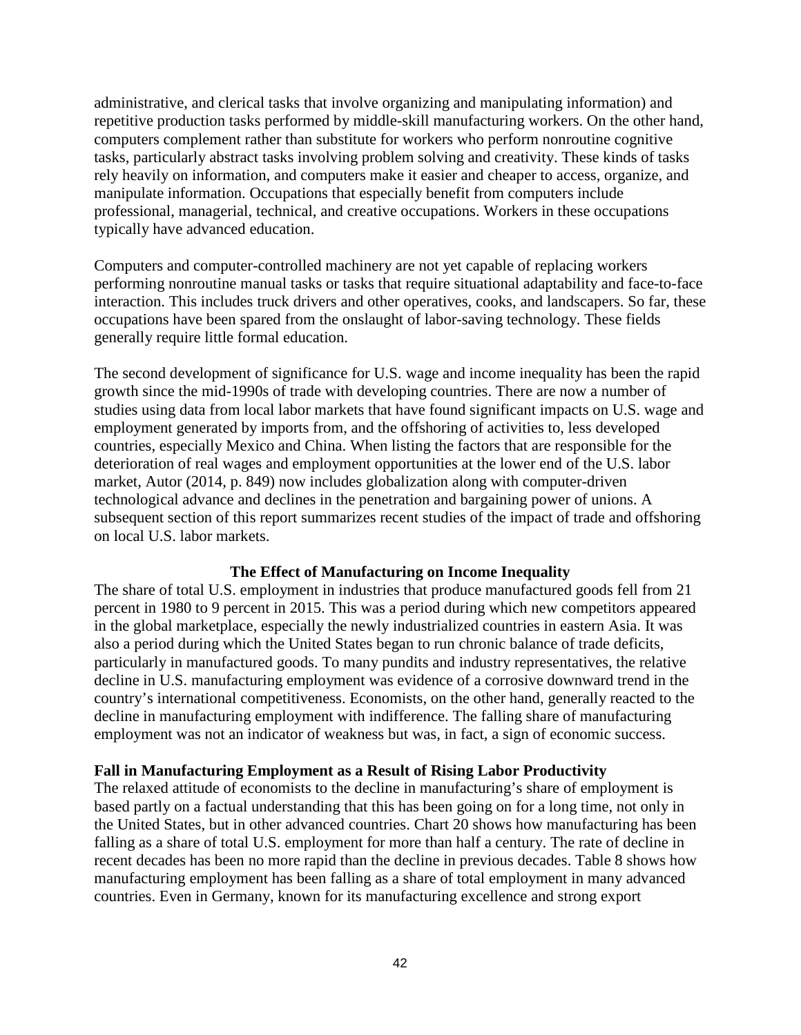administrative, and clerical tasks that involve organizing and manipulating information) and repetitive production tasks performed by middle-skill manufacturing workers. On the other hand, computers complement rather than substitute for workers who perform nonroutine cognitive tasks, particularly abstract tasks involving problem solving and creativity. These kinds of tasks rely heavily on information, and computers make it easier and cheaper to access, organize, and manipulate information. Occupations that especially benefit from computers include professional, managerial, technical, and creative occupations. Workers in these occupations typically have advanced education.

Computers and computer-controlled machinery are not yet capable of replacing workers performing nonroutine manual tasks or tasks that require situational adaptability and face-to-face interaction. This includes truck drivers and other operatives, cooks, and landscapers. So far, these occupations have been spared from the onslaught of labor-saving technology. These fields generally require little formal education.

The second development of significance for U.S. wage and income inequality has been the rapid growth since the mid-1990s of trade with developing countries. There are now a number of studies using data from local labor markets that have found significant impacts on U.S. wage and employment generated by imports from, and the offshoring of activities to, less developed countries, especially Mexico and China. When listing the factors that are responsible for the deterioration of real wages and employment opportunities at the lower end of the U.S. labor market, Autor (2014, p. 849) now includes globalization along with computer-driven technological advance and declines in the penetration and bargaining power of unions. A subsequent section of this report summarizes recent studies of the impact of trade and offshoring on local U.S. labor markets.

## The Effect of Manufacturing on Income Inequality

The share of total U.S. employment in industries that produce manufactured goods fell from 21 percent in 1980 to 9 percent in 2015. This was a period during which new competitors appeared in the global marketplace, especially the newly industrialized countries in eastern Asia. It was also a period during which the United States began to run chronic balance of trade deficits, particularly in manufactured goods. To many pundits and industry representatives, the relative decline in U.S. manufacturing employment was evidence of a corrosive downward trend in the country's international competitiveness. Economists, on the other hand, generally reacted to the decline in manufacturing employment with indifference. The falling share of manufacturing employment was not an indicator of weakness but was, in fact, a sign of economic success.

### Fall in Manufacturing Employment as a Result of Rising Labor Productivity

The relaxed attitude of economists to the decline in manufacturing's share of employment is based partly on a factual understanding that this has been going on for a long time, not only in the United States, but in other advanced countries. Chart 20 shows how manufacturing has been falling as a share of total U.S. employment for more than half a century. The rate of decline in recent decades has been no more rapid than the decline in previous decades. Table 8 shows how manufacturing employment has been falling as a share of total employment in many advanced countries. Even in Germany, known for its manufacturing excellence and strong export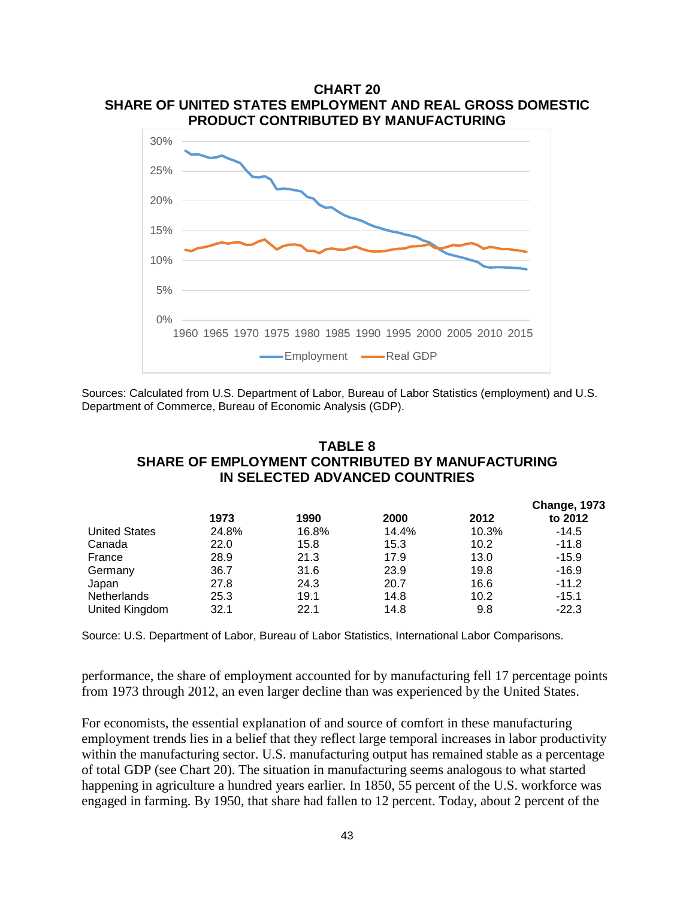**CHART 20**
**SHARE OF UNITED STATES EMPLOYMENT AND REAL GROSS DOMESTIC PRODUCT CONTRIBUTED BY MANUFACTURING**

Sources: Calculated from U.S. Department of Labor, Bureau of Labor Statistics (employment) and U.S. Department of Commerce, Bureau of Economic Analysis (GDP).

**TABLE 8**
**SHARE OF EMPLOYMENT CONTRIBUTED BY MANUFACTURING IN SELECTED ADVANCED COUNTRIES**

| | 1973 | 1990 | 2000 | 2012 | Change, 1973 to 2012 |
|---|---|---|---|---|---|
| United States | 24.8% | 16.8% | 14.4% | 10.3% | -14.5 |
| Canada | 22.0 | 15.8 | 15.3 | 10.2 | -11.8 |
| France | 28.9 | 21.3 | 17.9 | 13.0 | -15.9 |
| Germany | 36.7 | 31.6 | 23.9 | 19.8 | -16.9 |
| Japan | 27.8 | 24.3 | 20.7 | 16.6 | -11.2 |
| Netherlands | 25.3 | 19.1 | 14.8 | 10.2 | -15.1 |
| United Kingdom | 32.1 | 22.1 | 14.8 | 9.8 | -22.3 |

Source: U.S. Department of Labor, Bureau of Labor Statistics, International Labor Comparisons.

performance, the share of employment accounted for by manufacturing fell 17 percentage points from 1973 through 2012, an even larger decline than was experienced by the United States.

For economists, the essential explanation of and source of comfort in these manufacturing employment trends lies in a belief that they reflect large temporal increases in labor productivity within the manufacturing sector. U.S. manufacturing output has remained stable as a percentage of total GDP (see Chart 20). The situation in manufacturing seems analogous to what started happening in agriculture a hundred years earlier. In 1850, 55 percent of the U.S. workforce was engaged in farming. By 1950, that share had fallen to 12 percent. Today, about 2 percent of the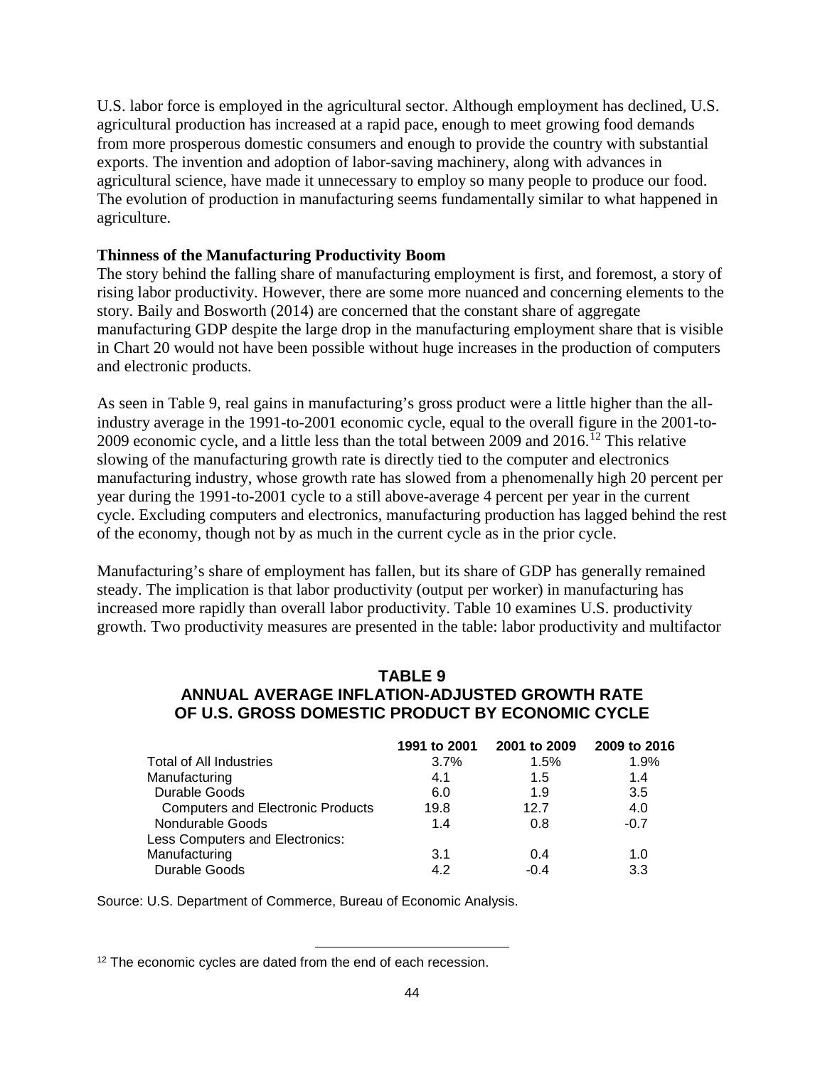U.S. labor force is employed in the agricultural sector. Although employment has declined, U.S. agricultural production has increased at a rapid pace, enough to meet growing food demands from more prosperous domestic consumers and enough to provide the country with substantial exports. The invention and adoption of labor-saving machinery, along with advances in agricultural science, have made it unnecessary to employ so many people to produce our food. The evolution of production in manufacturing seems fundamentally similar to what happened in agriculture.

**Thinness of the Manufacturing Productivity Boom**

The story behind the falling share of manufacturing employment is first, and foremost, a story of rising labor productivity. However, there are some more nuanced and concerning elements to the story. Baily and Bosworth (2014) are concerned that the constant share of aggregate manufacturing GDP despite the large drop in the manufacturing employment share that is visible in Chart 20 would not have been possible without huge increases in the production of computers and electronic products.

As seen in Table 9, real gains in manufacturing's gross product were a little higher than the all-industry average in the 1991-to-2001 economic cycle, equal to the overall figure in the 2001-to-2009 economic cycle, and a little less than the total between 2009 and 2016.[12] This relative slowing of the manufacturing growth rate is directly tied to the computer and electronics manufacturing industry, whose growth rate has slowed from a phenomenally high 20 percent per year during the 1991-to-2001 cycle to a still above-average 4 percent per year in the current cycle. Excluding computers and electronics, manufacturing production has lagged behind the rest of the economy, though not by as much in the current cycle as in the prior cycle.

Manufacturing's share of employment has fallen, but its share of GDP has generally remained steady. The implication is that labor productivity (output per worker) in manufacturing has increased more rapidly than overall labor productivity. Table 10 examines U.S. productivity growth. Two productivity measures are presented in the table: labor productivity and multifactor

**TABLE 9**
**ANNUAL AVERAGE INFLATION-ADJUSTED GROWTH RATE OF U.S. GROSS DOMESTIC PRODUCT BY ECONOMIC CYCLE**

| | 1991 to 2001 | 2001 to 2009 | 2009 to 2016 |
|---|---|---|---|
| Total of All Industries | 3.7% | 1.5% | 1.9% |
| Manufacturing | 4.1 | 1.5 | 1.4 |
| Durable Goods | 6.0 | 1.9 | 3.5 |
| Computers and Electronic Products | 19.8 | 12.7 | 4.0 |
| Nondurable Goods | 1.4 | 0.8 | -0.7 |
| Less Computers and Electronics: | | | |
| Manufacturing | 3.1 | 0.4 | 1.0 |
| Durable Goods | 4.2 | -0.4 | 3.3 |

Source: U.S. Department of Commerce, Bureau of Economic Analysis.

[12] The economic cycles are dated from the end of each recession.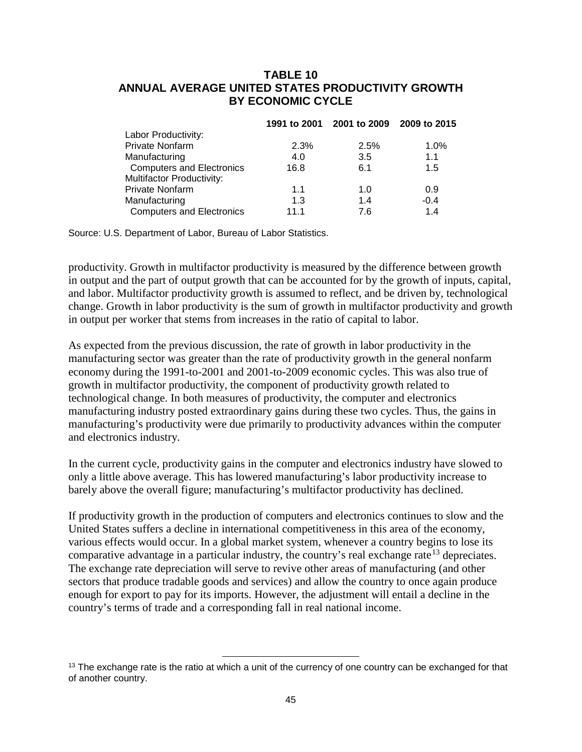**TABLE 10**
**ANNUAL AVERAGE UNITED STATES PRODUCTIVITY GROWTH BY ECONOMIC CYCLE**

| | 1991 to 2001 | 2001 to 2009 | 2009 to 2015 |
|---|---|---|---|
| Labor Productivity: | | | |
| Private Nonfarm | 2.3% | 2.5% | 1.0% |
| Manufacturing | 4.0 | 3.5 | 1.1 |
| Computers and Electronics | 16.8 | 6.1 | 1.5 |
| Multifactor Productivity: | | | |
| Private Nonfarm | 1.1 | 1.0 | 0.9 |
| Manufacturing | 1.3 | 1.4 | -0.4 |
| Computers and Electronics | 11.1 | 7.6 | 1.4 |

Source: U.S. Department of Labor, Bureau of Labor Statistics.

productivity. Growth in multifactor productivity is measured by the difference between growth in output and the part of output growth that can be accounted for by the growth of inputs, capital, and labor. Multifactor productivity growth is assumed to reflect, and be driven by, technological change. Growth in labor productivity is the sum of growth in multifactor productivity and growth in output per worker that stems from increases in the ratio of capital to labor.

As expected from the previous discussion, the rate of growth in labor productivity in the manufacturing sector was greater than the rate of productivity growth in the general nonfarm economy during the 1991-to-2001 and 2001-to-2009 economic cycles. This was also true of growth in multifactor productivity, the component of productivity growth related to technological change. In both measures of productivity, the computer and electronics manufacturing industry posted extraordinary gains during these two cycles. Thus, the gains in manufacturing's productivity were due primarily to productivity advances within the computer and electronics industry.

In the current cycle, productivity gains in the computer and electronics industry have slowed to only a little above average. This has lowered manufacturing's labor productivity increase to barely above the overall figure; manufacturing's multifactor productivity has declined.

If productivity growth in the production of computers and electronics continues to slow and the United States suffers a decline in international competitiveness in this area of the economy, various effects would occur. In a global market system, whenever a country begins to lose its comparative advantage in a particular industry, the country's real exchange rate[13] depreciates. The exchange rate depreciation will serve to revive other areas of manufacturing (and other sectors that produce tradable goods and services) and allow the country to once again produce enough for export to pay for its imports. However, the adjustment will entail a decline in the country's terms of trade and a corresponding fall in real national income.

[13] The exchange rate is the ratio at which a unit of the currency of one country can be exchanged for that of another country.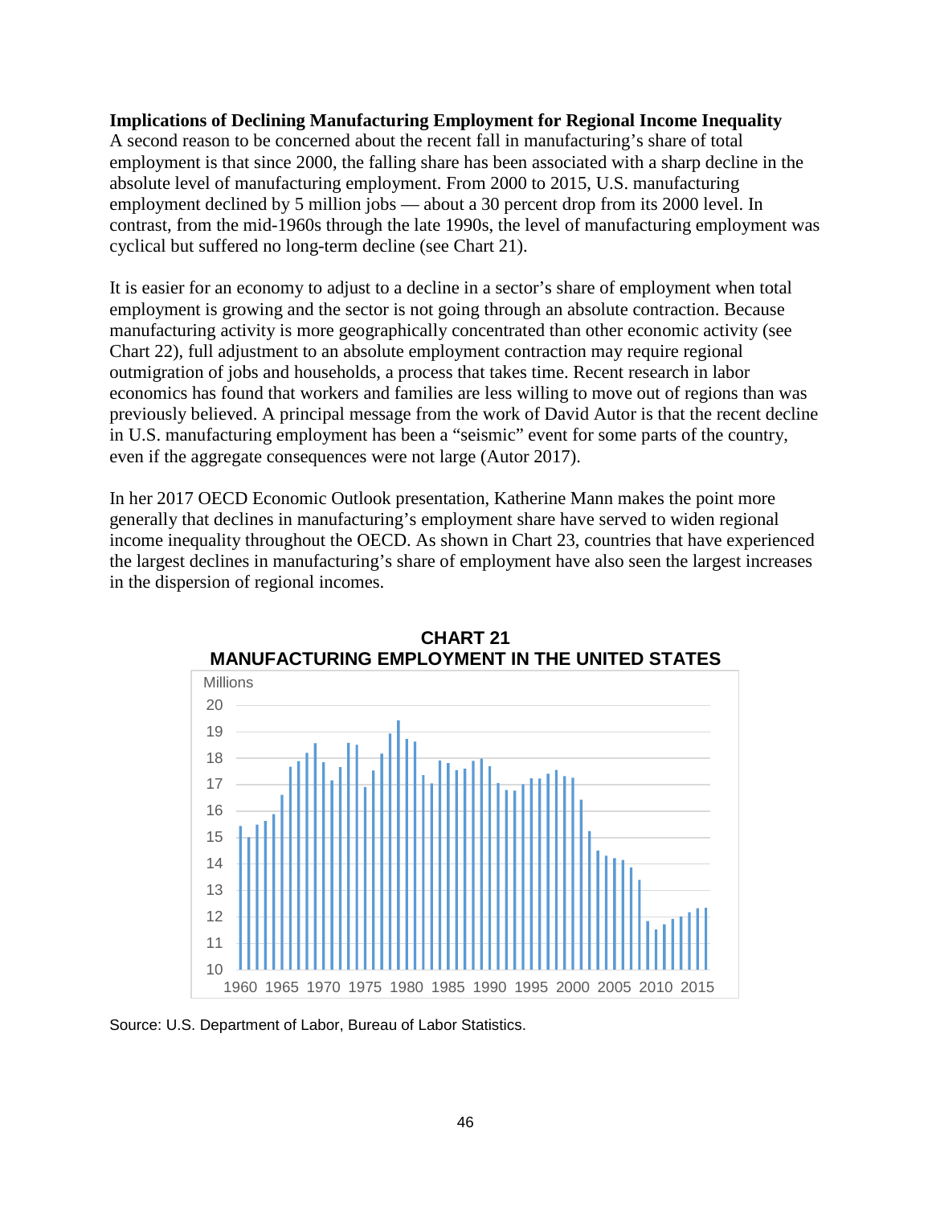**Implications of Declining Manufacturing Employment for Regional Income Inequality**

A second reason to be concerned about the recent fall in manufacturing's share of total employment is that since 2000, the falling share has been associated with a sharp decline in the absolute level of manufacturing employment. From 2000 to 2015, U.S. manufacturing employment declined by 5 million jobs — about a 30 percent drop from its 2000 level. In contrast, from the mid-1960s through the late 1990s, the level of manufacturing employment was cyclical but suffered no long-term decline (see Chart 21).

It is easier for an economy to adjust to a decline in a sector's share of employment when total employment is growing and the sector is not going through an absolute contraction. Because manufacturing activity is more geographically concentrated than other economic activity (see Chart 22), full adjustment to an absolute employment contraction may require regional outmigration of jobs and households, a process that takes time. Recent research in labor economics has found that workers and families are less willing to move out of regions than was previously believed. A principal message from the work of David Autor is that the recent decline in U.S. manufacturing employment has been a "seismic" event for some parts of the country, even if the aggregate consequences were not large (Autor 2017).

In her 2017 OECD Economic Outlook presentation, Katherine Mann makes the point more generally that declines in manufacturing's employment share have served to widen regional income inequality throughout the OECD. As shown in Chart 23, countries that have experienced the largest declines in manufacturing's share of employment have also seen the largest increases in the dispersion of regional incomes.

**CHART 21**
**MANUFACTURING EMPLOYMENT IN THE UNITED STATES**

Source: U.S. Department of Labor, Bureau of Labor Statistics.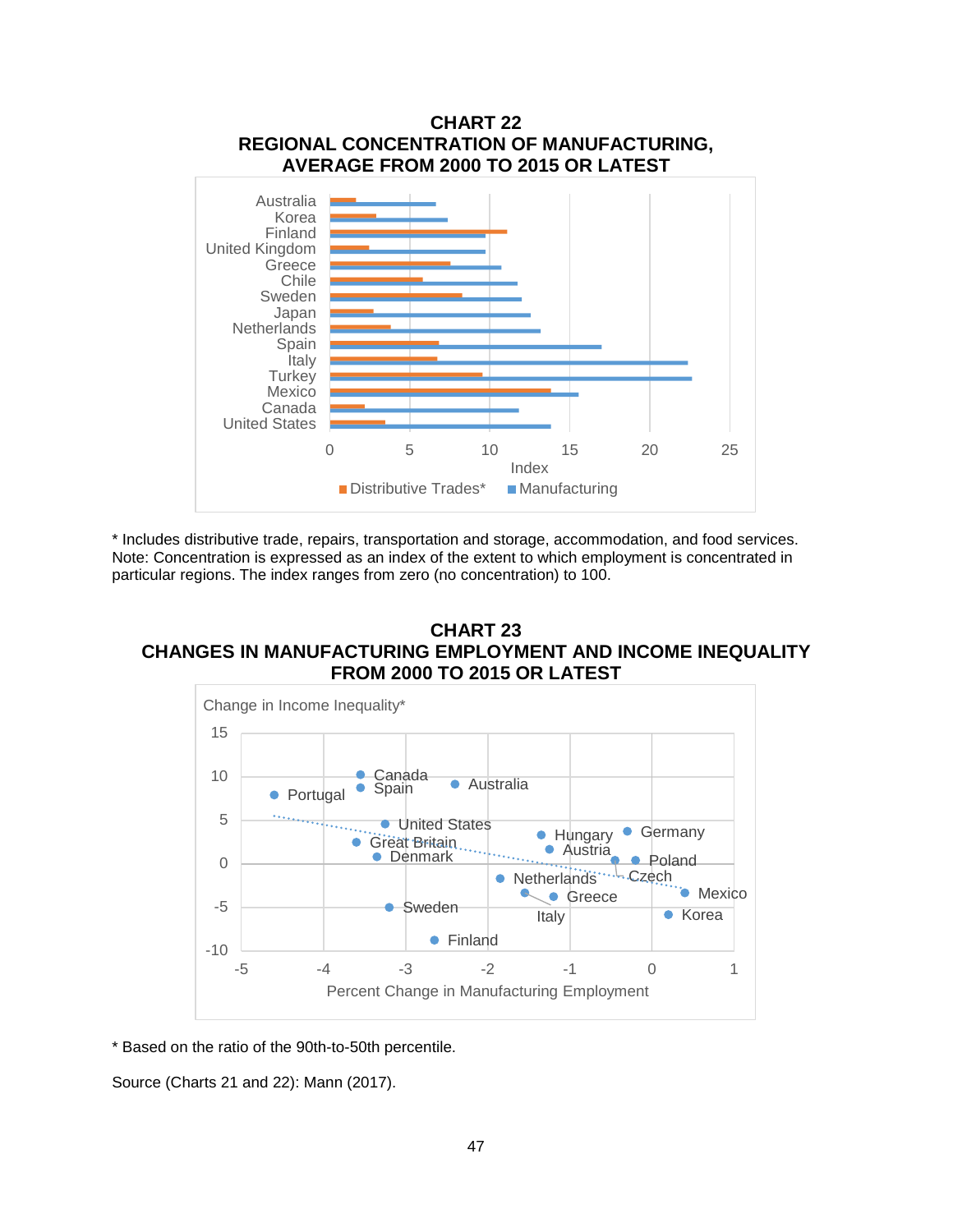## CHART 22
## REGIONAL CONCENTRATION OF MANUFACTURING, AVERAGE FROM 2000 TO 2015 OR LATEST

Australia
Korea
Finland
United Kingdom
Greece
Chile
Sweden
Japan
Netherlands
Spain
Italy
Turkey
Mexico
Canada
United States

0 5 10 15 20 25

Index

Distributive Trades* Manufacturing

\* Includes distributive trade, repairs, transportation and storage, accommodation, and food services.
Note: Concentration is expressed as an index of the extent to which employment is concentrated in particular regions. The index ranges from zero (no concentration) to 100.

## CHART 23
## CHANGES IN MANUFACTURING EMPLOYMENT AND INCOME INEQUALITY FROM 2000 TO 2015 OR LATEST

Change in Income Inequality*

Canada, Spain, Australia, Portugal, United States, Hungary, Germany, Great Britain, Austria, Denmark, Poland, Netherlands, Czech, Mexico, Greece, Italy, Sweden, Korea, Finland

Percent Change in Manufacturing Employment

\* Based on the ratio of the 90th-to-50th percentile.

Source (Charts 21 and 22): Mann (2017).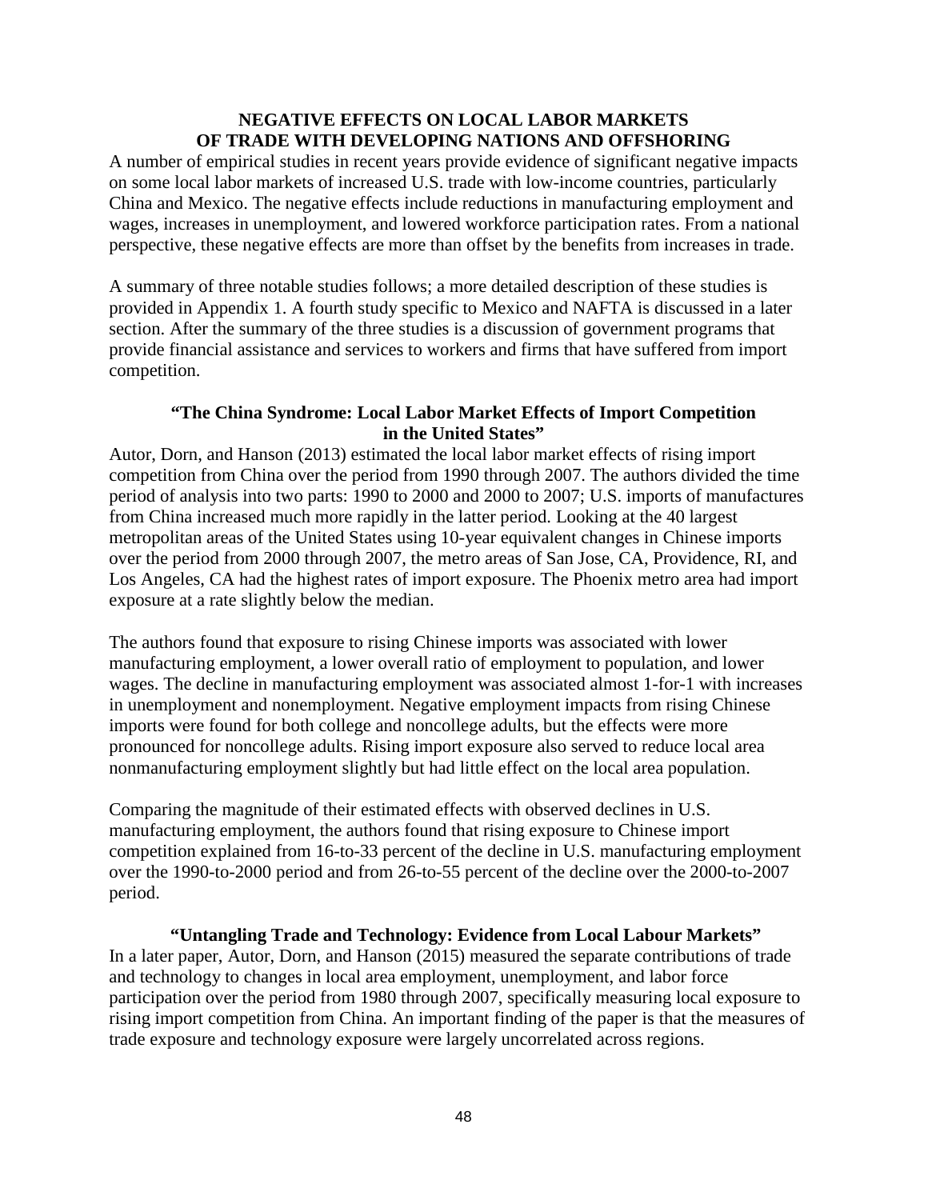## NEGATIVE EFFECTS ON LOCAL LABOR MARKETS OF TRADE WITH DEVELOPING NATIONS AND OFFSHORING

A number of empirical studies in recent years provide evidence of significant negative impacts on some local labor markets of increased U.S. trade with low-income countries, particularly China and Mexico. The negative effects include reductions in manufacturing employment and wages, increases in unemployment, and lowered workforce participation rates. From a national perspective, these negative effects are more than offset by the benefits from increases in trade.

A summary of three notable studies follows; a more detailed description of these studies is provided in Appendix 1. A fourth study specific to Mexico and NAFTA is discussed in a later section. After the summary of the three studies is a discussion of government programs that provide financial assistance and services to workers and firms that have suffered from import competition.

### "The China Syndrome: Local Labor Market Effects of Import Competition in the United States"

Autor, Dorn, and Hanson (2013) estimated the local labor market effects of rising import competition from China over the period from 1990 through 2007. The authors divided the time period of analysis into two parts: 1990 to 2000 and 2000 to 2007; U.S. imports of manufactures from China increased much more rapidly in the latter period. Looking at the 40 largest metropolitan areas of the United States using 10-year equivalent changes in Chinese imports over the period from 2000 through 2007, the metro areas of San Jose, CA, Providence, RI, and Los Angeles, CA had the highest rates of import exposure. The Phoenix metro area had import exposure at a rate slightly below the median.

The authors found that exposure to rising Chinese imports was associated with lower manufacturing employment, a lower overall ratio of employment to population, and lower wages. The decline in manufacturing employment was associated almost 1-for-1 with increases in unemployment and nonemployment. Negative employment impacts from rising Chinese imports were found for both college and noncollege adults, but the effects were more pronounced for noncollege adults. Rising import exposure also served to reduce local area nonmanufacturing employment slightly but had little effect on the local area population.

Comparing the magnitude of their estimated effects with observed declines in U.S. manufacturing employment, the authors found that rising exposure to Chinese import competition explained from 16-to-33 percent of the decline in U.S. manufacturing employment over the 1990-to-2000 period and from 26-to-55 percent of the decline over the 2000-to-2007 period.

### "Untangling Trade and Technology: Evidence from Local Labour Markets"

In a later paper, Autor, Dorn, and Hanson (2015) measured the separate contributions of trade and technology to changes in local area employment, unemployment, and labor force participation over the period from 1980 through 2007, specifically measuring local exposure to rising import competition from China. An important finding of the paper is that the measures of trade exposure and technology exposure were largely uncorrelated across regions.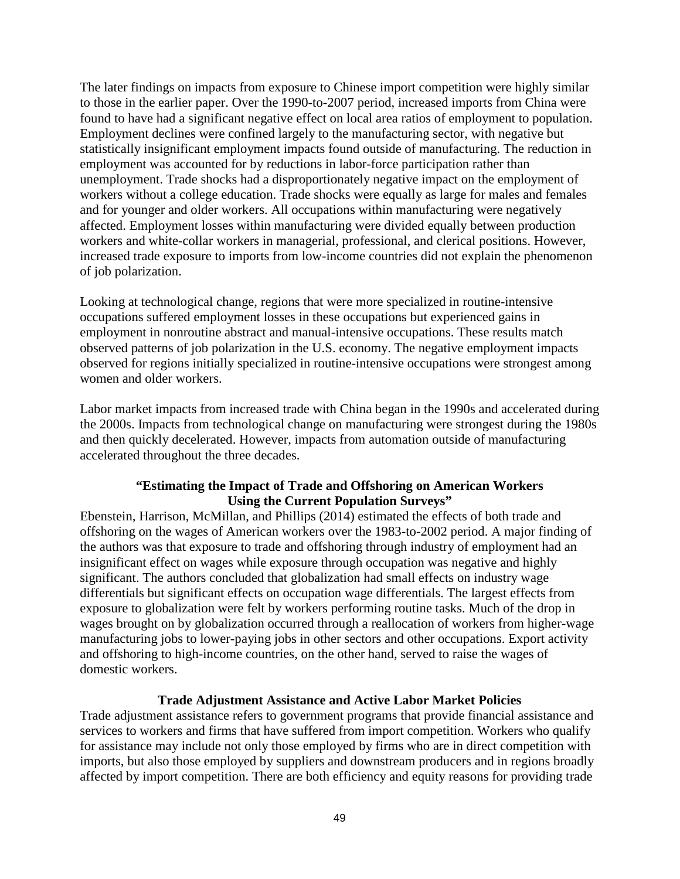The later findings on impacts from exposure to Chinese import competition were highly similar to those in the earlier paper. Over the 1990-to-2007 period, increased imports from China were found to have had a significant negative effect on local area ratios of employment to population. Employment declines were confined largely to the manufacturing sector, with negative but statistically insignificant employment impacts found outside of manufacturing. The reduction in employment was accounted for by reductions in labor-force participation rather than unemployment. Trade shocks had a disproportionately negative impact on the employment of workers without a college education. Trade shocks were equally as large for males and females and for younger and older workers. All occupations within manufacturing were negatively affected. Employment losses within manufacturing were divided equally between production workers and white-collar workers in managerial, professional, and clerical positions. However, increased trade exposure to imports from low-income countries did not explain the phenomenon of job polarization.

Looking at technological change, regions that were more specialized in routine-intensive occupations suffered employment losses in these occupations but experienced gains in employment in nonroutine abstract and manual-intensive occupations. These results match observed patterns of job polarization in the U.S. economy. The negative employment impacts observed for regions initially specialized in routine-intensive occupations were strongest among women and older workers.

Labor market impacts from increased trade with China began in the 1990s and accelerated during the 2000s. Impacts from technological change on manufacturing were strongest during the 1980s and then quickly decelerated. However, impacts from automation outside of manufacturing accelerated throughout the three decades.

### "Estimating the Impact of Trade and Offshoring on American Workers Using the Current Population Surveys"

Ebenstein, Harrison, McMillan, and Phillips (2014) estimated the effects of both trade and offshoring on the wages of American workers over the 1983-to-2002 period. A major finding of the authors was that exposure to trade and offshoring through industry of employment had an insignificant effect on wages while exposure through occupation was negative and highly significant. The authors concluded that globalization had small effects on industry wage differentials but significant effects on occupation wage differentials. The largest effects from exposure to globalization were felt by workers performing routine tasks. Much of the drop in wages brought on by globalization occurred through a reallocation of workers from higher-wage manufacturing jobs to lower-paying jobs in other sectors and other occupations. Export activity and offshoring to high-income countries, on the other hand, served to raise the wages of domestic workers.

### Trade Adjustment Assistance and Active Labor Market Policies

Trade adjustment assistance refers to government programs that provide financial assistance and services to workers and firms that have suffered from import competition. Workers who qualify for assistance may include not only those employed by firms who are in direct competition with imports, but also those employed by suppliers and downstream producers and in regions broadly affected by import competition. There are both efficiency and equity reasons for providing trade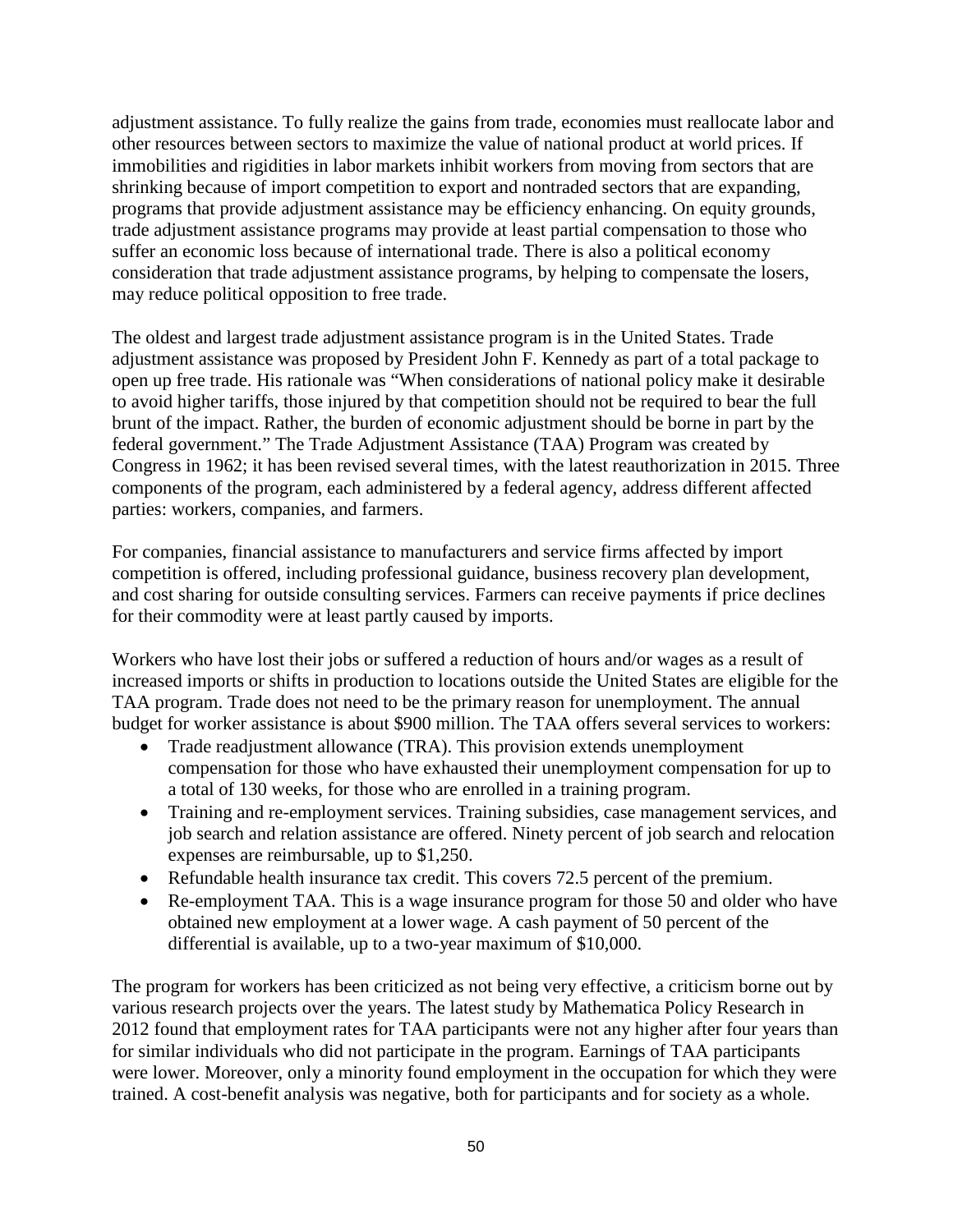adjustment assistance. To fully realize the gains from trade, economies must reallocate labor and other resources between sectors to maximize the value of national product at world prices. If immobilities and rigidities in labor markets inhibit workers from moving from sectors that are shrinking because of import competition to export and nontraded sectors that are expanding, programs that provide adjustment assistance may be efficiency enhancing. On equity grounds, trade adjustment assistance programs may provide at least partial compensation to those who suffer an economic loss because of international trade. There is also a political economy consideration that trade adjustment assistance programs, by helping to compensate the losers, may reduce political opposition to free trade.

The oldest and largest trade adjustment assistance program is in the United States. Trade adjustment assistance was proposed by President John F. Kennedy as part of a total package to open up free trade. His rationale was "When considerations of national policy make it desirable to avoid higher tariffs, those injured by that competition should not be required to bear the full brunt of the impact. Rather, the burden of economic adjustment should be borne in part by the federal government." The Trade Adjustment Assistance (TAA) Program was created by Congress in 1962; it has been revised several times, with the latest reauthorization in 2015. Three components of the program, each administered by a federal agency, address different affected parties: workers, companies, and farmers.

For companies, financial assistance to manufacturers and service firms affected by import competition is offered, including professional guidance, business recovery plan development, and cost sharing for outside consulting services. Farmers can receive payments if price declines for their commodity were at least partly caused by imports.

Workers who have lost their jobs or suffered a reduction of hours and/or wages as a result of increased imports or shifts in production to locations outside the United States are eligible for the TAA program. Trade does not need to be the primary reason for unemployment. The annual budget for worker assistance is about $900 million. The TAA offers several services to workers:

- Trade readjustment allowance (TRA). This provision extends unemployment compensation for those who have exhausted their unemployment compensation for up to a total of 130 weeks, for those who are enrolled in a training program.
- Training and re-employment services. Training subsidies, case management services, and job search and relation assistance are offered. Ninety percent of job search and relocation expenses are reimbursable, up to $1,250.
- Refundable health insurance tax credit. This covers 72.5 percent of the premium.
- Re-employment TAA. This is a wage insurance program for those 50 and older who have obtained new employment at a lower wage. A cash payment of 50 percent of the differential is available, up to a two-year maximum of $10,000.

The program for workers has been criticized as not being very effective, a criticism borne out by various research projects over the years. The latest study by Mathematica Policy Research in 2012 found that employment rates for TAA participants were not any higher after four years than for similar individuals who did not participate in the program. Earnings of TAA participants were lower. Moreover, only a minority found employment in the occupation for which they were trained. A cost-benefit analysis was negative, both for participants and for society as a whole.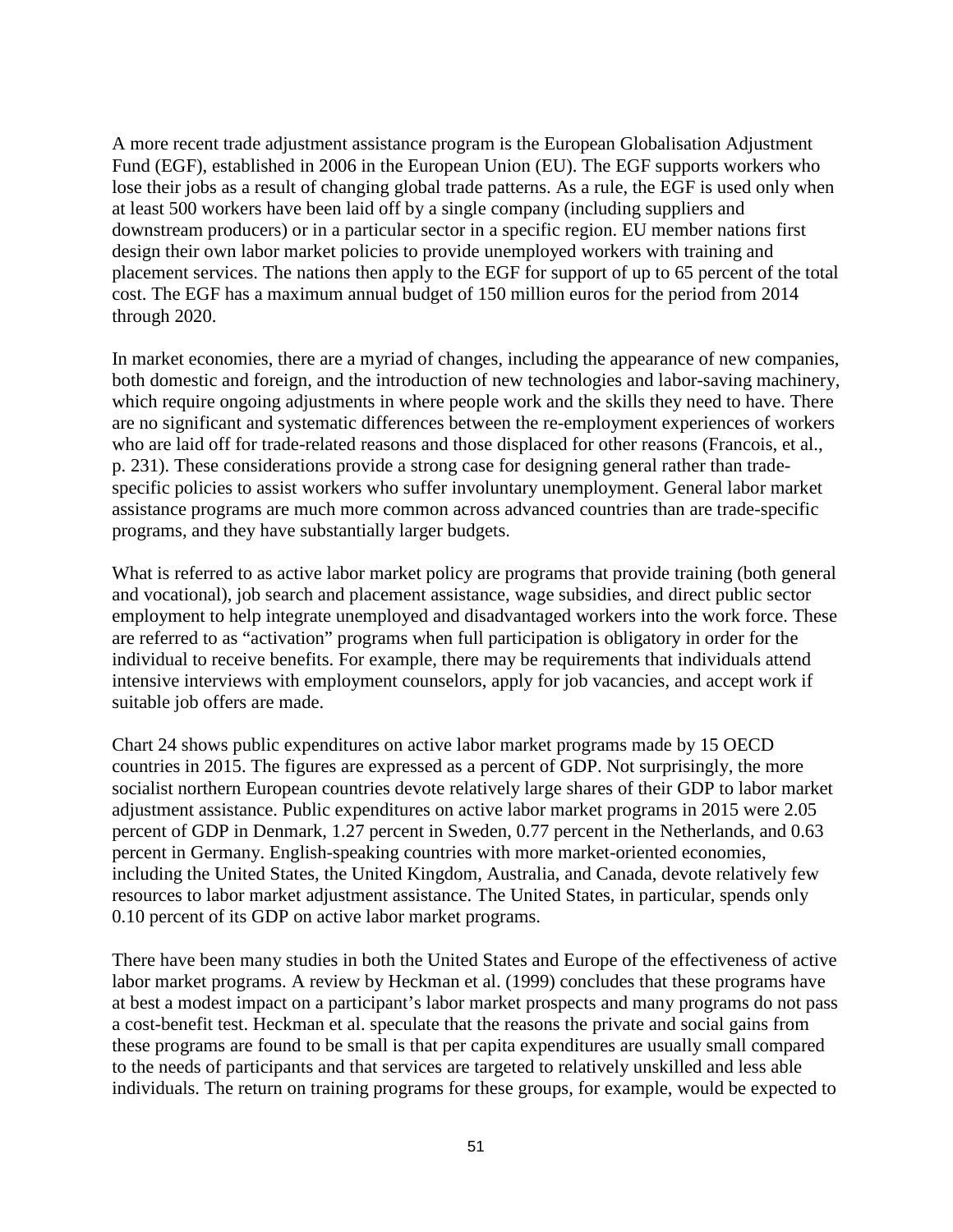A more recent trade adjustment assistance program is the European Globalisation Adjustment Fund (EGF), established in 2006 in the European Union (EU). The EGF supports workers who lose their jobs as a result of changing global trade patterns. As a rule, the EGF is used only when at least 500 workers have been laid off by a single company (including suppliers and downstream producers) or in a particular sector in a specific region. EU member nations first design their own labor market policies to provide unemployed workers with training and placement services. The nations then apply to the EGF for support of up to 65 percent of the total cost. The EGF has a maximum annual budget of 150 million euros for the period from 2014 through 2020.

In market economies, there are a myriad of changes, including the appearance of new companies, both domestic and foreign, and the introduction of new technologies and labor-saving machinery, which require ongoing adjustments in where people work and the skills they need to have. There are no significant and systematic differences between the re-employment experiences of workers who are laid off for trade-related reasons and those displaced for other reasons (Francois, et al., p. 231). These considerations provide a strong case for designing general rather than trade-specific policies to assist workers who suffer involuntary unemployment. General labor market assistance programs are much more common across advanced countries than are trade-specific programs, and they have substantially larger budgets.

What is referred to as active labor market policy are programs that provide training (both general and vocational), job search and placement assistance, wage subsidies, and direct public sector employment to help integrate unemployed and disadvantaged workers into the work force. These are referred to as "activation" programs when full participation is obligatory in order for the individual to receive benefits. For example, there may be requirements that individuals attend intensive interviews with employment counselors, apply for job vacancies, and accept work if suitable job offers are made.

Chart 24 shows public expenditures on active labor market programs made by 15 OECD countries in 2015. The figures are expressed as a percent of GDP. Not surprisingly, the more socialist northern European countries devote relatively large shares of their GDP to labor market adjustment assistance. Public expenditures on active labor market programs in 2015 were 2.05 percent of GDP in Denmark, 1.27 percent in Sweden, 0.77 percent in the Netherlands, and 0.63 percent in Germany. English-speaking countries with more market-oriented economies, including the United States, the United Kingdom, Australia, and Canada, devote relatively few resources to labor market adjustment assistance. The United States, in particular, spends only 0.10 percent of its GDP on active labor market programs.

There have been many studies in both the United States and Europe of the effectiveness of active labor market programs. A review by Heckman et al. (1999) concludes that these programs have at best a modest impact on a participant's labor market prospects and many programs do not pass a cost-benefit test. Heckman et al. speculate that the reasons the private and social gains from these programs are found to be small is that per capita expenditures are usually small compared to the needs of participants and that services are targeted to relatively unskilled and less able individuals. The return on training programs for these groups, for example, would be expected to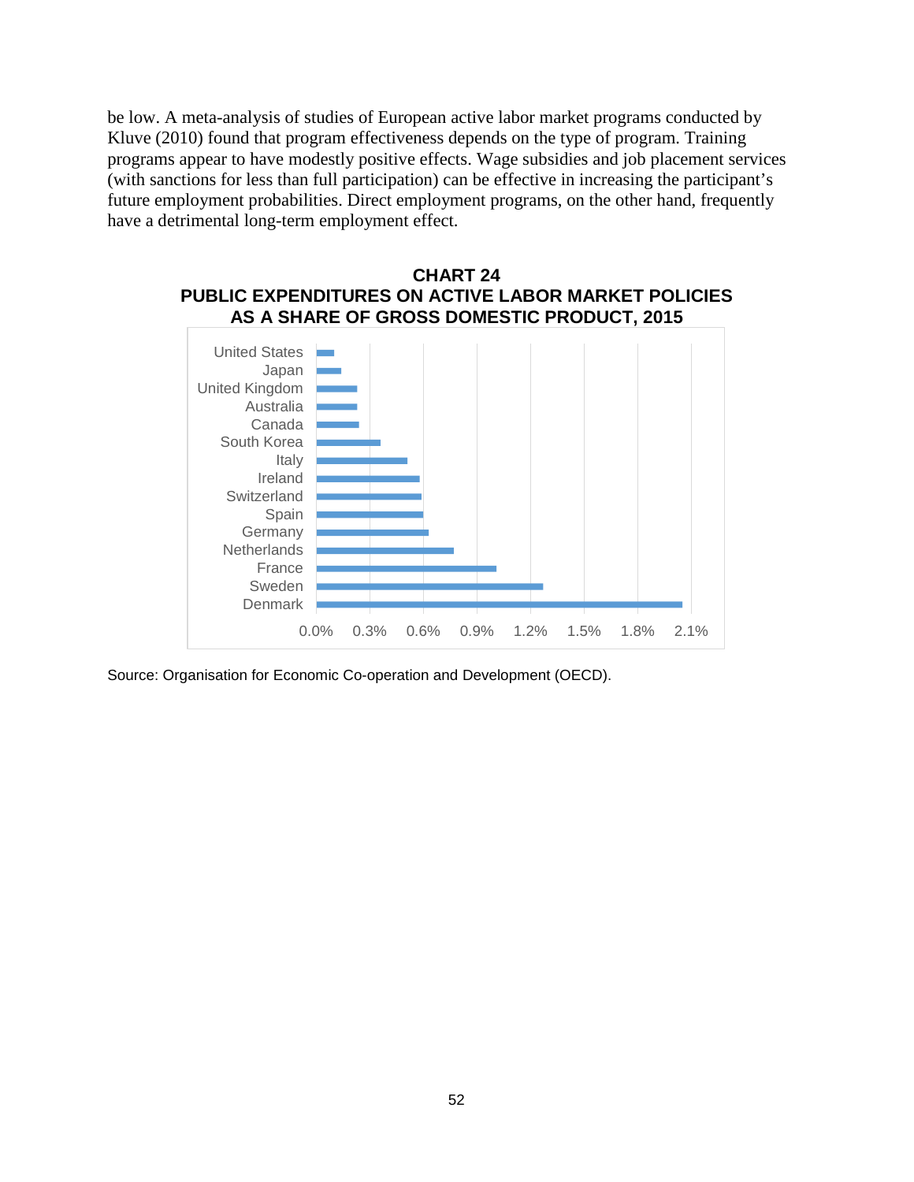be low. A meta-analysis of studies of European active labor market programs conducted by Kluve (2010) found that program effectiveness depends on the type of program. Training programs appear to have modestly positive effects. Wage subsidies and job placement services (with sanctions for less than full participation) can be effective in increasing the participant's future employment probabilities. Direct employment programs, on the other hand, frequently have a detrimental long-term employment effect.

**CHART 24**
**PUBLIC EXPENDITURES ON ACTIVE LABOR MARKET POLICIES AS A SHARE OF GROSS DOMESTIC PRODUCT, 2015**

United States
Japan
United Kingdom
Australia
Canada
South Korea
Italy
Ireland
Switzerland
Spain
Germany
Netherlands
France
Sweden
Denmark

0.0% 0.3% 0.6% 0.9% 1.2% 1.5% 1.8% 2.1%

Source: Organisation for Economic Co-operation and Development (OECD).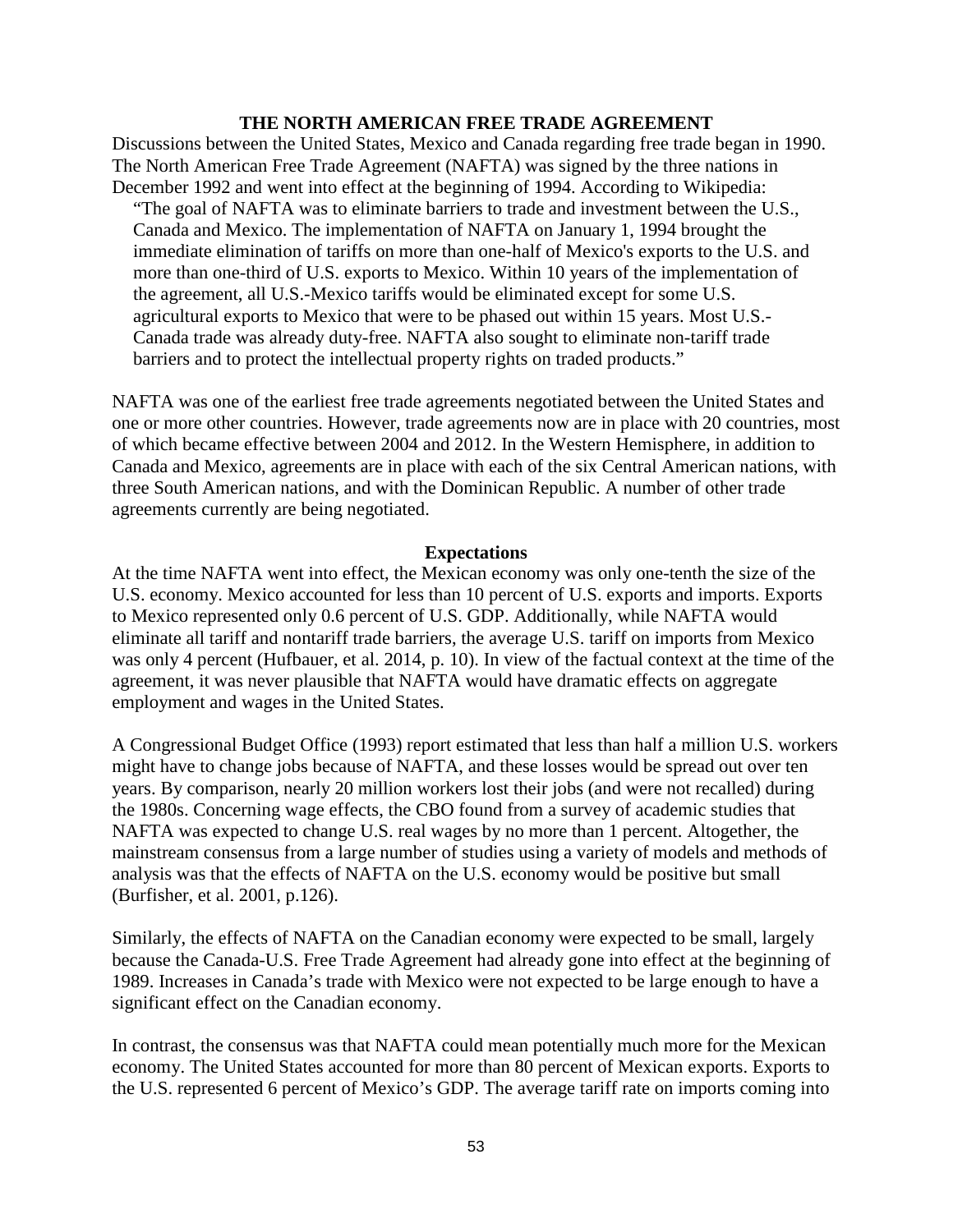## THE NORTH AMERICAN FREE TRADE AGREEMENT

Discussions between the United States, Mexico and Canada regarding free trade began in 1990. The North American Free Trade Agreement (NAFTA) was signed by the three nations in December 1992 and went into effect at the beginning of 1994. According to Wikipedia:

> "The goal of NAFTA was to eliminate barriers to trade and investment between the U.S., Canada and Mexico. The implementation of NAFTA on January 1, 1994 brought the immediate elimination of tariffs on more than one-half of Mexico's exports to the U.S. and more than one-third of U.S. exports to Mexico. Within 10 years of the implementation of the agreement, all U.S.-Mexico tariffs would be eliminated except for some U.S. agricultural exports to Mexico that were to be phased out within 15 years. Most U.S.-Canada trade was already duty-free. NAFTA also sought to eliminate non-tariff trade barriers and to protect the intellectual property rights on traded products."

NAFTA was one of the earliest free trade agreements negotiated between the United States and one or more other countries. However, trade agreements now are in place with 20 countries, most of which became effective between 2004 and 2012. In the Western Hemisphere, in addition to Canada and Mexico, agreements are in place with each of the six Central American nations, with three South American nations, and with the Dominican Republic. A number of other trade agreements currently are being negotiated.

### Expectations

At the time NAFTA went into effect, the Mexican economy was only one-tenth the size of the U.S. economy. Mexico accounted for less than 10 percent of U.S. exports and imports. Exports to Mexico represented only 0.6 percent of U.S. GDP. Additionally, while NAFTA would eliminate all tariff and nontariff trade barriers, the average U.S. tariff on imports from Mexico was only 4 percent (Hufbauer, et al. 2014, p. 10). In view of the factual context at the time of the agreement, it was never plausible that NAFTA would have dramatic effects on aggregate employment and wages in the United States.

A Congressional Budget Office (1993) report estimated that less than half a million U.S. workers might have to change jobs because of NAFTA, and these losses would be spread out over ten years. By comparison, nearly 20 million workers lost their jobs (and were not recalled) during the 1980s. Concerning wage effects, the CBO found from a survey of academic studies that NAFTA was expected to change U.S. real wages by no more than 1 percent. Altogether, the mainstream consensus from a large number of studies using a variety of models and methods of analysis was that the effects of NAFTA on the U.S. economy would be positive but small (Burfisher, et al. 2001, p.126).

Similarly, the effects of NAFTA on the Canadian economy were expected to be small, largely because the Canada-U.S. Free Trade Agreement had already gone into effect at the beginning of 1989. Increases in Canada's trade with Mexico were not expected to be large enough to have a significant effect on the Canadian economy.

In contrast, the consensus was that NAFTA could mean potentially much more for the Mexican economy. The United States accounted for more than 80 percent of Mexican exports. Exports to the U.S. represented 6 percent of Mexico's GDP. The average tariff rate on imports coming into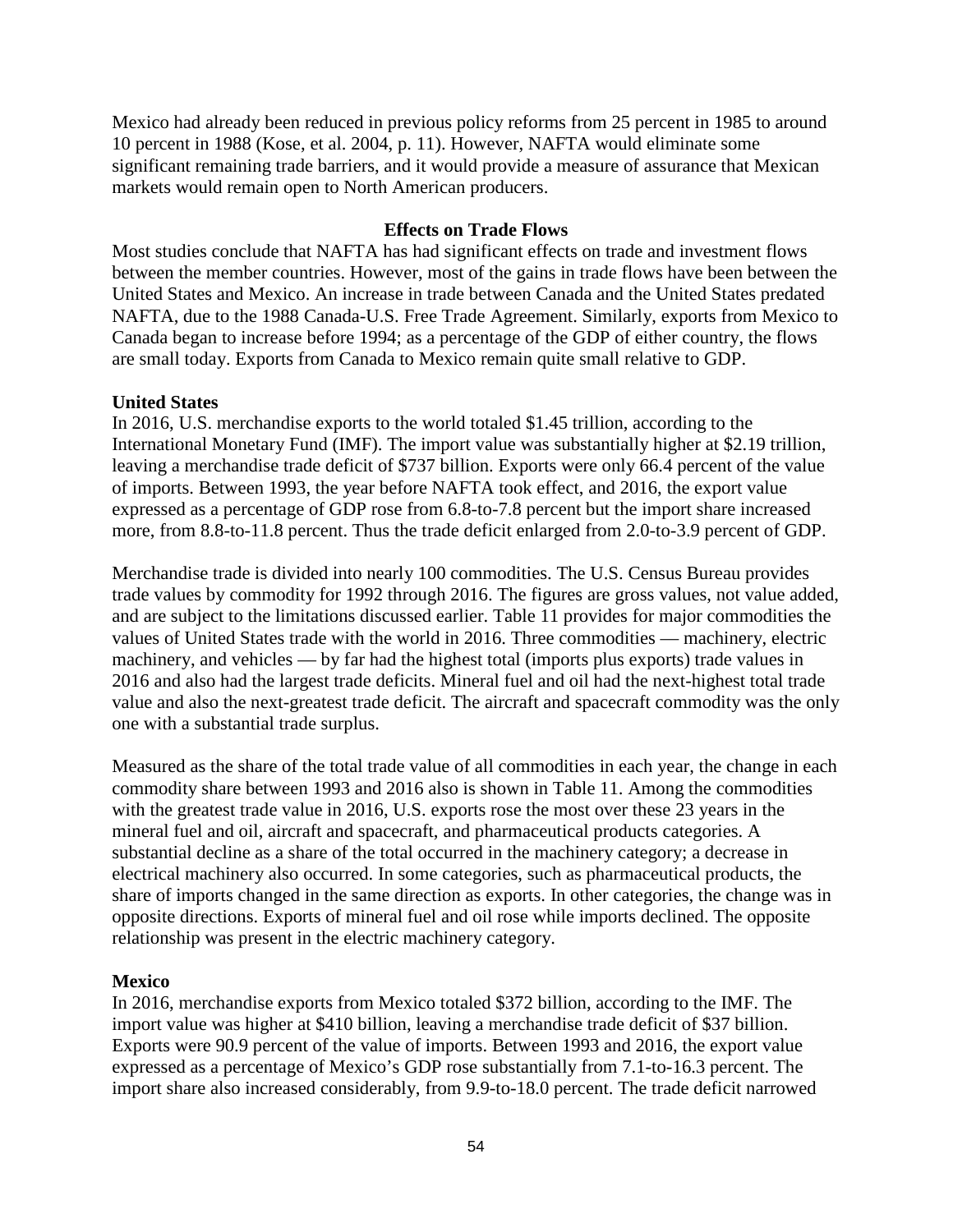Mexico had already been reduced in previous policy reforms from 25 percent in 1985 to around 10 percent in 1988 (Kose, et al. 2004, p. 11). However, NAFTA would eliminate some significant remaining trade barriers, and it would provide a measure of assurance that Mexican markets would remain open to North American producers.

## Effects on Trade Flows

Most studies conclude that NAFTA has had significant effects on trade and investment flows between the member countries. However, most of the gains in trade flows have been between the United States and Mexico. An increase in trade between Canada and the United States predated NAFTA, due to the 1988 Canada-U.S. Free Trade Agreement. Similarly, exports from Mexico to Canada began to increase before 1994; as a percentage of the GDP of either country, the flows are small today. Exports from Canada to Mexico remain quite small relative to GDP.

### United States

In 2016, U.S. merchandise exports to the world totaled $1.45 trillion, according to the International Monetary Fund (IMF). The import value was substantially higher at $2.19 trillion, leaving a merchandise trade deficit of $737 billion. Exports were only 66.4 percent of the value of imports. Between 1993, the year before NAFTA took effect, and 2016, the export value expressed as a percentage of GDP rose from 6.8-to-7.8 percent but the import share increased more, from 8.8-to-11.8 percent. Thus the trade deficit enlarged from 2.0-to-3.9 percent of GDP.

Merchandise trade is divided into nearly 100 commodities. The U.S. Census Bureau provides trade values by commodity for 1992 through 2016. The figures are gross values, not value added, and are subject to the limitations discussed earlier. Table 11 provides for major commodities the values of United States trade with the world in 2016. Three commodities — machinery, electric machinery, and vehicles — by far had the highest total (imports plus exports) trade values in 2016 and also had the largest trade deficits. Mineral fuel and oil had the next-highest total trade value and also the next-greatest trade deficit. The aircraft and spacecraft commodity was the only one with a substantial trade surplus.

Measured as the share of the total trade value of all commodities in each year, the change in each commodity share between 1993 and 2016 also is shown in Table 11. Among the commodities with the greatest trade value in 2016, U.S. exports rose the most over these 23 years in the mineral fuel and oil, aircraft and spacecraft, and pharmaceutical products categories. A substantial decline as a share of the total occurred in the machinery category; a decrease in electrical machinery also occurred. In some categories, such as pharmaceutical products, the share of imports changed in the same direction as exports. In other categories, the change was in opposite directions. Exports of mineral fuel and oil rose while imports declined. The opposite relationship was present in the electric machinery category.

### Mexico

In 2016, merchandise exports from Mexico totaled $372 billion, according to the IMF. The import value was higher at $410 billion, leaving a merchandise trade deficit of $37 billion. Exports were 90.9 percent of the value of imports. Between 1993 and 2016, the export value expressed as a percentage of Mexico's GDP rose substantially from 7.1-to-16.3 percent. The import share also increased considerably, from 9.9-to-18.0 percent. The trade deficit narrowed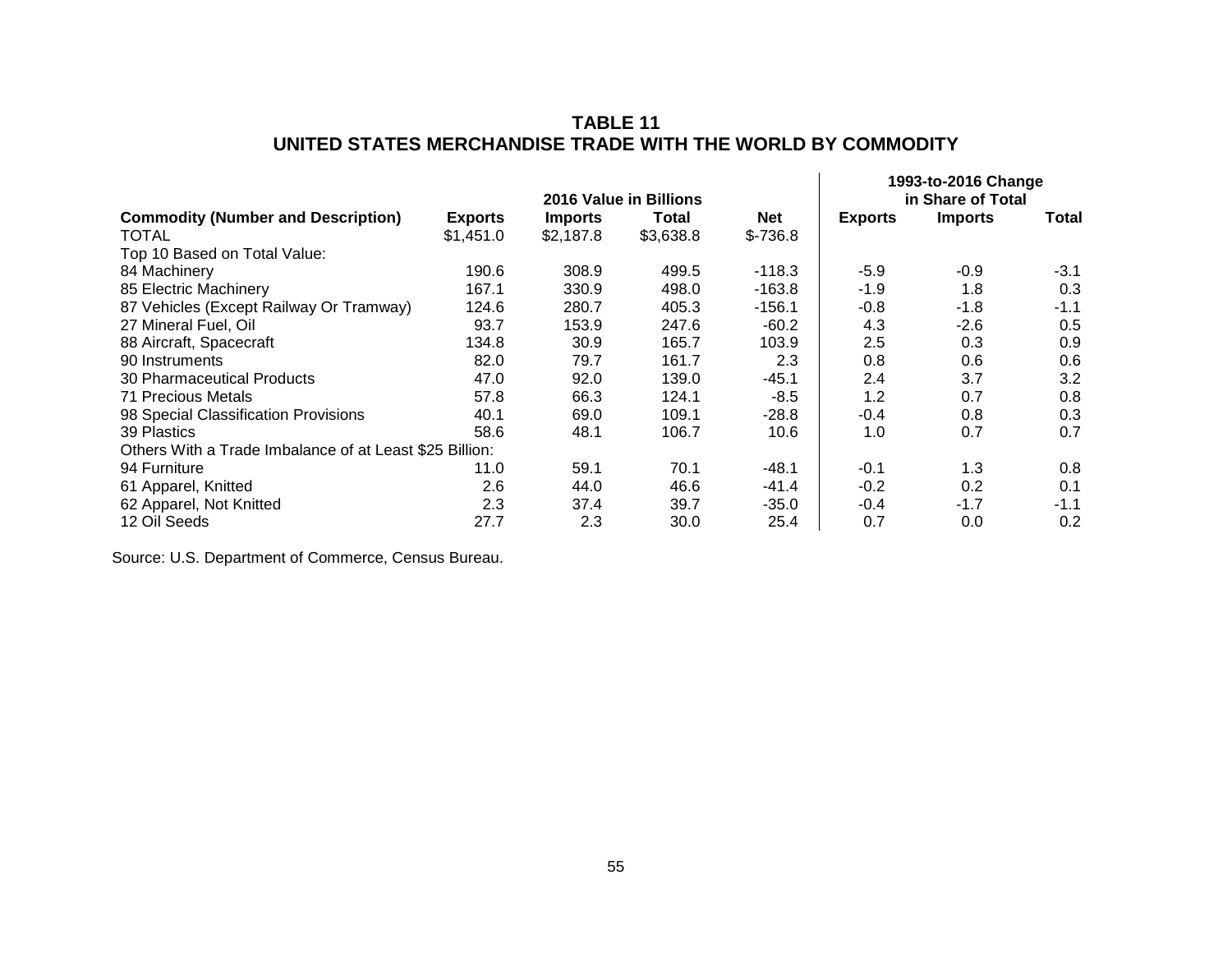## TABLE 11
## UNITED STATES MERCHANDISE TRADE WITH THE WORLD BY COMMODITY

| Commodity (Number and Description) | 2016 Value in Billions | | | | 1993-to-2016 Change in Share of Total | | |
|---|---|---|---|---|---|---|---|
| | Exports | Imports | Total | Net | Exports | Imports | Total |
| TOTAL | $1,451.0 | $2,187.8 | $3,638.8 | $-736.8 | | | |
| Top 10 Based on Total Value: | | | | | | | |
| 84 Machinery | 190.6 | 308.9 | 499.5 | -118.3 | -5.9 | -0.9 | -3.1 |
| 85 Electric Machinery | 167.1 | 330.9 | 498.0 | -163.8 | -1.9 | 1.8 | 0.3 |
| 87 Vehicles (Except Railway Or Tramway) | 124.6 | 280.7 | 405.3 | -156.1 | -0.8 | -1.8 | -1.1 |
| 27 Mineral Fuel, Oil | 93.7 | 153.9 | 247.6 | -60.2 | 4.3 | -2.6 | 0.5 |
| 88 Aircraft, Spacecraft | 134.8 | 30.9 | 165.7 | 103.9 | 2.5 | 0.3 | 0.9 |
| 90 Instruments | 82.0 | 79.7 | 161.7 | 2.3 | 0.8 | 0.6 | 0.6 |
| 30 Pharmaceutical Products | 47.0 | 92.0 | 139.0 | -45.1 | 2.4 | 3.7 | 3.2 |
| 71 Precious Metals | 57.8 | 66.3 | 124.1 | -8.5 | 1.2 | 0.7 | 0.8 |
| 98 Special Classification Provisions | 40.1 | 69.0 | 109.1 | -28.8 | -0.4 | 0.8 | 0.3 |
| 39 Plastics | 58.6 | 48.1 | 106.7 | 10.6 | 1.0 | 0.7 | 0.7 |
| Others With a Trade Imbalance of at Least $25 Billion: | | | | | | | |
| 94 Furniture | 11.0 | 59.1 | 70.1 | -48.1 | -0.1 | 1.3 | 0.8 |
| 61 Apparel, Knitted | 2.6 | 44.0 | 46.6 | -41.4 | -0.2 | 0.2 | 0.1 |
| 62 Apparel, Not Knitted | 2.3 | 37.4 | 39.7 | -35.0 | -0.4 | -1.7 | -1.1 |
| 12 Oil Seeds | 27.7 | 2.3 | 30.0 | 25.4 | 0.7 | 0.0 | 0.2 |

Source: U.S. Department of Commerce, Census Bureau.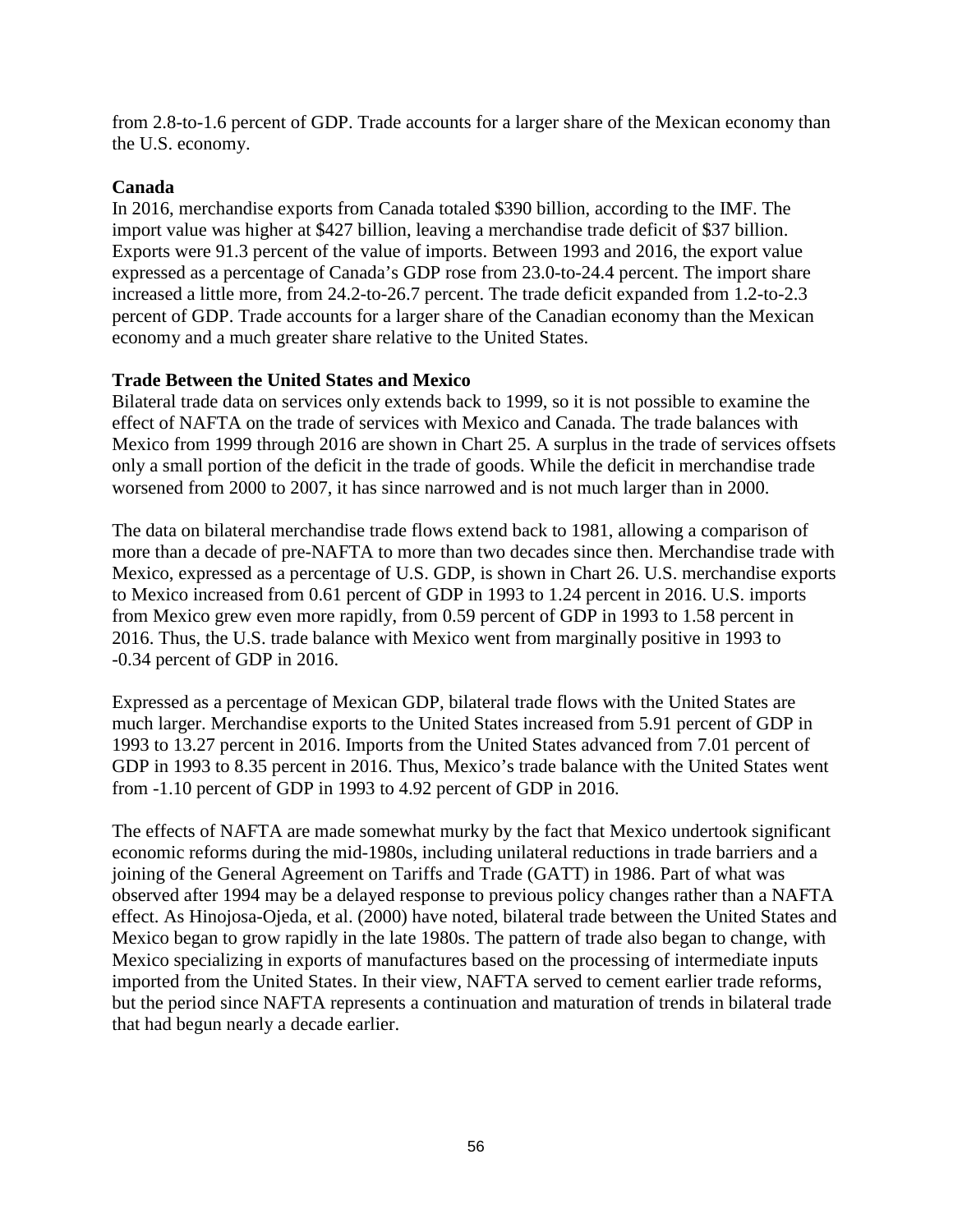from 2.8-to-1.6 percent of GDP. Trade accounts for a larger share of the Mexican economy than the U.S. economy.

**Canada**

In 2016, merchandise exports from Canada totaled $390 billion, according to the IMF. The import value was higher at $427 billion, leaving a merchandise trade deficit of $37 billion. Exports were 91.3 percent of the value of imports. Between 1993 and 2016, the export value expressed as a percentage of Canada's GDP rose from 23.0-to-24.4 percent. The import share increased a little more, from 24.2-to-26.7 percent. The trade deficit expanded from 1.2-to-2.3 percent of GDP. Trade accounts for a larger share of the Canadian economy than the Mexican economy and a much greater share relative to the United States.

**Trade Between the United States and Mexico**

Bilateral trade data on services only extends back to 1999, so it is not possible to examine the effect of NAFTA on the trade of services with Mexico and Canada. The trade balances with Mexico from 1999 through 2016 are shown in Chart 25. A surplus in the trade of services offsets only a small portion of the deficit in the trade of goods. While the deficit in merchandise trade worsened from 2000 to 2007, it has since narrowed and is not much larger than in 2000.

The data on bilateral merchandise trade flows extend back to 1981, allowing a comparison of more than a decade of pre-NAFTA to more than two decades since then. Merchandise trade with Mexico, expressed as a percentage of U.S. GDP, is shown in Chart 26. U.S. merchandise exports to Mexico increased from 0.61 percent of GDP in 1993 to 1.24 percent in 2016. U.S. imports from Mexico grew even more rapidly, from 0.59 percent of GDP in 1993 to 1.58 percent in 2016. Thus, the U.S. trade balance with Mexico went from marginally positive in 1993 to -0.34 percent of GDP in 2016.

Expressed as a percentage of Mexican GDP, bilateral trade flows with the United States are much larger. Merchandise exports to the United States increased from 5.91 percent of GDP in 1993 to 13.27 percent in 2016. Imports from the United States advanced from 7.01 percent of GDP in 1993 to 8.35 percent in 2016. Thus, Mexico's trade balance with the United States went from -1.10 percent of GDP in 1993 to 4.92 percent of GDP in 2016.

The effects of NAFTA are made somewhat murky by the fact that Mexico undertook significant economic reforms during the mid-1980s, including unilateral reductions in trade barriers and a joining of the General Agreement on Tariffs and Trade (GATT) in 1986. Part of what was observed after 1994 may be a delayed response to previous policy changes rather than a NAFTA effect. As Hinojosa-Ojeda, et al. (2000) have noted, bilateral trade between the United States and Mexico began to grow rapidly in the late 1980s. The pattern of trade also began to change, with Mexico specializing in exports of manufactures based on the processing of intermediate inputs imported from the United States. In their view, NAFTA served to cement earlier trade reforms, but the period since NAFTA represents a continuation and maturation of trends in bilateral trade that had begun nearly a decade earlier.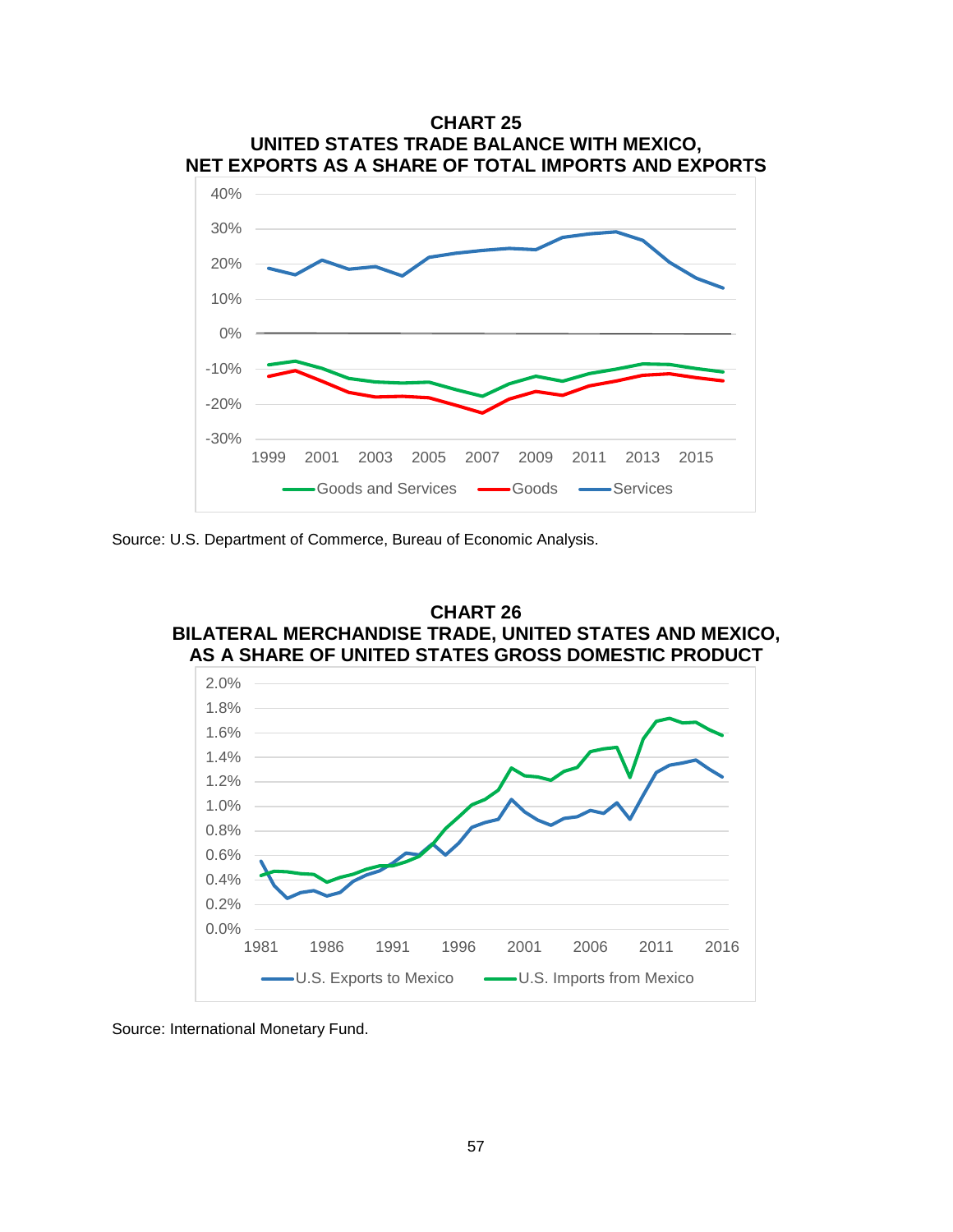**CHART 25**
**UNITED STATES TRADE BALANCE WITH MEXICO, NET EXPORTS AS A SHARE OF TOTAL IMPORTS AND EXPORTS**

Source: U.S. Department of Commerce, Bureau of Economic Analysis.

**CHART 26**
**BILATERAL MERCHANDISE TRADE, UNITED STATES AND MEXICO, AS A SHARE OF UNITED STATES GROSS DOMESTIC PRODUCT**

Source: International Monetary Fund.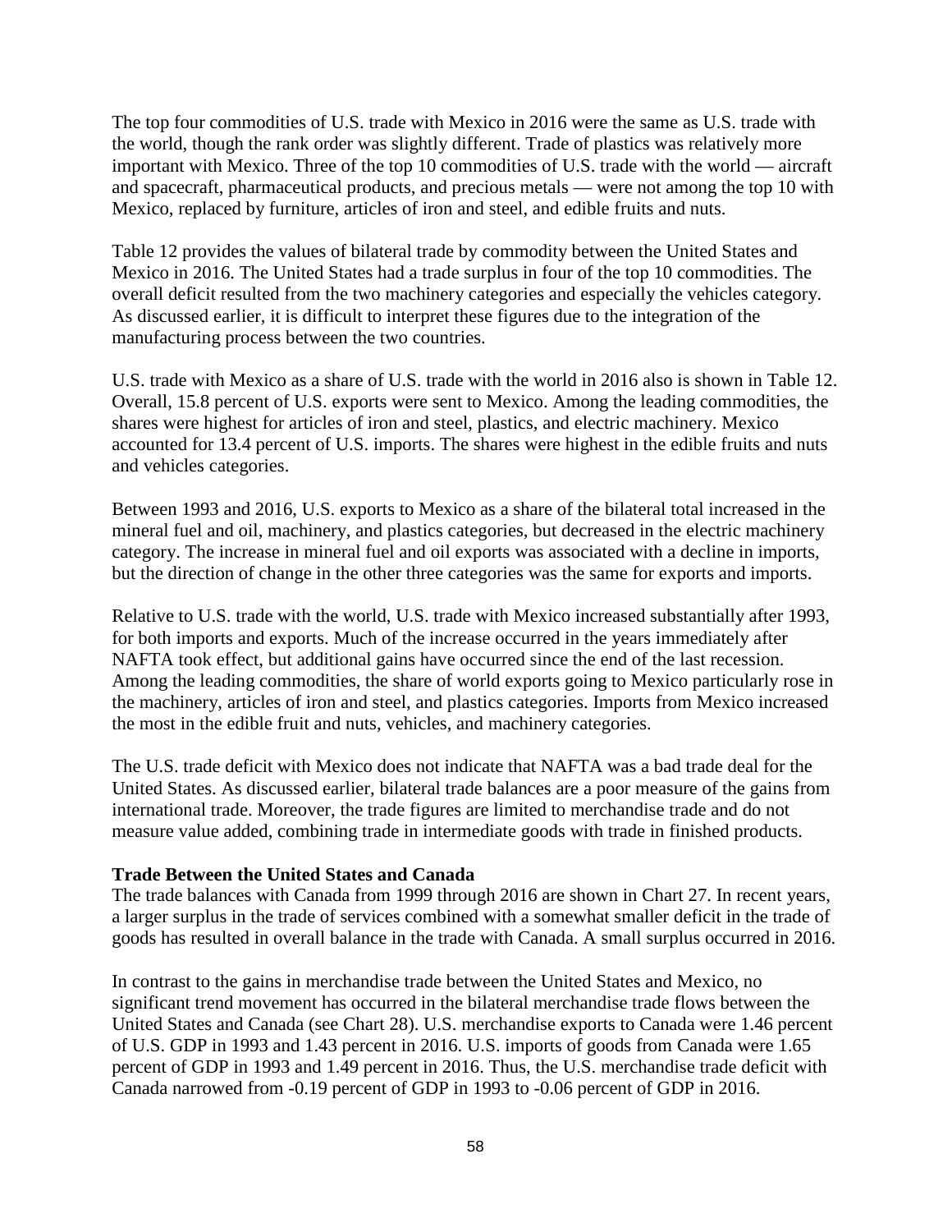The top four commodities of U.S. trade with Mexico in 2016 were the same as U.S. trade with the world, though the rank order was slightly different. Trade of plastics was relatively more important with Mexico. Three of the top 10 commodities of U.S. trade with the world — aircraft and spacecraft, pharmaceutical products, and precious metals — were not among the top 10 with Mexico, replaced by furniture, articles of iron and steel, and edible fruits and nuts.

Table 12 provides the values of bilateral trade by commodity between the United States and Mexico in 2016. The United States had a trade surplus in four of the top 10 commodities. The overall deficit resulted from the two machinery categories and especially the vehicles category. As discussed earlier, it is difficult to interpret these figures due to the integration of the manufacturing process between the two countries.

U.S. trade with Mexico as a share of U.S. trade with the world in 2016 also is shown in Table 12. Overall, 15.8 percent of U.S. exports were sent to Mexico. Among the leading commodities, the shares were highest for articles of iron and steel, plastics, and electric machinery. Mexico accounted for 13.4 percent of U.S. imports. The shares were highest in the edible fruits and nuts and vehicles categories.

Between 1993 and 2016, U.S. exports to Mexico as a share of the bilateral total increased in the mineral fuel and oil, machinery, and plastics categories, but decreased in the electric machinery category. The increase in mineral fuel and oil exports was associated with a decline in imports, but the direction of change in the other three categories was the same for exports and imports.

Relative to U.S. trade with the world, U.S. trade with Mexico increased substantially after 1993, for both imports and exports. Much of the increase occurred in the years immediately after NAFTA took effect, but additional gains have occurred since the end of the last recession. Among the leading commodities, the share of world exports going to Mexico particularly rose in the machinery, articles of iron and steel, and plastics categories. Imports from Mexico increased the most in the edible fruit and nuts, vehicles, and machinery categories.

The U.S. trade deficit with Mexico does not indicate that NAFTA was a bad trade deal for the United States. As discussed earlier, bilateral trade balances are a poor measure of the gains from international trade. Moreover, the trade figures are limited to merchandise trade and do not measure value added, combining trade in intermediate goods with trade in finished products.

**Trade Between the United States and Canada**

The trade balances with Canada from 1999 through 2016 are shown in Chart 27. In recent years, a larger surplus in the trade of services combined with a somewhat smaller deficit in the trade of goods has resulted in overall balance in the trade with Canada. A small surplus occurred in 2016.

In contrast to the gains in merchandise trade between the United States and Mexico, no significant trend movement has occurred in the bilateral merchandise trade flows between the United States and Canada (see Chart 28). U.S. merchandise exports to Canada were 1.46 percent of U.S. GDP in 1993 and 1.43 percent in 2016. U.S. imports of goods from Canada were 1.65 percent of GDP in 1993 and 1.49 percent in 2016. Thus, the U.S. merchandise trade deficit with Canada narrowed from -0.19 percent of GDP in 1993 to -0.06 percent of GDP in 2016.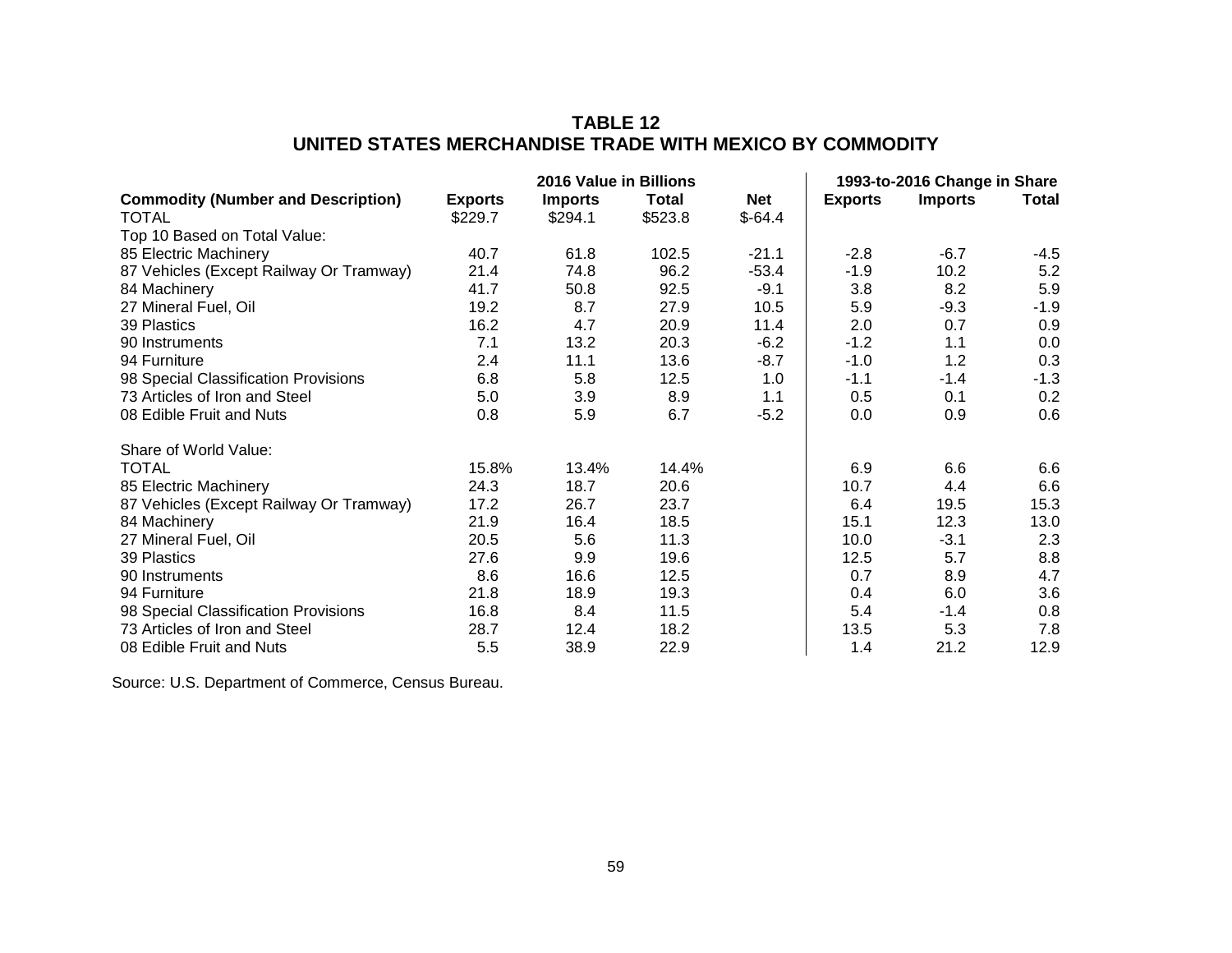## TABLE 12
## UNITED STATES MERCHANDISE TRADE WITH MEXICO BY COMMODITY

| | 2016 Value in Billions | | | | 1993-to-2016 Change in Share | | |
|---|---|---|---|---|---|---|---|
| **Commodity (Number and Description)** | **Exports** | **Imports** | **Total** | **Net** | **Exports** | **Imports** | **Total** |
| TOTAL | $229.7 | $294.1 | $523.8 | $-64.4 | | | |
| Top 10 Based on Total Value: | | | | | | | |
| 85 Electric Machinery | 40.7 | 61.8 | 102.5 | -21.1 | -2.8 | -6.7 | -4.5 |
| 87 Vehicles (Except Railway Or Tramway) | 21.4 | 74.8 | 96.2 | -53.4 | -1.9 | 10.2 | 5.2 |
| 84 Machinery | 41.7 | 50.8 | 92.5 | -9.1 | 3.8 | 8.2 | 5.9 |
| 27 Mineral Fuel, Oil | 19.2 | 8.7 | 27.9 | 10.5 | 5.9 | -9.3 | -1.9 |
| 39 Plastics | 16.2 | 4.7 | 20.9 | 11.4 | 2.0 | 0.7 | 0.9 |
| 90 Instruments | 7.1 | 13.2 | 20.3 | -6.2 | -1.2 | 1.1 | 0.0 |
| 94 Furniture | 2.4 | 11.1 | 13.6 | -8.7 | -1.0 | 1.2 | 0.3 |
| 98 Special Classification Provisions | 6.8 | 5.8 | 12.5 | 1.0 | -1.1 | -1.4 | -1.3 |
| 73 Articles of Iron and Steel | 5.0 | 3.9 | 8.9 | 1.1 | 0.5 | 0.1 | 0.2 |
| 08 Edible Fruit and Nuts | 0.8 | 5.9 | 6.7 | -5.2 | 0.0 | 0.9 | 0.6 |
| | | | | | | | |
| Share of World Value: | | | | | | | |
| TOTAL | 15.8% | 13.4% | 14.4% | | 6.9 | 6.6 | 6.6 |
| 85 Electric Machinery | 24.3 | 18.7 | 20.6 | | 10.7 | 4.4 | 6.6 |
| 87 Vehicles (Except Railway Or Tramway) | 17.2 | 26.7 | 23.7 | | 6.4 | 19.5 | 15.3 |
| 84 Machinery | 21.9 | 16.4 | 18.5 | | 15.1 | 12.3 | 13.0 |
| 27 Mineral Fuel, Oil | 20.5 | 5.6 | 11.3 | | 10.0 | -3.1 | 2.3 |
| 39 Plastics | 27.6 | 9.9 | 19.6 | | 12.5 | 5.7 | 8.8 |
| 90 Instruments | 8.6 | 16.6 | 12.5 | | 0.7 | 8.9 | 4.7 |
| 94 Furniture | 21.8 | 18.9 | 19.3 | | 0.4 | 6.0 | 3.6 |
| 98 Special Classification Provisions | 16.8 | 8.4 | 11.5 | | 5.4 | -1.4 | 0.8 |
| 73 Articles of Iron and Steel | 28.7 | 12.4 | 18.2 | | 13.5 | 5.3 | 7.8 |
| 08 Edible Fruit and Nuts | 5.5 | 38.9 | 22.9 | | 1.4 | 21.2 | 12.9 |

Source: U.S. Department of Commerce, Census Bureau.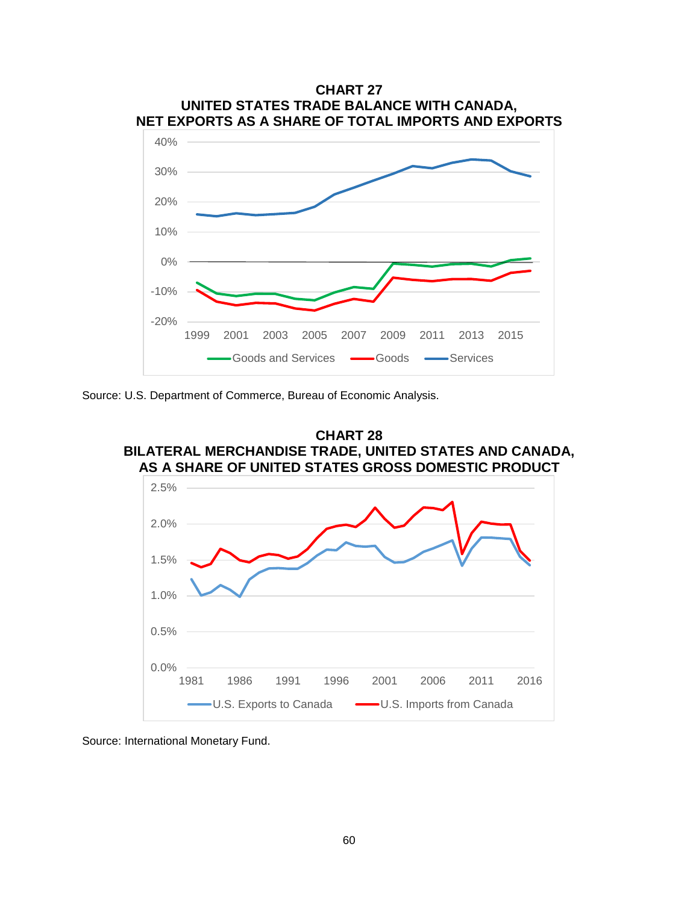**CHART 27**
**UNITED STATES TRADE BALANCE WITH CANADA,**
**NET EXPORTS AS A SHARE OF TOTAL IMPORTS AND EXPORTS**

Source: U.S. Department of Commerce, Bureau of Economic Analysis.

**CHART 28**
**BILATERAL MERCHANDISE TRADE, UNITED STATES AND CANADA,**
**AS A SHARE OF UNITED STATES GROSS DOMESTIC PRODUCT**

Source: International Monetary Fund.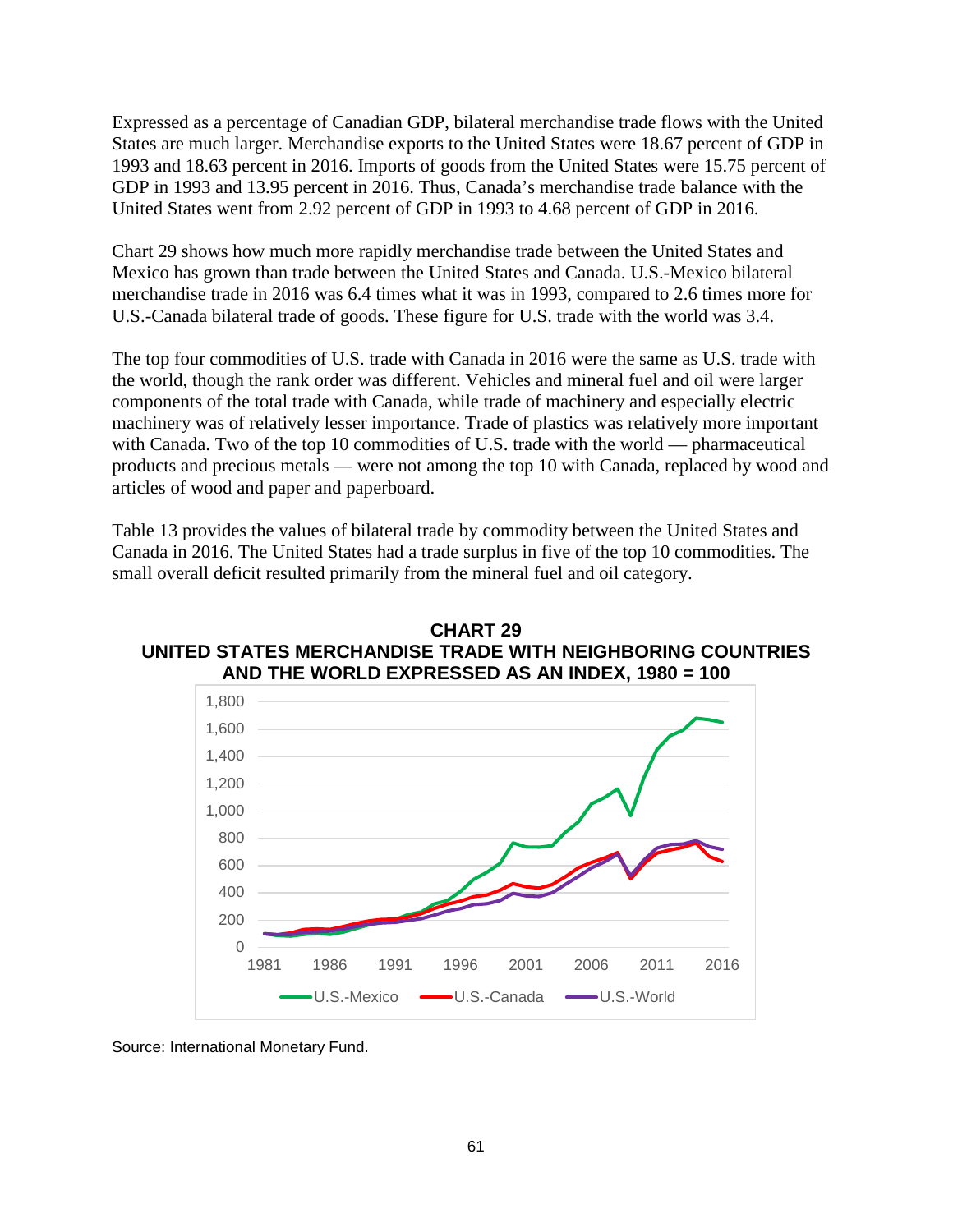Expressed as a percentage of Canadian GDP, bilateral merchandise trade flows with the United States are much larger. Merchandise exports to the United States were 18.67 percent of GDP in 1993 and 18.63 percent in 2016. Imports of goods from the United States were 15.75 percent of GDP in 1993 and 13.95 percent in 2016. Thus, Canada's merchandise trade balance with the United States went from 2.92 percent of GDP in 1993 to 4.68 percent of GDP in 2016.

Chart 29 shows how much more rapidly merchandise trade between the United States and Mexico has grown than trade between the United States and Canada. U.S.-Mexico bilateral merchandise trade in 2016 was 6.4 times what it was in 1993, compared to 2.6 times more for U.S.-Canada bilateral trade of goods. These figure for U.S. trade with the world was 3.4.

The top four commodities of U.S. trade with Canada in 2016 were the same as U.S. trade with the world, though the rank order was different. Vehicles and mineral fuel and oil were larger components of the total trade with Canada, while trade of machinery and especially electric machinery was of relatively lesser importance. Trade of plastics was relatively more important with Canada. Two of the top 10 commodities of U.S. trade with the world — pharmaceutical products and precious metals — were not among the top 10 with Canada, replaced by wood and articles of wood and paper and paperboard.

Table 13 provides the values of bilateral trade by commodity between the United States and Canada in 2016. The United States had a trade surplus in five of the top 10 commodities. The small overall deficit resulted primarily from the mineral fuel and oil category.

**CHART 29**
**UNITED STATES MERCHANDISE TRADE WITH NEIGHBORING COUNTRIES AND THE WORLD EXPRESSED AS AN INDEX, 1980 = 100**

Source: International Monetary Fund.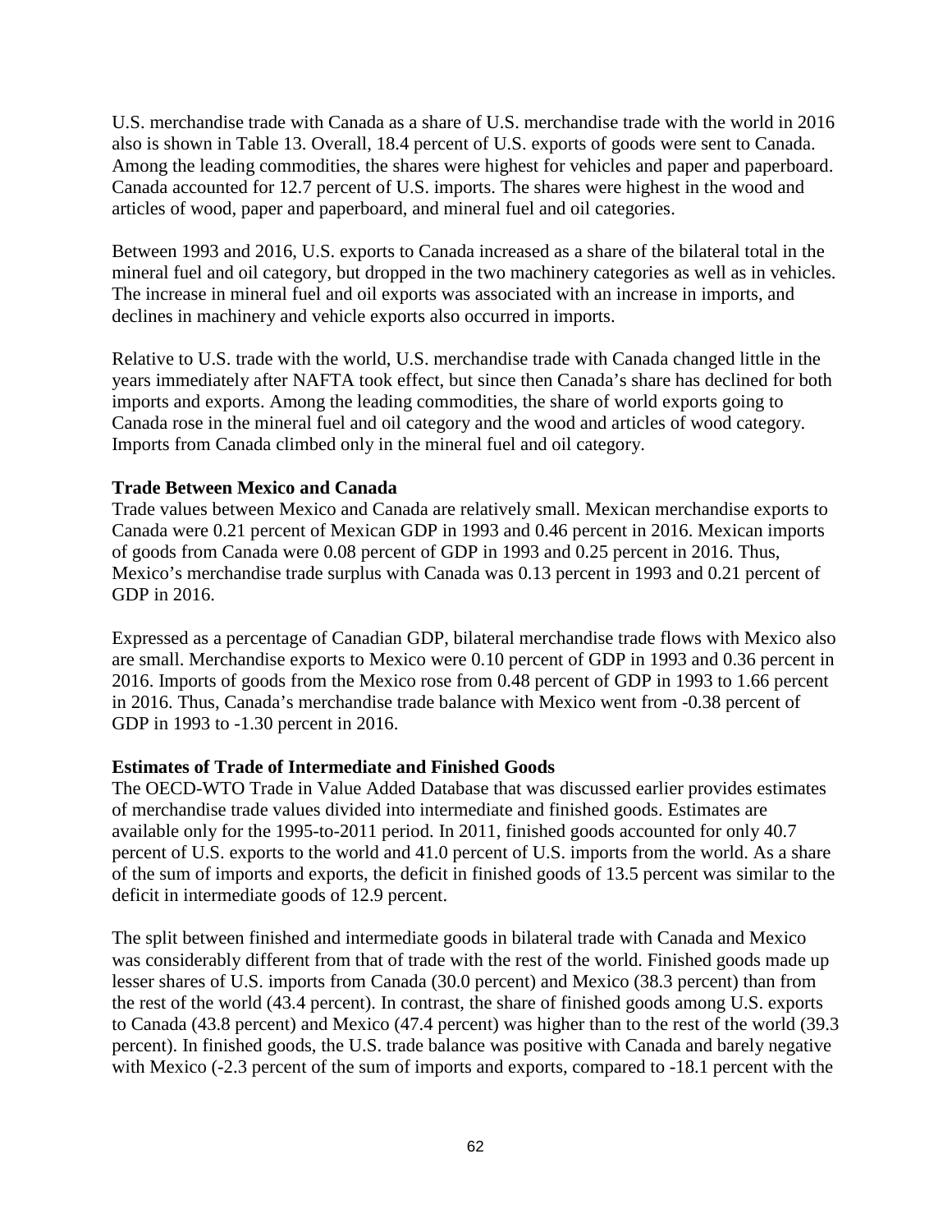U.S. merchandise trade with Canada as a share of U.S. merchandise trade with the world in 2016 also is shown in Table 13. Overall, 18.4 percent of U.S. exports of goods were sent to Canada. Among the leading commodities, the shares were highest for vehicles and paper and paperboard. Canada accounted for 12.7 percent of U.S. imports. The shares were highest in the wood and articles of wood, paper and paperboard, and mineral fuel and oil categories.

Between 1993 and 2016, U.S. exports to Canada increased as a share of the bilateral total in the mineral fuel and oil category, but dropped in the two machinery categories as well as in vehicles. The increase in mineral fuel and oil exports was associated with an increase in imports, and declines in machinery and vehicle exports also occurred in imports.

Relative to U.S. trade with the world, U.S. merchandise trade with Canada changed little in the years immediately after NAFTA took effect, but since then Canada's share has declined for both imports and exports. Among the leading commodities, the share of world exports going to Canada rose in the mineral fuel and oil category and the wood and articles of wood category. Imports from Canada climbed only in the mineral fuel and oil category.

**Trade Between Mexico and Canada**

Trade values between Mexico and Canada are relatively small. Mexican merchandise exports to Canada were 0.21 percent of Mexican GDP in 1993 and 0.46 percent in 2016. Mexican imports of goods from Canada were 0.08 percent of GDP in 1993 and 0.25 percent in 2016. Thus, Mexico's merchandise trade surplus with Canada was 0.13 percent in 1993 and 0.21 percent of GDP in 2016.

Expressed as a percentage of Canadian GDP, bilateral merchandise trade flows with Mexico also are small. Merchandise exports to Mexico were 0.10 percent of GDP in 1993 and 0.36 percent in 2016. Imports of goods from the Mexico rose from 0.48 percent of GDP in 1993 to 1.66 percent in 2016. Thus, Canada's merchandise trade balance with Mexico went from -0.38 percent of GDP in 1993 to -1.30 percent in 2016.

**Estimates of Trade of Intermediate and Finished Goods**

The OECD-WTO Trade in Value Added Database that was discussed earlier provides estimates of merchandise trade values divided into intermediate and finished goods. Estimates are available only for the 1995-to-2011 period. In 2011, finished goods accounted for only 40.7 percent of U.S. exports to the world and 41.0 percent of U.S. imports from the world. As a share of the sum of imports and exports, the deficit in finished goods of 13.5 percent was similar to the deficit in intermediate goods of 12.9 percent.

The split between finished and intermediate goods in bilateral trade with Canada and Mexico was considerably different from that of trade with the rest of the world. Finished goods made up lesser shares of U.S. imports from Canada (30.0 percent) and Mexico (38.3 percent) than from the rest of the world (43.4 percent). In contrast, the share of finished goods among U.S. exports to Canada (43.8 percent) and Mexico (47.4 percent) was higher than to the rest of the world (39.3 percent). In finished goods, the U.S. trade balance was positive with Canada and barely negative with Mexico (-2.3 percent of the sum of imports and exports, compared to -18.1 percent with the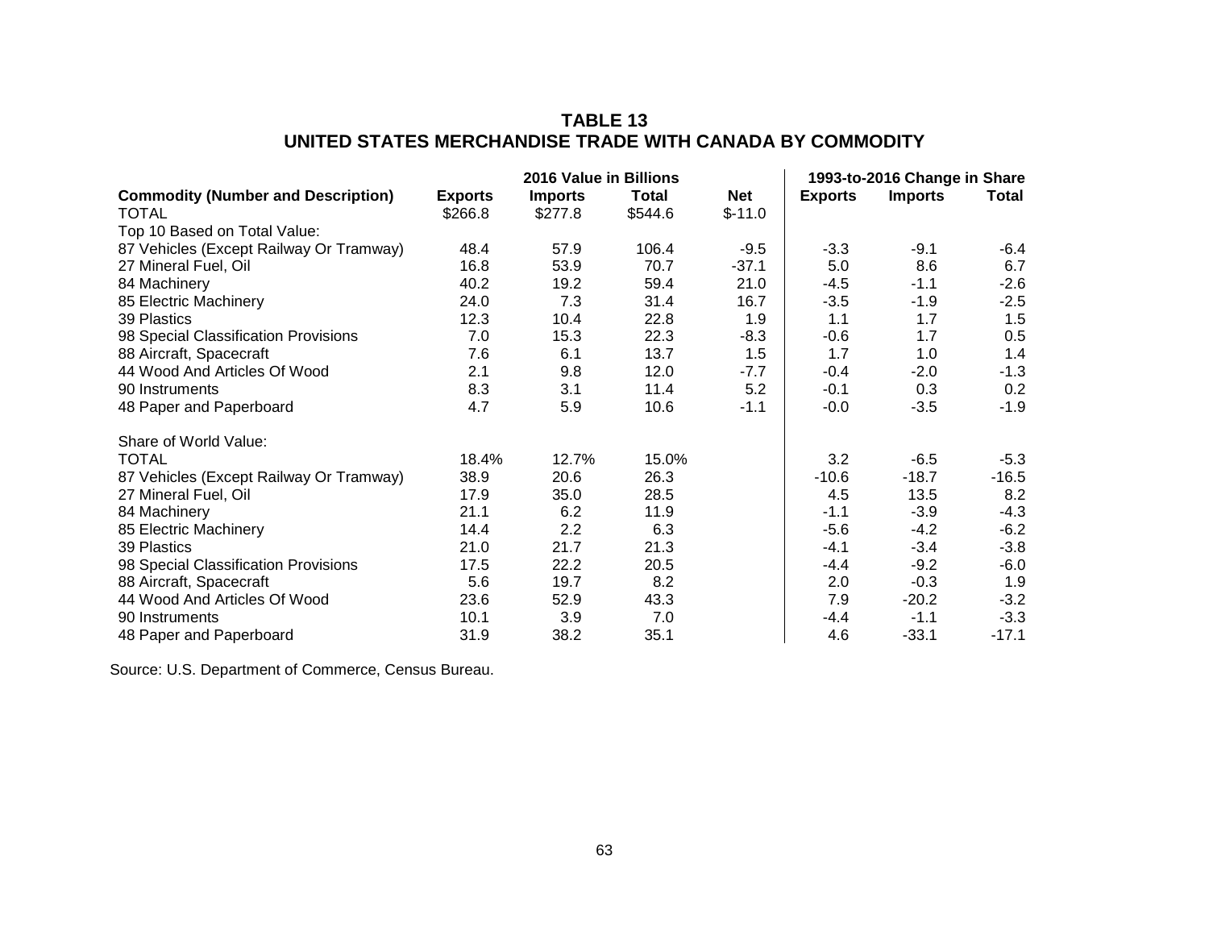## TABLE 13
## UNITED STATES MERCHANDISE TRADE WITH CANADA BY COMMODITY

| Commodity (Number and Description) | 2016 Value in Billions | | | | 1993-to-2016 Change in Share | | |
|---|---|---|---|---|---|---|---|
| | **Exports** | **Imports** | **Total** | **Net** | **Exports** | **Imports** | **Total** |
| TOTAL | $266.8 | $277.8 | $544.6 | $-11.0 | | | |
| Top 10 Based on Total Value: | | | | | | | |
| 87 Vehicles (Except Railway Or Tramway) | 48.4 | 57.9 | 106.4 | -9.5 | -3.3 | -9.1 | -6.4 |
| 27 Mineral Fuel, Oil | 16.8 | 53.9 | 70.7 | -37.1 | 5.0 | 8.6 | 6.7 |
| 84 Machinery | 40.2 | 19.2 | 59.4 | 21.0 | -4.5 | -1.1 | -2.6 |
| 85 Electric Machinery | 24.0 | 7.3 | 31.4 | 16.7 | -3.5 | -1.9 | -2.5 |
| 39 Plastics | 12.3 | 10.4 | 22.8 | 1.9 | 1.1 | 1.7 | 1.5 |
| 98 Special Classification Provisions | 7.0 | 15.3 | 22.3 | -8.3 | -0.6 | 1.7 | 0.5 |
| 88 Aircraft, Spacecraft | 7.6 | 6.1 | 13.7 | 1.5 | 1.7 | 1.0 | 1.4 |
| 44 Wood And Articles Of Wood | 2.1 | 9.8 | 12.0 | -7.7 | -0.4 | -2.0 | -1.3 |
| 90 Instruments | 8.3 | 3.1 | 11.4 | 5.2 | -0.1 | 0.3 | 0.2 |
| 48 Paper and Paperboard | 4.7 | 5.9 | 10.6 | -1.1 | -0.0 | -3.5 | -1.9 |
| Share of World Value: | | | | | | | |
| TOTAL | 18.4% | 12.7% | 15.0% | | 3.2 | -6.5 | -5.3 |
| 87 Vehicles (Except Railway Or Tramway) | 38.9 | 20.6 | 26.3 | | -10.6 | -18.7 | -16.5 |
| 27 Mineral Fuel, Oil | 17.9 | 35.0 | 28.5 | | 4.5 | 13.5 | 8.2 |
| 84 Machinery | 21.1 | 6.2 | 11.9 | | -1.1 | -3.9 | -4.3 |
| 85 Electric Machinery | 14.4 | 2.2 | 6.3 | | -5.6 | -4.2 | -6.2 |
| 39 Plastics | 21.0 | 21.7 | 21.3 | | -4.1 | -3.4 | -3.8 |
| 98 Special Classification Provisions | 17.5 | 22.2 | 20.5 | | -4.4 | -9.2 | -6.0 |
| 88 Aircraft, Spacecraft | 5.6 | 19.7 | 8.2 | | 2.0 | -0.3 | 1.9 |
| 44 Wood And Articles Of Wood | 23.6 | 52.9 | 43.3 | | 7.9 | -20.2 | -3.2 |
| 90 Instruments | 10.1 | 3.9 | 7.0 | | -4.4 | -1.1 | -3.3 |
| 48 Paper and Paperboard | 31.9 | 38.2 | 35.1 | | 4.6 | -33.1 | -17.1 |

Source: U.S. Department of Commerce, Census Bureau.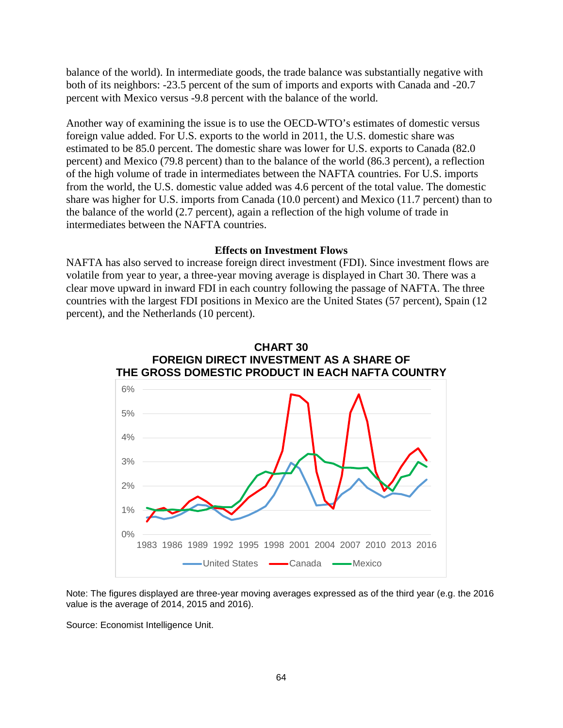balance of the world). In intermediate goods, the trade balance was substantially negative with both of its neighbors: -23.5 percent of the sum of imports and exports with Canada and -20.7 percent with Mexico versus -9.8 percent with the balance of the world.

Another way of examining the issue is to use the OECD-WTO's estimates of domestic versus foreign value added. For U.S. exports to the world in 2011, the U.S. domestic share was estimated to be 85.0 percent. The domestic share was lower for U.S. exports to Canada (82.0 percent) and Mexico (79.8 percent) than to the balance of the world (86.3 percent), a reflection of the high volume of trade in intermediates between the NAFTA countries. For U.S. imports from the world, the U.S. domestic value added was 4.6 percent of the total value. The domestic share was higher for U.S. imports from Canada (10.0 percent) and Mexico (11.7 percent) than to the balance of the world (2.7 percent), again a reflection of the high volume of trade in intermediates between the NAFTA countries.

### Effects on Investment Flows

NAFTA has also served to increase foreign direct investment (FDI). Since investment flows are volatile from year to year, a three-year moving average is displayed in Chart 30. There was a clear move upward in inward FDI in each country following the passage of NAFTA. The three countries with the largest FDI positions in Mexico are the United States (57 percent), Spain (12 percent), and the Netherlands (10 percent).

**CHART 30**
**FOREIGN DIRECT INVESTMENT AS A SHARE OF THE GROSS DOMESTIC PRODUCT IN EACH NAFTA COUNTRY**

Note: The figures displayed are three-year moving averages expressed as of the third year (e.g. the 2016 value is the average of 2014, 2015 and 2016).

Source: Economist Intelligence Unit.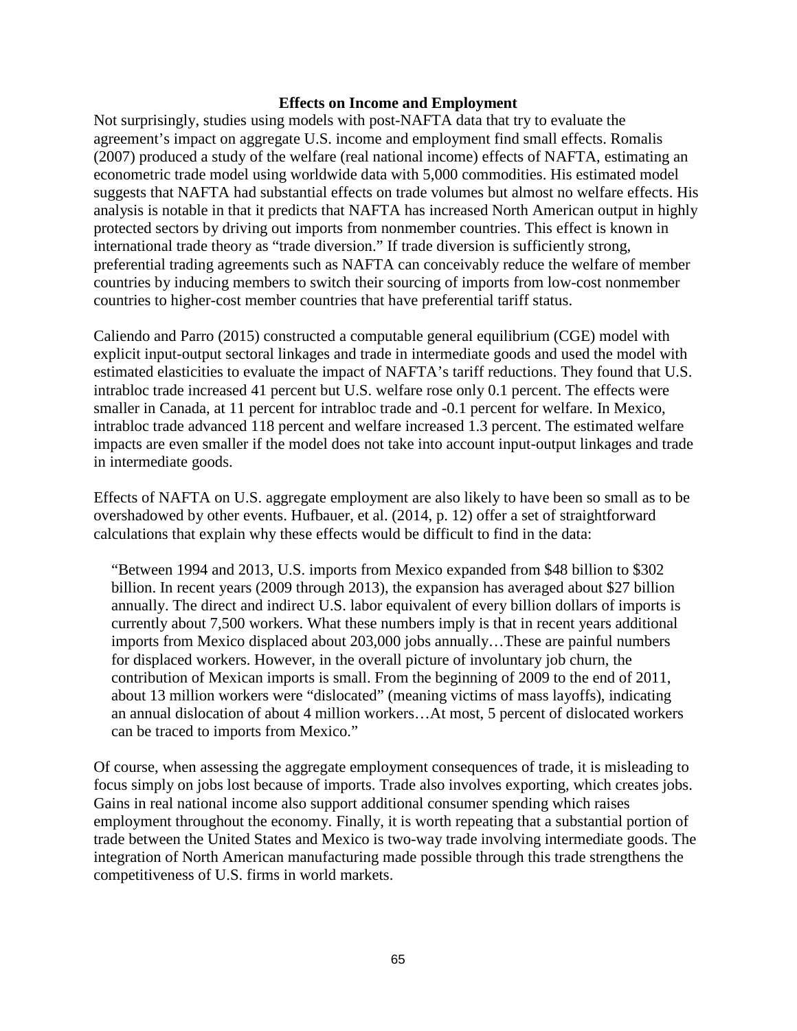### Effects on Income and Employment

Not surprisingly, studies using models with post-NAFTA data that try to evaluate the agreement's impact on aggregate U.S. income and employment find small effects. Romalis (2007) produced a study of the welfare (real national income) effects of NAFTA, estimating an econometric trade model using worldwide data with 5,000 commodities. His estimated model suggests that NAFTA had substantial effects on trade volumes but almost no welfare effects. His analysis is notable in that it predicts that NAFTA has increased North American output in highly protected sectors by driving out imports from nonmember countries. This effect is known in international trade theory as "trade diversion." If trade diversion is sufficiently strong, preferential trading agreements such as NAFTA can conceivably reduce the welfare of member countries by inducing members to switch their sourcing of imports from low-cost nonmember countries to higher-cost member countries that have preferential tariff status.

Caliendo and Parro (2015) constructed a computable general equilibrium (CGE) model with explicit input-output sectoral linkages and trade in intermediate goods and used the model with estimated elasticities to evaluate the impact of NAFTA's tariff reductions. They found that U.S. intrabloc trade increased 41 percent but U.S. welfare rose only 0.1 percent. The effects were smaller in Canada, at 11 percent for intrabloc trade and -0.1 percent for welfare. In Mexico, intrabloc trade advanced 118 percent and welfare increased 1.3 percent. The estimated welfare impacts are even smaller if the model does not take into account input-output linkages and trade in intermediate goods.

Effects of NAFTA on U.S. aggregate employment are also likely to have been so small as to be overshadowed by other events. Hufbauer, et al. (2014, p. 12) offer a set of straightforward calculations that explain why these effects would be difficult to find in the data:

> "Between 1994 and 2013, U.S. imports from Mexico expanded from $48 billion to $302 billion. In recent years (2009 through 2013), the expansion has averaged about $27 billion annually. The direct and indirect U.S. labor equivalent of every billion dollars of imports is currently about 7,500 workers. What these numbers imply is that in recent years additional imports from Mexico displaced about 203,000 jobs annually…These are painful numbers for displaced workers. However, in the overall picture of involuntary job churn, the contribution of Mexican imports is small. From the beginning of 2009 to the end of 2011, about 13 million workers were "dislocated" (meaning victims of mass layoffs), indicating an annual dislocation of about 4 million workers…At most, 5 percent of dislocated workers can be traced to imports from Mexico."

Of course, when assessing the aggregate employment consequences of trade, it is misleading to focus simply on jobs lost because of imports. Trade also involves exporting, which creates jobs. Gains in real national income also support additional consumer spending which raises employment throughout the economy. Finally, it is worth repeating that a substantial portion of trade between the United States and Mexico is two-way trade involving intermediate goods. The integration of North American manufacturing made possible through this trade strengthens the competitiveness of U.S. firms in world markets.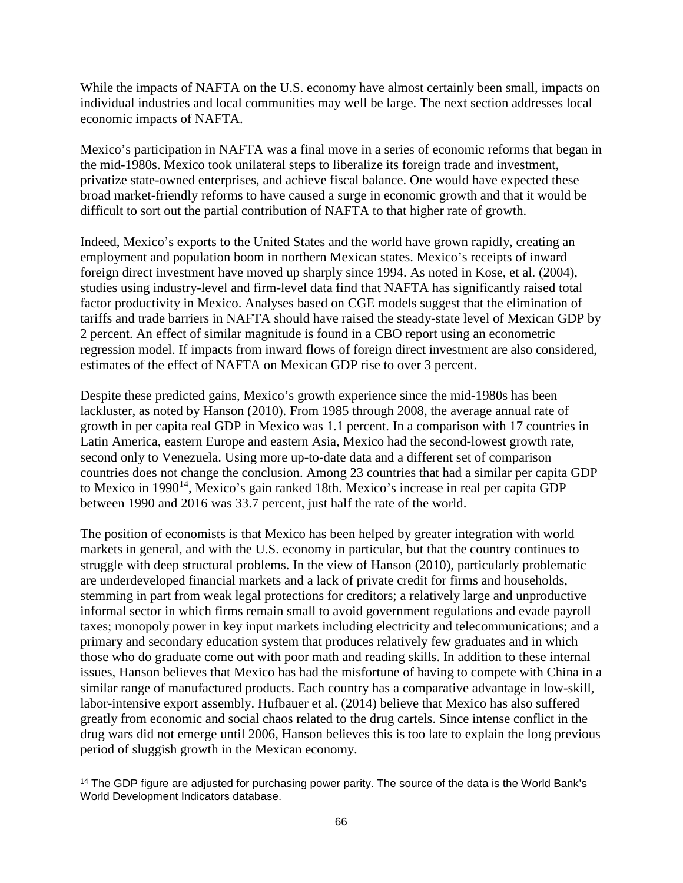While the impacts of NAFTA on the U.S. economy have almost certainly been small, impacts on individual industries and local communities may well be large. The next section addresses local economic impacts of NAFTA.

Mexico's participation in NAFTA was a final move in a series of economic reforms that began in the mid-1980s. Mexico took unilateral steps to liberalize its foreign trade and investment, privatize state-owned enterprises, and achieve fiscal balance. One would have expected these broad market-friendly reforms to have caused a surge in economic growth and that it would be difficult to sort out the partial contribution of NAFTA to that higher rate of growth.

Indeed, Mexico's exports to the United States and the world have grown rapidly, creating an employment and population boom in northern Mexican states. Mexico's receipts of inward foreign direct investment have moved up sharply since 1994. As noted in Kose, et al. (2004), studies using industry-level and firm-level data find that NAFTA has significantly raised total factor productivity in Mexico. Analyses based on CGE models suggest that the elimination of tariffs and trade barriers in NAFTA should have raised the steady-state level of Mexican GDP by 2 percent. An effect of similar magnitude is found in a CBO report using an econometric regression model. If impacts from inward flows of foreign direct investment are also considered, estimates of the effect of NAFTA on Mexican GDP rise to over 3 percent.

Despite these predicted gains, Mexico's growth experience since the mid-1980s has been lackluster, as noted by Hanson (2010). From 1985 through 2008, the average annual rate of growth in per capita real GDP in Mexico was 1.1 percent. In a comparison with 17 countries in Latin America, eastern Europe and eastern Asia, Mexico had the second-lowest growth rate, second only to Venezuela. Using more up-to-date data and a different set of comparison countries does not change the conclusion. Among 23 countries that had a similar per capita GDP to Mexico in 1990[14], Mexico's gain ranked 18th. Mexico's increase in real per capita GDP between 1990 and 2016 was 33.7 percent, just half the rate of the world.

The position of economists is that Mexico has been helped by greater integration with world markets in general, and with the U.S. economy in particular, but that the country continues to struggle with deep structural problems. In the view of Hanson (2010), particularly problematic are underdeveloped financial markets and a lack of private credit for firms and households, stemming in part from weak legal protections for creditors; a relatively large and unproductive informal sector in which firms remain small to avoid government regulations and evade payroll taxes; monopoly power in key input markets including electricity and telecommunications; and a primary and secondary education system that produces relatively few graduates and in which those who do graduate come out with poor math and reading skills. In addition to these internal issues, Hanson believes that Mexico has had the misfortune of having to compete with China in a similar range of manufactured products. Each country has a comparative advantage in low-skill, labor-intensive export assembly. Hufbauer et al. (2014) believe that Mexico has also suffered greatly from economic and social chaos related to the drug cartels. Since intense conflict in the drug wars did not emerge until 2006, Hanson believes this is too late to explain the long previous period of sluggish growth in the Mexican economy.

[14] The GDP figure are adjusted for purchasing power parity. The source of the data is the World Bank's World Development Indicators database.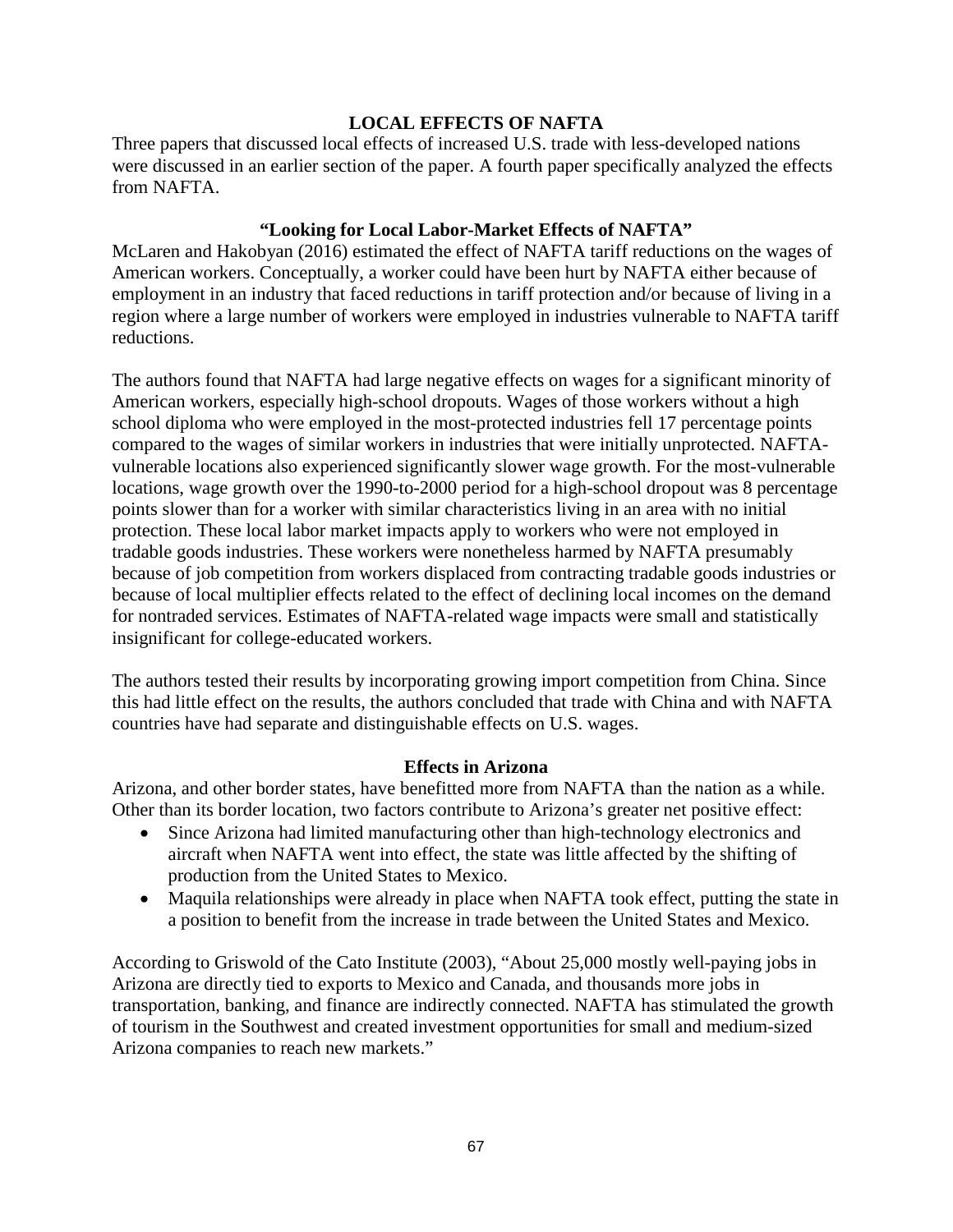## LOCAL EFFECTS OF NAFTA

Three papers that discussed local effects of increased U.S. trade with less-developed nations were discussed in an earlier section of the paper. A fourth paper specifically analyzed the effects from NAFTA.

### "Looking for Local Labor-Market Effects of NAFTA"

McLaren and Hakobyan (2016) estimated the effect of NAFTA tariff reductions on the wages of American workers. Conceptually, a worker could have been hurt by NAFTA either because of employment in an industry that faced reductions in tariff protection and/or because of living in a region where a large number of workers were employed in industries vulnerable to NAFTA tariff reductions.

The authors found that NAFTA had large negative effects on wages for a significant minority of American workers, especially high-school dropouts. Wages of those workers without a high school diploma who were employed in the most-protected industries fell 17 percentage points compared to the wages of similar workers in industries that were initially unprotected. NAFTA-vulnerable locations also experienced significantly slower wage growth. For the most-vulnerable locations, wage growth over the 1990-to-2000 period for a high-school dropout was 8 percentage points slower than for a worker with similar characteristics living in an area with no initial protection. These local labor market impacts apply to workers who were not employed in tradable goods industries. These workers were nonetheless harmed by NAFTA presumably because of job competition from workers displaced from contracting tradable goods industries or because of local multiplier effects related to the effect of declining local incomes on the demand for nontraded services. Estimates of NAFTA-related wage impacts were small and statistically insignificant for college-educated workers.

The authors tested their results by incorporating growing import competition from China. Since this had little effect on the results, the authors concluded that trade with China and with NAFTA countries have had separate and distinguishable effects on U.S. wages.

### Effects in Arizona

Arizona, and other border states, have benefitted more from NAFTA than the nation as a while. Other than its border location, two factors contribute to Arizona's greater net positive effect:

- Since Arizona had limited manufacturing other than high-technology electronics and aircraft when NAFTA went into effect, the state was little affected by the shifting of production from the United States to Mexico.
- Maquila relationships were already in place when NAFTA took effect, putting the state in a position to benefit from the increase in trade between the United States and Mexico.

According to Griswold of the Cato Institute (2003), "About 25,000 mostly well-paying jobs in Arizona are directly tied to exports to Mexico and Canada, and thousands more jobs in transportation, banking, and finance are indirectly connected. NAFTA has stimulated the growth of tourism in the Southwest and created investment opportunities for small and medium-sized Arizona companies to reach new markets."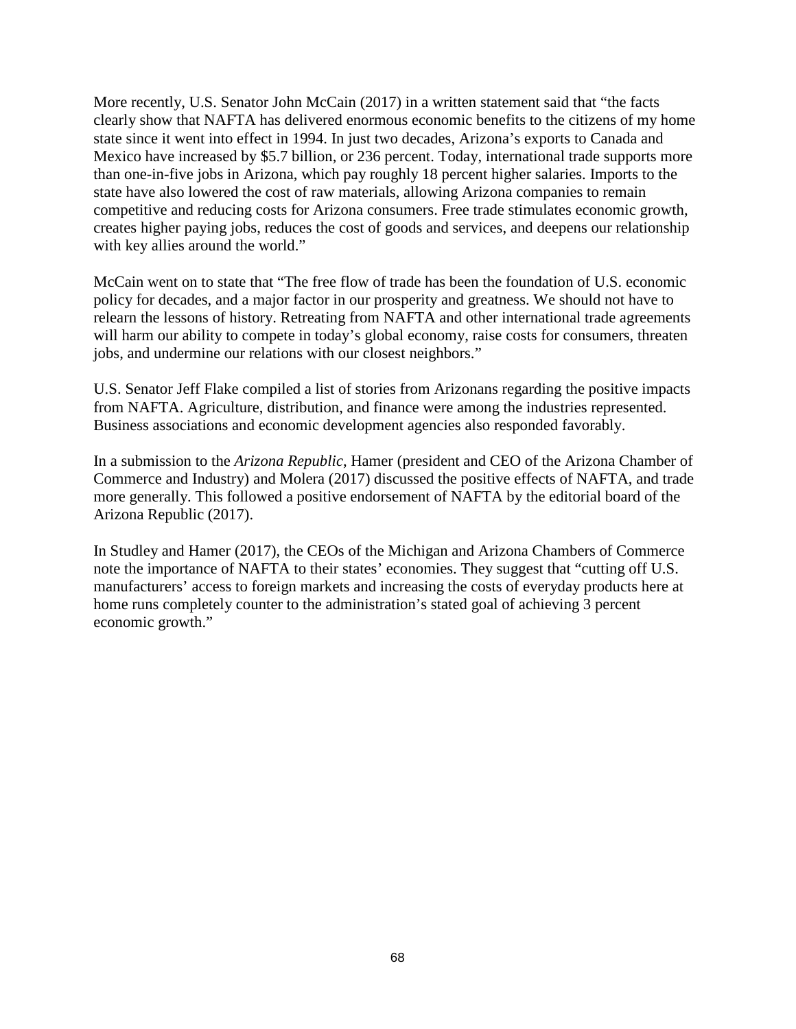More recently, U.S. Senator John McCain (2017) in a written statement said that “the facts clearly show that NAFTA has delivered enormous economic benefits to the citizens of my home state since it went into effect in 1994. In just two decades, Arizona’s exports to Canada and Mexico have increased by $5.7 billion, or 236 percent. Today, international trade supports more than one-in-five jobs in Arizona, which pay roughly 18 percent higher salaries. Imports to the state have also lowered the cost of raw materials, allowing Arizona companies to remain competitive and reducing costs for Arizona consumers. Free trade stimulates economic growth, creates higher paying jobs, reduces the cost of goods and services, and deepens our relationship with key allies around the world.”

McCain went on to state that “The free flow of trade has been the foundation of U.S. economic policy for decades, and a major factor in our prosperity and greatness. We should not have to relearn the lessons of history. Retreating from NAFTA and other international trade agreements will harm our ability to compete in today’s global economy, raise costs for consumers, threaten jobs, and undermine our relations with our closest neighbors.”

U.S. Senator Jeff Flake compiled a list of stories from Arizonans regarding the positive impacts from NAFTA. Agriculture, distribution, and finance were among the industries represented. Business associations and economic development agencies also responded favorably.

In a submission to the *Arizona Republic*, Hamer (president and CEO of the Arizona Chamber of Commerce and Industry) and Molera (2017) discussed the positive effects of NAFTA, and trade more generally. This followed a positive endorsement of NAFTA by the editorial board of the Arizona Republic (2017).

In Studley and Hamer (2017), the CEOs of the Michigan and Arizona Chambers of Commerce note the importance of NAFTA to their states’ economies. They suggest that “cutting off U.S. manufacturers’ access to foreign markets and increasing the costs of everyday products here at home runs completely counter to the administration’s stated goal of achieving 3 percent economic growth.”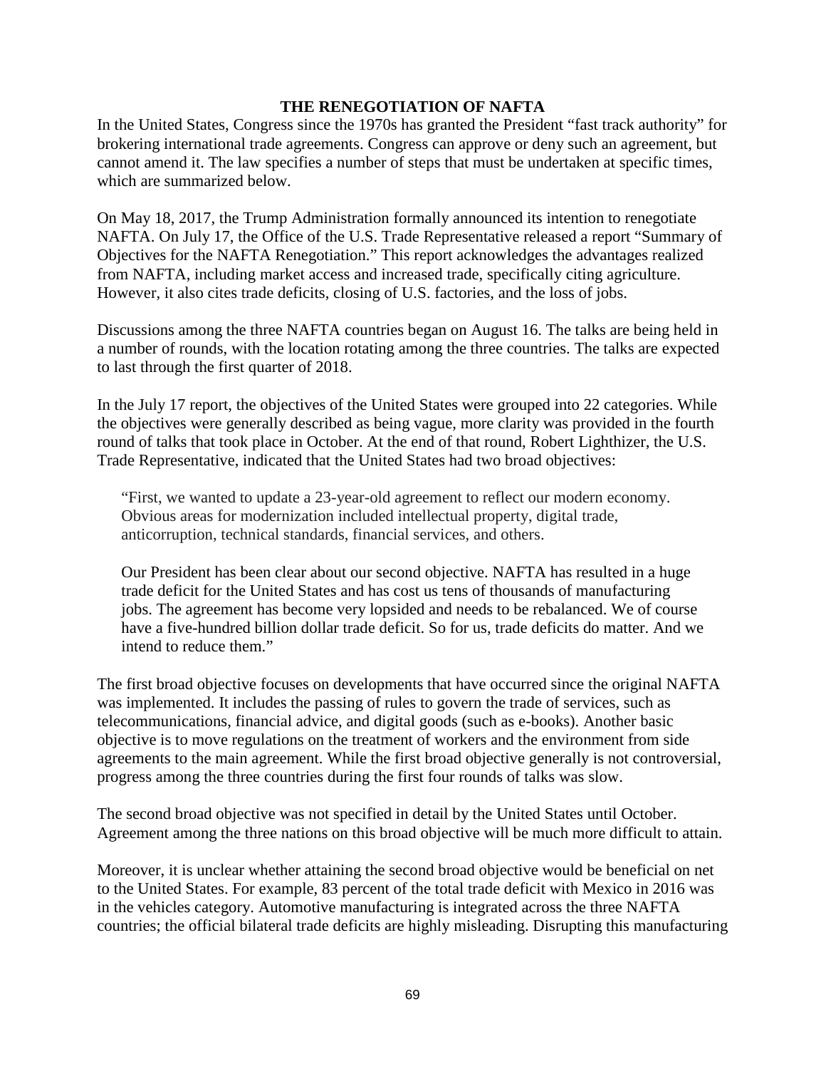## THE RENEGOTIATION OF NAFTA

In the United States, Congress since the 1970s has granted the President "fast track authority" for brokering international trade agreements. Congress can approve or deny such an agreement, but cannot amend it. The law specifies a number of steps that must be undertaken at specific times, which are summarized below.

On May 18, 2017, the Trump Administration formally announced its intention to renegotiate NAFTA. On July 17, the Office of the U.S. Trade Representative released a report "Summary of Objectives for the NAFTA Renegotiation." This report acknowledges the advantages realized from NAFTA, including market access and increased trade, specifically citing agriculture. However, it also cites trade deficits, closing of U.S. factories, and the loss of jobs.

Discussions among the three NAFTA countries began on August 16. The talks are being held in a number of rounds, with the location rotating among the three countries. The talks are expected to last through the first quarter of 2018.

In the July 17 report, the objectives of the United States were grouped into 22 categories. While the objectives were generally described as being vague, more clarity was provided in the fourth round of talks that took place in October. At the end of that round, Robert Lighthizer, the U.S. Trade Representative, indicated that the United States had two broad objectives:

> "First, we wanted to update a 23-year-old agreement to reflect our modern economy. Obvious areas for modernization included intellectual property, digital trade, anticorruption, technical standards, financial services, and others.
>
> Our President has been clear about our second objective. NAFTA has resulted in a huge trade deficit for the United States and has cost us tens of thousands of manufacturing jobs. The agreement has become very lopsided and needs to be rebalanced. We of course have a five-hundred billion dollar trade deficit. So for us, trade deficits do matter. And we intend to reduce them."

The first broad objective focuses on developments that have occurred since the original NAFTA was implemented. It includes the passing of rules to govern the trade of services, such as telecommunications, financial advice, and digital goods (such as e-books). Another basic objective is to move regulations on the treatment of workers and the environment from side agreements to the main agreement. While the first broad objective generally is not controversial, progress among the three countries during the first four rounds of talks was slow.

The second broad objective was not specified in detail by the United States until October. Agreement among the three nations on this broad objective will be much more difficult to attain.

Moreover, it is unclear whether attaining the second broad objective would be beneficial on net to the United States. For example, 83 percent of the total trade deficit with Mexico in 2016 was in the vehicles category. Automotive manufacturing is integrated across the three NAFTA countries; the official bilateral trade deficits are highly misleading. Disrupting this manufacturing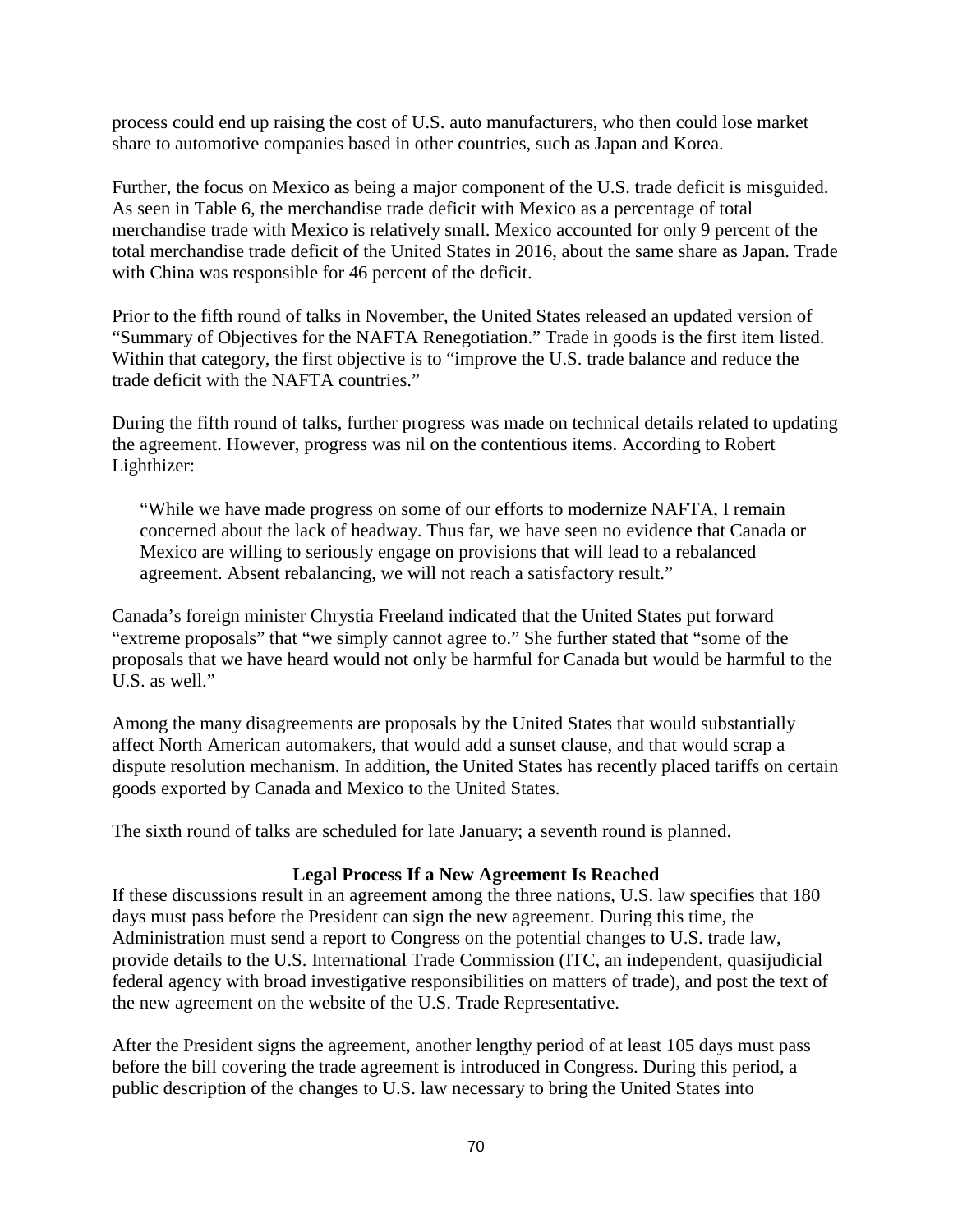process could end up raising the cost of U.S. auto manufacturers, who then could lose market share to automotive companies based in other countries, such as Japan and Korea.

Further, the focus on Mexico as being a major component of the U.S. trade deficit is misguided. As seen in Table 6, the merchandise trade deficit with Mexico as a percentage of total merchandise trade with Mexico is relatively small. Mexico accounted for only 9 percent of the total merchandise trade deficit of the United States in 2016, about the same share as Japan. Trade with China was responsible for 46 percent of the deficit.

Prior to the fifth round of talks in November, the United States released an updated version of "Summary of Objectives for the NAFTA Renegotiation." Trade in goods is the first item listed. Within that category, the first objective is to "improve the U.S. trade balance and reduce the trade deficit with the NAFTA countries."

During the fifth round of talks, further progress was made on technical details related to updating the agreement. However, progress was nil on the contentious items. According to Robert Lighthizer:

> "While we have made progress on some of our efforts to modernize NAFTA, I remain concerned about the lack of headway. Thus far, we have seen no evidence that Canada or Mexico are willing to seriously engage on provisions that will lead to a rebalanced agreement. Absent rebalancing, we will not reach a satisfactory result."

Canada's foreign minister Chrystia Freeland indicated that the United States put forward "extreme proposals" that "we simply cannot agree to." She further stated that "some of the proposals that we have heard would not only be harmful for Canada but would be harmful to the U.S. as well."

Among the many disagreements are proposals by the United States that would substantially affect North American automakers, that would add a sunset clause, and that would scrap a dispute resolution mechanism. In addition, the United States has recently placed tariffs on certain goods exported by Canada and Mexico to the United States.

The sixth round of talks are scheduled for late January; a seventh round is planned.

### Legal Process If a New Agreement Is Reached

If these discussions result in an agreement among the three nations, U.S. law specifies that 180 days must pass before the President can sign the new agreement. During this time, the Administration must send a report to Congress on the potential changes to U.S. trade law, provide details to the U.S. International Trade Commission (ITC, an independent, quasijudicial federal agency with broad investigative responsibilities on matters of trade), and post the text of the new agreement on the website of the U.S. Trade Representative.

After the President signs the agreement, another lengthy period of at least 105 days must pass before the bill covering the trade agreement is introduced in Congress. During this period, a public description of the changes to U.S. law necessary to bring the United States into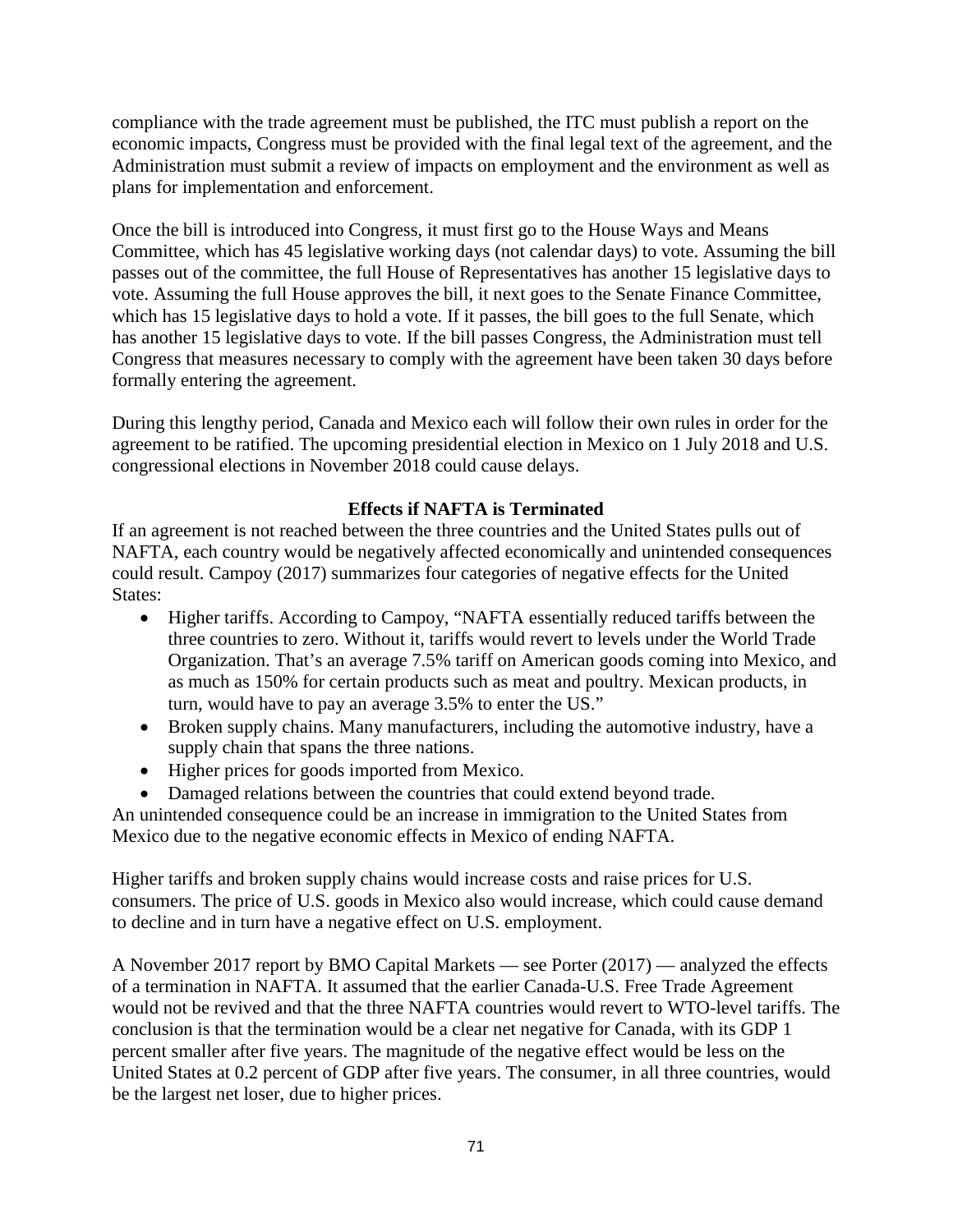compliance with the trade agreement must be published, the ITC must publish a report on the economic impacts, Congress must be provided with the final legal text of the agreement, and the Administration must submit a review of impacts on employment and the environment as well as plans for implementation and enforcement.

Once the bill is introduced into Congress, it must first go to the House Ways and Means Committee, which has 45 legislative working days (not calendar days) to vote. Assuming the bill passes out of the committee, the full House of Representatives has another 15 legislative days to vote. Assuming the full House approves the bill, it next goes to the Senate Finance Committee, which has 15 legislative days to hold a vote. If it passes, the bill goes to the full Senate, which has another 15 legislative days to vote. If the bill passes Congress, the Administration must tell Congress that measures necessary to comply with the agreement have been taken 30 days before formally entering the agreement.

During this lengthy period, Canada and Mexico each will follow their own rules in order for the agreement to be ratified. The upcoming presidential election in Mexico on 1 July 2018 and U.S. congressional elections in November 2018 could cause delays.

## Effects if NAFTA is Terminated

If an agreement is not reached between the three countries and the United States pulls out of NAFTA, each country would be negatively affected economically and unintended consequences could result. Campoy (2017) summarizes four categories of negative effects for the United States:

- Higher tariffs. According to Campoy, "NAFTA essentially reduced tariffs between the three countries to zero. Without it, tariffs would revert to levels under the World Trade Organization. That's an average 7.5% tariff on American goods coming into Mexico, and as much as 150% for certain products such as meat and poultry. Mexican products, in turn, would have to pay an average 3.5% to enter the US."
- Broken supply chains. Many manufacturers, including the automotive industry, have a supply chain that spans the three nations.
- Higher prices for goods imported from Mexico.
- Damaged relations between the countries that could extend beyond trade.

An unintended consequence could be an increase in immigration to the United States from Mexico due to the negative economic effects in Mexico of ending NAFTA.

Higher tariffs and broken supply chains would increase costs and raise prices for U.S. consumers. The price of U.S. goods in Mexico also would increase, which could cause demand to decline and in turn have a negative effect on U.S. employment.

A November 2017 report by BMO Capital Markets — see Porter (2017) — analyzed the effects of a termination in NAFTA. It assumed that the earlier Canada-U.S. Free Trade Agreement would not be revived and that the three NAFTA countries would revert to WTO-level tariffs. The conclusion is that the termination would be a clear net negative for Canada, with its GDP 1 percent smaller after five years. The magnitude of the negative effect would be less on the United States at 0.2 percent of GDP after five years. The consumer, in all three countries, would be the largest net loser, due to higher prices.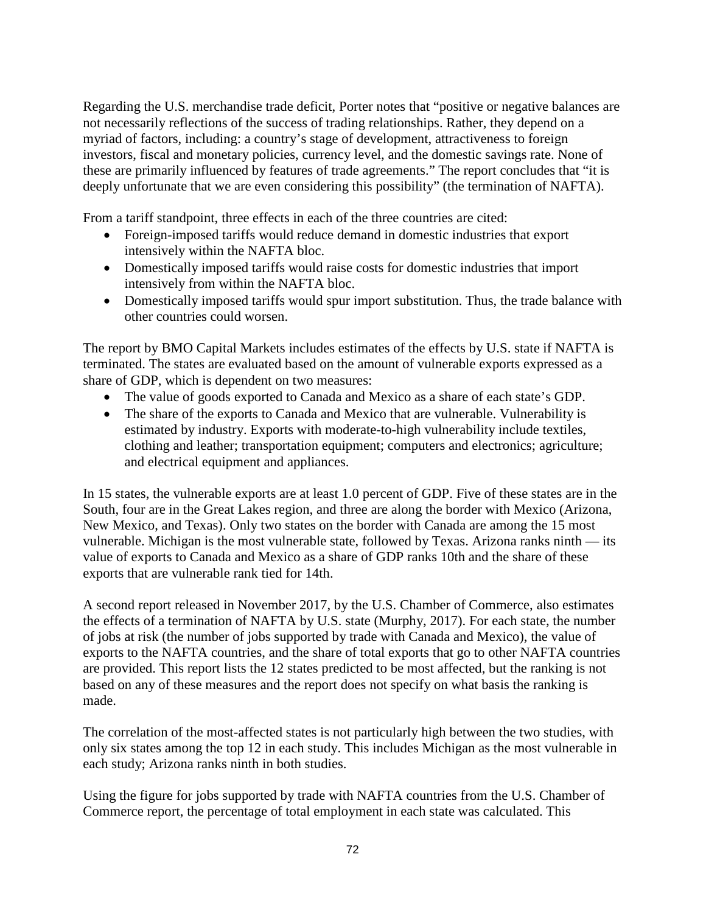Regarding the U.S. merchandise trade deficit, Porter notes that "positive or negative balances are not necessarily reflections of the success of trading relationships. Rather, they depend on a myriad of factors, including: a country's stage of development, attractiveness to foreign investors, fiscal and monetary policies, currency level, and the domestic savings rate. None of these are primarily influenced by features of trade agreements." The report concludes that "it is deeply unfortunate that we are even considering this possibility" (the termination of NAFTA).

From a tariff standpoint, three effects in each of the three countries are cited:

- Foreign-imposed tariffs would reduce demand in domestic industries that export intensively within the NAFTA bloc.
- Domestically imposed tariffs would raise costs for domestic industries that import intensively from within the NAFTA bloc.
- Domestically imposed tariffs would spur import substitution. Thus, the trade balance with other countries could worsen.

The report by BMO Capital Markets includes estimates of the effects by U.S. state if NAFTA is terminated. The states are evaluated based on the amount of vulnerable exports expressed as a share of GDP, which is dependent on two measures:

- The value of goods exported to Canada and Mexico as a share of each state's GDP.
- The share of the exports to Canada and Mexico that are vulnerable. Vulnerability is estimated by industry. Exports with moderate-to-high vulnerability include textiles, clothing and leather; transportation equipment; computers and electronics; agriculture; and electrical equipment and appliances.

In 15 states, the vulnerable exports are at least 1.0 percent of GDP. Five of these states are in the South, four are in the Great Lakes region, and three are along the border with Mexico (Arizona, New Mexico, and Texas). Only two states on the border with Canada are among the 15 most vulnerable. Michigan is the most vulnerable state, followed by Texas. Arizona ranks ninth — its value of exports to Canada and Mexico as a share of GDP ranks 10th and the share of these exports that are vulnerable rank tied for 14th.

A second report released in November 2017, by the U.S. Chamber of Commerce, also estimates the effects of a termination of NAFTA by U.S. state (Murphy, 2017). For each state, the number of jobs at risk (the number of jobs supported by trade with Canada and Mexico), the value of exports to the NAFTA countries, and the share of total exports that go to other NAFTA countries are provided. This report lists the 12 states predicted to be most affected, but the ranking is not based on any of these measures and the report does not specify on what basis the ranking is made.

The correlation of the most-affected states is not particularly high between the two studies, with only six states among the top 12 in each study. This includes Michigan as the most vulnerable in each study; Arizona ranks ninth in both studies.

Using the figure for jobs supported by trade with NAFTA countries from the U.S. Chamber of Commerce report, the percentage of total employment in each state was calculated. This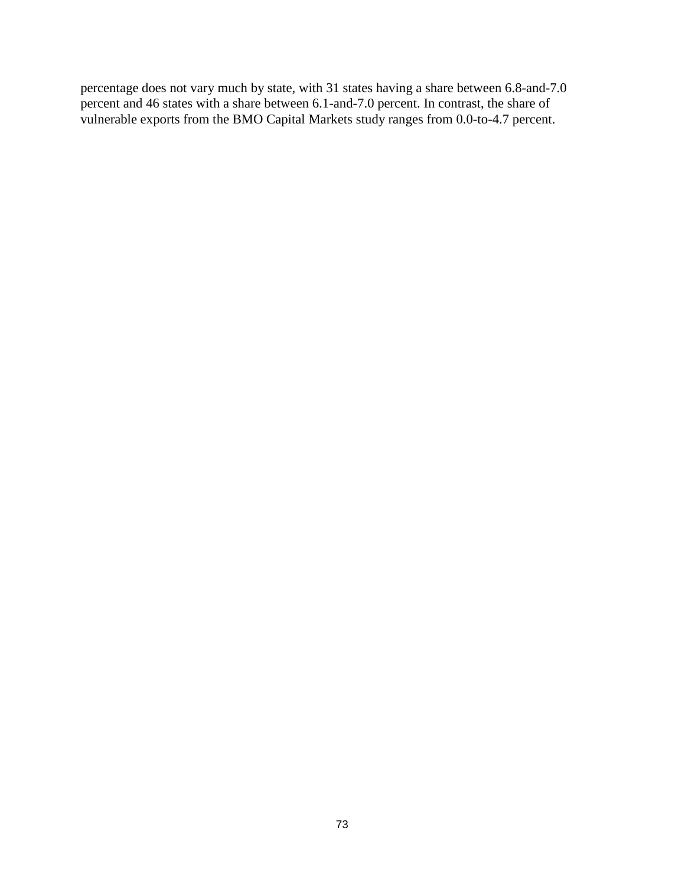percentage does not vary much by state, with 31 states having a share between 6.8-and-7.0 percent and 46 states with a share between 6.1-and-7.0 percent. In contrast, the share of vulnerable exports from the BMO Capital Markets study ranges from 0.0-to-4.7 percent.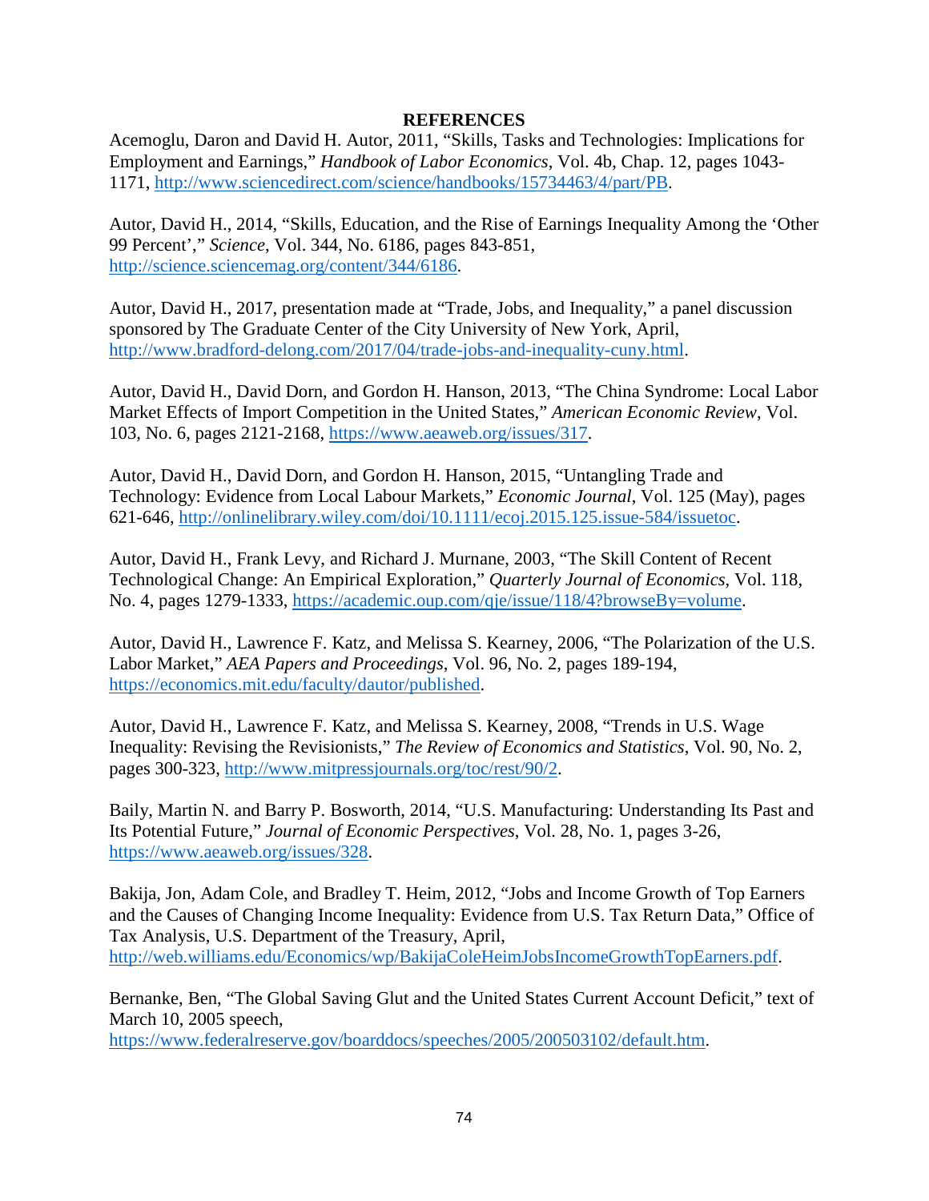# REFERENCES

Acemoglu, Daron and David H. Autor, 2011, "Skills, Tasks and Technologies: Implications for Employment and Earnings," *Handbook of Labor Economics*, Vol. 4b, Chap. 12, pages 1043-1171, http://www.sciencedirect.com/science/handbooks/15734463/4/part/PB.

Autor, David H., 2014, "Skills, Education, and the Rise of Earnings Inequality Among the 'Other 99 Percent'," *Science*, Vol. 344, No. 6186, pages 843-851, http://science.sciencemag.org/content/344/6186.

Autor, David H., 2017, presentation made at "Trade, Jobs, and Inequality," a panel discussion sponsored by The Graduate Center of the City University of New York, April, http://www.bradford-delong.com/2017/04/trade-jobs-and-inequality-cuny.html.

Autor, David H., David Dorn, and Gordon H. Hanson, 2013, "The China Syndrome: Local Labor Market Effects of Import Competition in the United States," *American Economic Review*, Vol. 103, No. 6, pages 2121-2168, https://www.aeaweb.org/issues/317.

Autor, David H., David Dorn, and Gordon H. Hanson, 2015, "Untangling Trade and Technology: Evidence from Local Labour Markets," *Economic Journal*, Vol. 125 (May), pages 621-646, http://onlinelibrary.wiley.com/doi/10.1111/ecoj.2015.125.issue-584/issuetoc.

Autor, David H., Frank Levy, and Richard J. Murnane, 2003, "The Skill Content of Recent Technological Change: An Empirical Exploration," *Quarterly Journal of Economics*, Vol. 118, No. 4, pages 1279-1333, https://academic.oup.com/qje/issue/118/4?browseBy=volume.

Autor, David H., Lawrence F. Katz, and Melissa S. Kearney, 2006, "The Polarization of the U.S. Labor Market," *AEA Papers and Proceedings*, Vol. 96, No. 2, pages 189-194, https://economics.mit.edu/faculty/dautor/published.

Autor, David H., Lawrence F. Katz, and Melissa S. Kearney, 2008, "Trends in U.S. Wage Inequality: Revising the Revisionists," *The Review of Economics and Statistics*, Vol. 90, No. 2, pages 300-323, http://www.mitpressjournals.org/toc/rest/90/2.

Baily, Martin N. and Barry P. Bosworth, 2014, "U.S. Manufacturing: Understanding Its Past and Its Potential Future," *Journal of Economic Perspectives*, Vol. 28, No. 1, pages 3-26, https://www.aeaweb.org/issues/328.

Bakija, Jon, Adam Cole, and Bradley T. Heim, 2012, "Jobs and Income Growth of Top Earners and the Causes of Changing Income Inequality: Evidence from U.S. Tax Return Data," Office of Tax Analysis, U.S. Department of the Treasury, April, http://web.williams.edu/Economics/wp/BakijaColeHeimJobsIncomeGrowthTopEarners.pdf.

Bernanke, Ben, "The Global Saving Glut and the United States Current Account Deficit," text of March 10, 2005 speech, https://www.federalreserve.gov/boarddocs/speeches/2005/200503102/default.htm.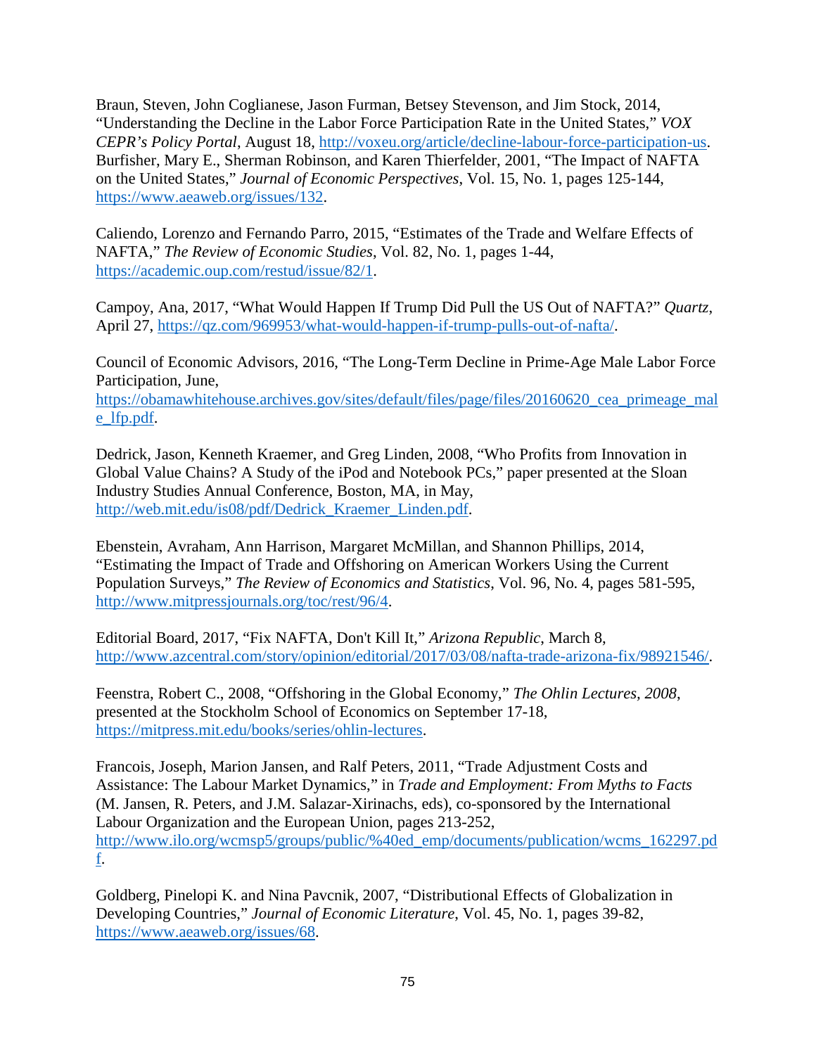Braun, Steven, John Coglianese, Jason Furman, Betsey Stevenson, and Jim Stock, 2014, "Understanding the Decline in the Labor Force Participation Rate in the United States," *VOX CEPR's Policy Portal*, August 18, http://voxeu.org/article/decline-labour-force-participation-us.
Burfisher, Mary E., Sherman Robinson, and Karen Thierfelder, 2001, "The Impact of NAFTA on the United States," *Journal of Economic Perspectives*, Vol. 15, No. 1, pages 125-144, https://www.aeaweb.org/issues/132.

Caliendo, Lorenzo and Fernando Parro, 2015, "Estimates of the Trade and Welfare Effects of NAFTA," *The Review of Economic Studies*, Vol. 82, No. 1, pages 1-44, https://academic.oup.com/restud/issue/82/1.

Campoy, Ana, 2017, "What Would Happen If Trump Did Pull the US Out of NAFTA?" *Quartz*, April 27, https://qz.com/969953/what-would-happen-if-trump-pulls-out-of-nafta/.

Council of Economic Advisors, 2016, "The Long-Term Decline in Prime-Age Male Labor Force Participation, June, https://obamawhitehouse.archives.gov/sites/default/files/page/files/20160620_cea_primeage_male_lfp.pdf.

Dedrick, Jason, Kenneth Kraemer, and Greg Linden, 2008, "Who Profits from Innovation in Global Value Chains? A Study of the iPod and Notebook PCs," paper presented at the Sloan Industry Studies Annual Conference, Boston, MA, in May, http://web.mit.edu/is08/pdf/Dedrick_Kraemer_Linden.pdf.

Ebenstein, Avraham, Ann Harrison, Margaret McMillan, and Shannon Phillips, 2014, "Estimating the Impact of Trade and Offshoring on American Workers Using the Current Population Surveys," *The Review of Economics and Statistics*, Vol. 96, No. 4, pages 581-595, http://www.mitpressjournals.org/toc/rest/96/4.

Editorial Board, 2017, "Fix NAFTA, Don't Kill It," *Arizona Republic*, March 8, http://www.azcentral.com/story/opinion/editorial/2017/03/08/nafta-trade-arizona-fix/98921546/.

Feenstra, Robert C., 2008, "Offshoring in the Global Economy," *The Ohlin Lectures, 2008*, presented at the Stockholm School of Economics on September 17-18, https://mitpress.mit.edu/books/series/ohlin-lectures.

Francois, Joseph, Marion Jansen, and Ralf Peters, 2011, "Trade Adjustment Costs and Assistance: The Labour Market Dynamics," in *Trade and Employment: From Myths to Facts* (M. Jansen, R. Peters, and J.M. Salazar-Xirinachs, eds), co-sponsored by the International Labour Organization and the European Union, pages 213-252, http://www.ilo.org/wcmsp5/groups/public/%40ed_emp/documents/publication/wcms_162297.pdf.

Goldberg, Pinelopi K. and Nina Pavcnik, 2007, "Distributional Effects of Globalization in Developing Countries," *Journal of Economic Literature*, Vol. 45, No. 1, pages 39-82, https://www.aeaweb.org/issues/68.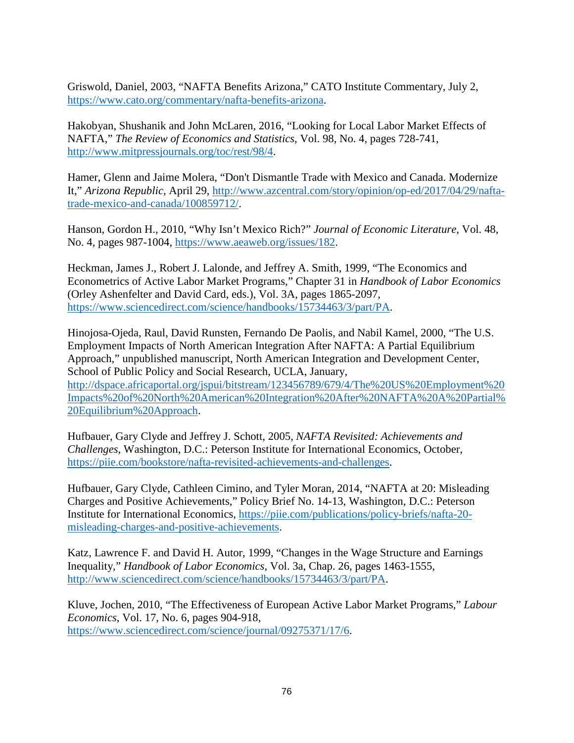Griswold, Daniel, 2003, "NAFTA Benefits Arizona," CATO Institute Commentary, July 2, https://www.cato.org/commentary/nafta-benefits-arizona.

Hakobyan, Shushanik and John McLaren, 2016, "Looking for Local Labor Market Effects of NAFTA," *The Review of Economics and Statistics*, Vol. 98, No. 4, pages 728-741, http://www.mitpressjournals.org/toc/rest/98/4.

Hamer, Glenn and Jaime Molera, "Don't Dismantle Trade with Mexico and Canada. Modernize It," *Arizona Republic*, April 29, http://www.azcentral.com/story/opinion/op-ed/2017/04/29/nafta-trade-mexico-and-canada/100859712/.

Hanson, Gordon H., 2010, "Why Isn't Mexico Rich?" *Journal of Economic Literature*, Vol. 48, No. 4, pages 987-1004, https://www.aeaweb.org/issues/182.

Heckman, James J., Robert J. Lalonde, and Jeffrey A. Smith, 1999, "The Economics and Econometrics of Active Labor Market Programs," Chapter 31 in *Handbook of Labor Economics* (Orley Ashenfelter and David Card, eds.), Vol. 3A, pages 1865-2097, https://www.sciencedirect.com/science/handbooks/15734463/3/part/PA.

Hinojosa-Ojeda, Raul, David Runsten, Fernando De Paolis, and Nabil Kamel, 2000, "The U.S. Employment Impacts of North American Integration After NAFTA: A Partial Equilibrium Approach," unpublished manuscript, North American Integration and Development Center, School of Public Policy and Social Research, UCLA, January, http://dspace.africaportal.org/jspui/bitstream/123456789/679/4/The%20US%20Employment%20Impacts%20of%20North%20American%20Integration%20After%20NAFTA%20A%20Partial%20Equilibrium%20Approach.

Hufbauer, Gary Clyde and Jeffrey J. Schott, 2005, *NAFTA Revisited: Achievements and Challenges*, Washington, D.C.: Peterson Institute for International Economics, October, https://piie.com/bookstore/nafta-revisited-achievements-and-challenges.

Hufbauer, Gary Clyde, Cathleen Cimino, and Tyler Moran, 2014, "NAFTA at 20: Misleading Charges and Positive Achievements," Policy Brief No. 14-13, Washington, D.C.: Peterson Institute for International Economics, https://piie.com/publications/policy-briefs/nafta-20-misleading-charges-and-positive-achievements.

Katz, Lawrence F. and David H. Autor, 1999, "Changes in the Wage Structure and Earnings Inequality," *Handbook of Labor Economics*, Vol. 3a, Chap. 26, pages 1463-1555, http://www.sciencedirect.com/science/handbooks/15734463/3/part/PA.

Kluve, Jochen, 2010, "The Effectiveness of European Active Labor Market Programs," *Labour Economics*, Vol. 17, No. 6, pages 904-918, https://www.sciencedirect.com/science/journal/09275371/17/6.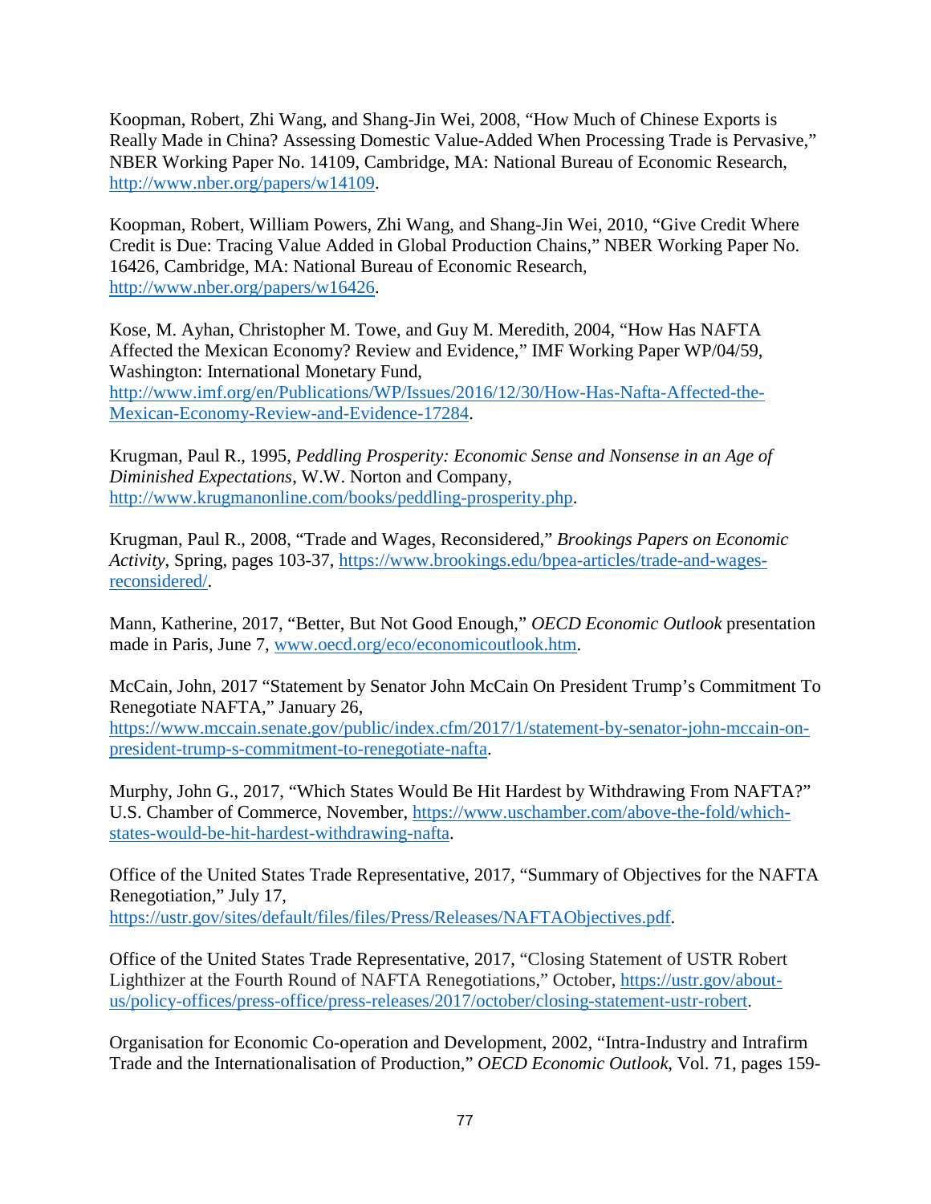Koopman, Robert, Zhi Wang, and Shang-Jin Wei, 2008, "How Much of Chinese Exports is Really Made in China? Assessing Domestic Value-Added When Processing Trade is Pervasive," NBER Working Paper No. 14109, Cambridge, MA: National Bureau of Economic Research, http://www.nber.org/papers/w14109.

Koopman, Robert, William Powers, Zhi Wang, and Shang-Jin Wei, 2010, "Give Credit Where Credit is Due: Tracing Value Added in Global Production Chains," NBER Working Paper No. 16426, Cambridge, MA: National Bureau of Economic Research, http://www.nber.org/papers/w16426.

Kose, M. Ayhan, Christopher M. Towe, and Guy M. Meredith, 2004, "How Has NAFTA Affected the Mexican Economy? Review and Evidence," IMF Working Paper WP/04/59, Washington: International Monetary Fund, http://www.imf.org/en/Publications/WP/Issues/2016/12/30/How-Has-Nafta-Affected-the-Mexican-Economy-Review-and-Evidence-17284.

Krugman, Paul R., 1995, *Peddling Prosperity: Economic Sense and Nonsense in an Age of Diminished Expectations*, W.W. Norton and Company, http://www.krugmanonline.com/books/peddling-prosperity.php.

Krugman, Paul R., 2008, "Trade and Wages, Reconsidered," *Brookings Papers on Economic Activity*, Spring, pages 103-37, https://www.brookings.edu/bpea-articles/trade-and-wages-reconsidered/.

Mann, Katherine, 2017, "Better, But Not Good Enough," *OECD Economic Outlook* presentation made in Paris, June 7, www.oecd.org/eco/economicoutlook.htm.

McCain, John, 2017 "Statement by Senator John McCain On President Trump's Commitment To Renegotiate NAFTA," January 26, https://www.mccain.senate.gov/public/index.cfm/2017/1/statement-by-senator-john-mccain-on-president-trump-s-commitment-to-renegotiate-nafta.

Murphy, John G., 2017, "Which States Would Be Hit Hardest by Withdrawing From NAFTA?" U.S. Chamber of Commerce, November, https://www.uschamber.com/above-the-fold/which-states-would-be-hit-hardest-withdrawing-nafta.

Office of the United States Trade Representative, 2017, "Summary of Objectives for the NAFTA Renegotiation," July 17, https://ustr.gov/sites/default/files/files/Press/Releases/NAFTAObjectives.pdf.

Office of the United States Trade Representative, 2017, "Closing Statement of USTR Robert Lighthizer at the Fourth Round of NAFTA Renegotiations," October, https://ustr.gov/about-us/policy-offices/press-office/press-releases/2017/october/closing-statement-ustr-robert.

Organisation for Economic Co-operation and Development, 2002, "Intra-Industry and Intrafirm Trade and the Internationalisation of Production," *OECD Economic Outlook*, Vol. 71, pages 159-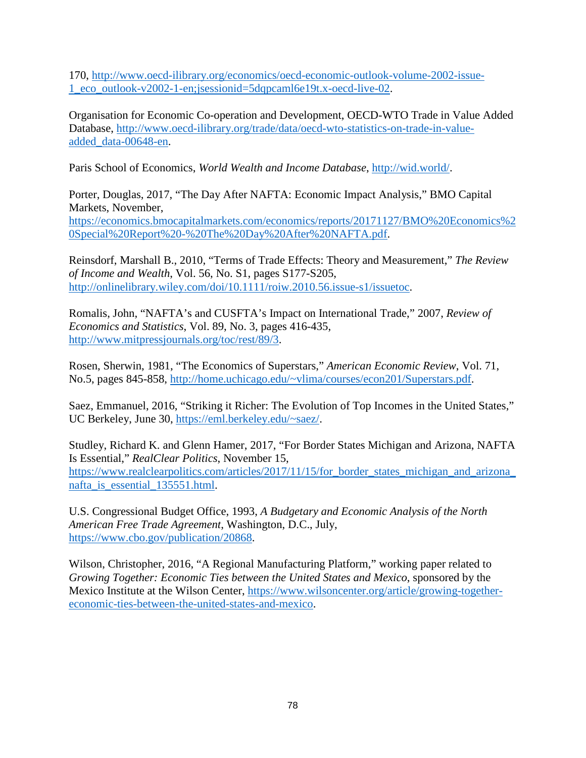170, http://www.oecd-ilibrary.org/economics/oecd-economic-outlook-volume-2002-issue-1_eco_outlook-v2002-1-en;jsessionid=5dqpcaml6e19t.x-oecd-live-02.

Organisation for Economic Co-operation and Development, OECD-WTO Trade in Value Added Database, http://www.oecd-ilibrary.org/trade/data/oecd-wto-statistics-on-trade-in-value-added_data-00648-en.

Paris School of Economics, *World Wealth and Income Database*, http://wid.world/.

Porter, Douglas, 2017, "The Day After NAFTA: Economic Impact Analysis," BMO Capital Markets, November, https://economics.bmocapitalmarkets.com/economics/reports/20171127/BMO%20Economics%20Special%20Report%20-%20The%20Day%20After%20NAFTA.pdf.

Reinsdorf, Marshall B., 2010, "Terms of Trade Effects: Theory and Measurement," *The Review of Income and Wealth*, Vol. 56, No. S1, pages S177-S205, http://onlinelibrary.wiley.com/doi/10.1111/roiw.2010.56.issue-s1/issuetoc.

Romalis, John, "NAFTA's and CUSFTA's Impact on International Trade," 2007, *Review of Economics and Statistics*, Vol. 89, No. 3, pages 416-435, http://www.mitpressjournals.org/toc/rest/89/3.

Rosen, Sherwin, 1981, "The Economics of Superstars," *American Economic Review*, Vol. 71, No.5, pages 845-858, http://home.uchicago.edu/~vlima/courses/econ201/Superstars.pdf.

Saez, Emmanuel, 2016, "Striking it Richer: The Evolution of Top Incomes in the United States," UC Berkeley, June 30, https://eml.berkeley.edu/~saez/.

Studley, Richard K. and Glenn Hamer, 2017, "For Border States Michigan and Arizona, NAFTA Is Essential," *RealClear Politics*, November 15, https://www.realclearpolitics.com/articles/2017/11/15/for_border_states_michigan_and_arizona_nafta_is_essential_135551.html.

U.S. Congressional Budget Office, 1993, *A Budgetary and Economic Analysis of the North American Free Trade Agreement*, Washington, D.C., July, https://www.cbo.gov/publication/20868.

Wilson, Christopher, 2016, "A Regional Manufacturing Platform," working paper related to *Growing Together: Economic Ties between the United States and Mexico*, sponsored by the Mexico Institute at the Wilson Center, https://www.wilsoncenter.org/article/growing-together-economic-ties-between-the-united-states-and-mexico.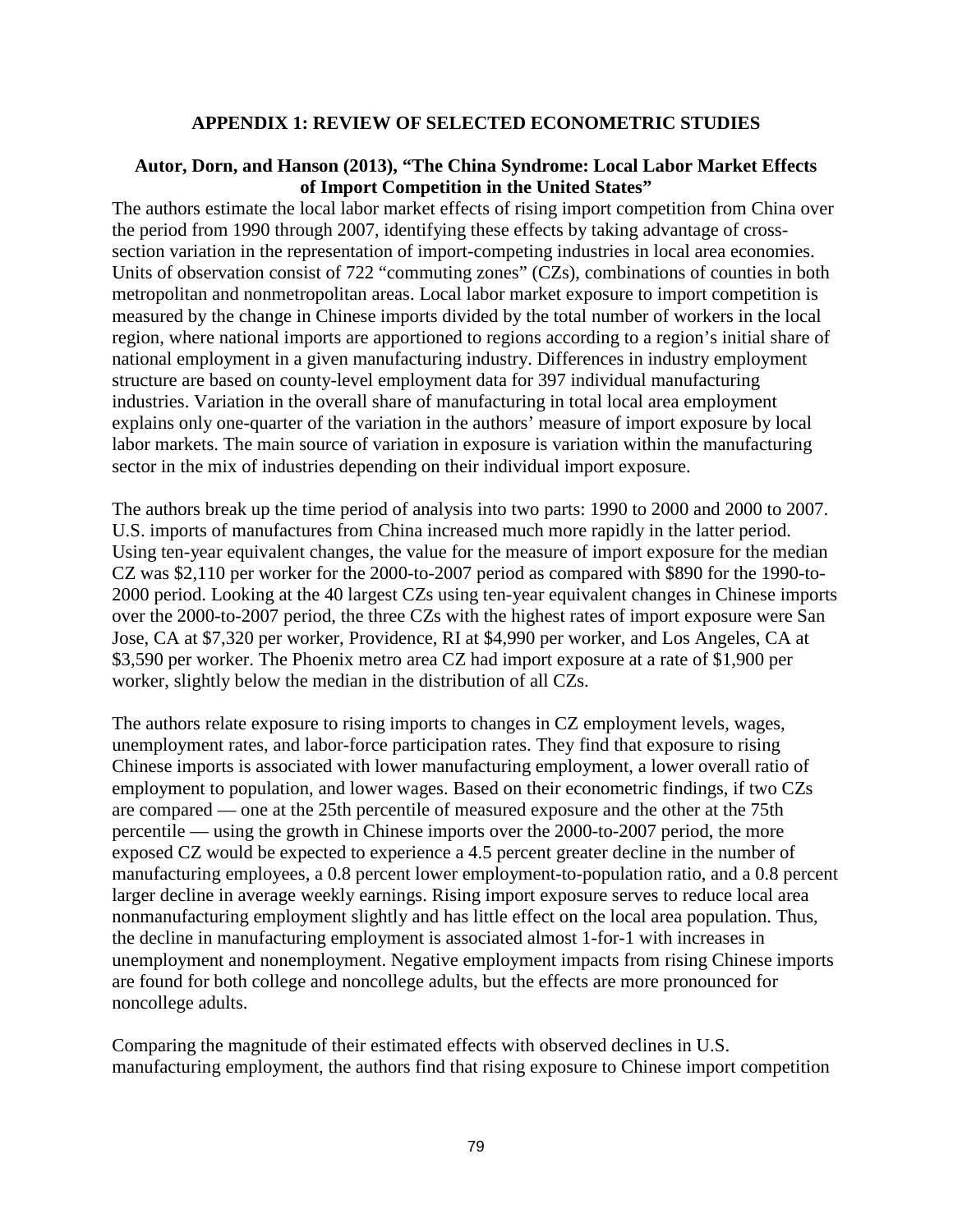# APPENDIX 1: REVIEW OF SELECTED ECONOMETRIC STUDIES

## Autor, Dorn, and Hanson (2013), "The China Syndrome: Local Labor Market Effects of Import Competition in the United States"

The authors estimate the local labor market effects of rising import competition from China over the period from 1990 through 2007, identifying these effects by taking advantage of cross-section variation in the representation of import-competing industries in local area economies. Units of observation consist of 722 "commuting zones" (CZs), combinations of counties in both metropolitan and nonmetropolitan areas. Local labor market exposure to import competition is measured by the change in Chinese imports divided by the total number of workers in the local region, where national imports are apportioned to regions according to a region's initial share of national employment in a given manufacturing industry. Differences in industry employment structure are based on county-level employment data for 397 individual manufacturing industries. Variation in the overall share of manufacturing in total local area employment explains only one-quarter of the variation in the authors' measure of import exposure by local labor markets. The main source of variation in exposure is variation within the manufacturing sector in the mix of industries depending on their individual import exposure.

The authors break up the time period of analysis into two parts: 1990 to 2000 and 2000 to 2007. U.S. imports of manufactures from China increased much more rapidly in the latter period. Using ten-year equivalent changes, the value for the measure of import exposure for the median CZ was $2,110 per worker for the 2000-to-2007 period as compared with $890 for the 1990-to-2000 period. Looking at the 40 largest CZs using ten-year equivalent changes in Chinese imports over the 2000-to-2007 period, the three CZs with the highest rates of import exposure were San Jose, CA at $7,320 per worker, Providence, RI at $4,990 per worker, and Los Angeles, CA at $3,590 per worker. The Phoenix metro area CZ had import exposure at a rate of $1,900 per worker, slightly below the median in the distribution of all CZs.

The authors relate exposure to rising imports to changes in CZ employment levels, wages, unemployment rates, and labor-force participation rates. They find that exposure to rising Chinese imports is associated with lower manufacturing employment, a lower overall ratio of employment to population, and lower wages. Based on their econometric findings, if two CZs are compared — one at the 25th percentile of measured exposure and the other at the 75th percentile — using the growth in Chinese imports over the 2000-to-2007 period, the more exposed CZ would be expected to experience a 4.5 percent greater decline in the number of manufacturing employees, a 0.8 percent lower employment-to-population ratio, and a 0.8 percent larger decline in average weekly earnings. Rising import exposure serves to reduce local area nonmanufacturing employment slightly and has little effect on the local area population. Thus, the decline in manufacturing employment is associated almost 1-for-1 with increases in unemployment and nonemployment. Negative employment impacts from rising Chinese imports are found for both college and noncollege adults, but the effects are more pronounced for noncollege adults.

Comparing the magnitude of their estimated effects with observed declines in U.S. manufacturing employment, the authors find that rising exposure to Chinese import competition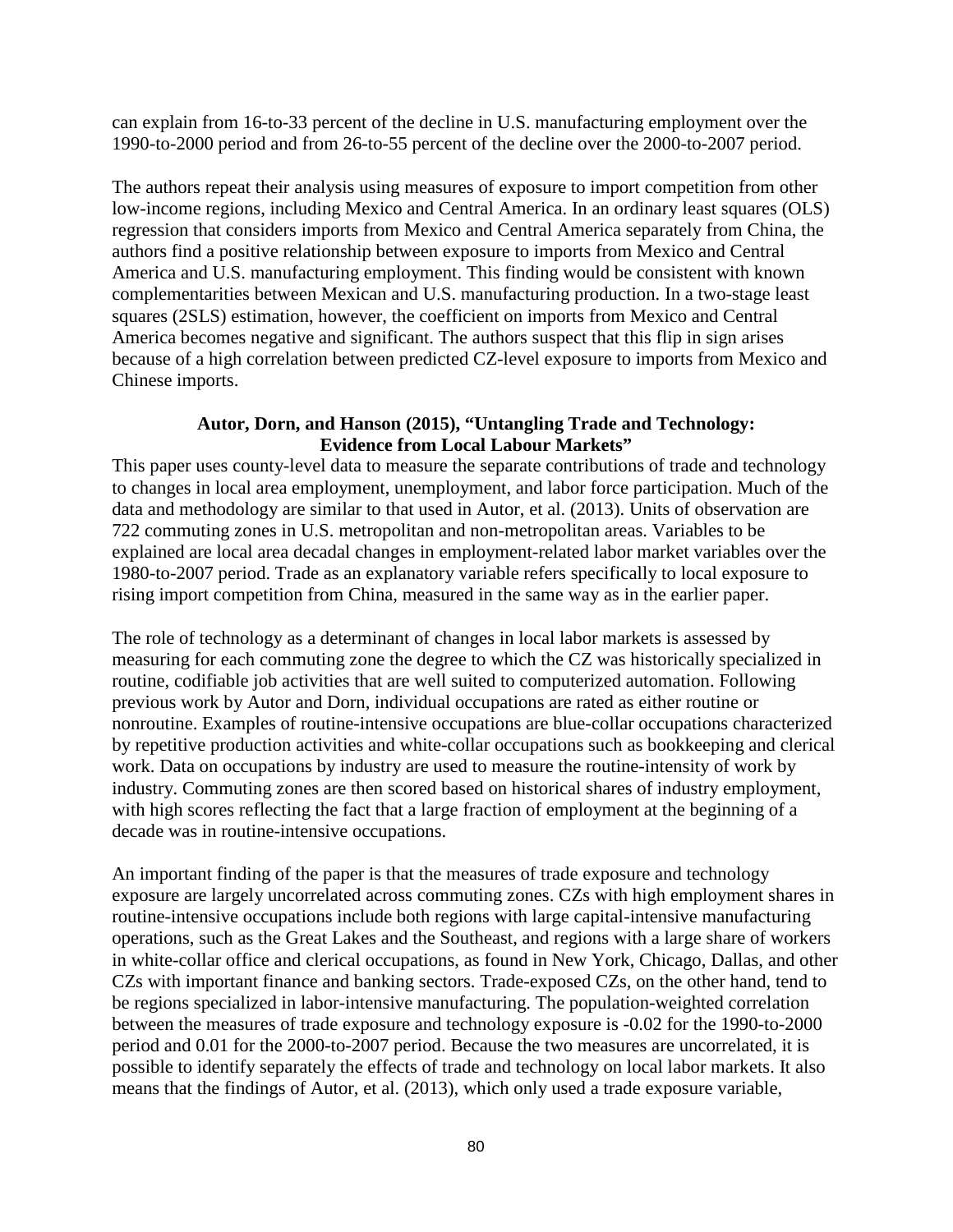can explain from 16-to-33 percent of the decline in U.S. manufacturing employment over the 1990-to-2000 period and from 26-to-55 percent of the decline over the 2000-to-2007 period.

The authors repeat their analysis using measures of exposure to import competition from other low-income regions, including Mexico and Central America. In an ordinary least squares (OLS) regression that considers imports from Mexico and Central America separately from China, the authors find a positive relationship between exposure to imports from Mexico and Central America and U.S. manufacturing employment. This finding would be consistent with known complementarities between Mexican and U.S. manufacturing production. In a two-stage least squares (2SLS) estimation, however, the coefficient on imports from Mexico and Central America becomes negative and significant. The authors suspect that this flip in sign arises because of a high correlation between predicted CZ-level exposure to imports from Mexico and Chinese imports.

**Autor, Dorn, and Hanson (2015), "Untangling Trade and Technology: Evidence from Local Labour Markets"**

This paper uses county-level data to measure the separate contributions of trade and technology to changes in local area employment, unemployment, and labor force participation. Much of the data and methodology are similar to that used in Autor, et al. (2013). Units of observation are 722 commuting zones in U.S. metropolitan and non-metropolitan areas. Variables to be explained are local area decadal changes in employment-related labor market variables over the 1980-to-2007 period. Trade as an explanatory variable refers specifically to local exposure to rising import competition from China, measured in the same way as in the earlier paper.

The role of technology as a determinant of changes in local labor markets is assessed by measuring for each commuting zone the degree to which the CZ was historically specialized in routine, codifiable job activities that are well suited to computerized automation. Following previous work by Autor and Dorn, individual occupations are rated as either routine or nonroutine. Examples of routine-intensive occupations are blue-collar occupations characterized by repetitive production activities and white-collar occupations such as bookkeeping and clerical work. Data on occupations by industry are used to measure the routine-intensity of work by industry. Commuting zones are then scored based on historical shares of industry employment, with high scores reflecting the fact that a large fraction of employment at the beginning of a decade was in routine-intensive occupations.

An important finding of the paper is that the measures of trade exposure and technology exposure are largely uncorrelated across commuting zones. CZs with high employment shares in routine-intensive occupations include both regions with large capital-intensive manufacturing operations, such as the Great Lakes and the Southeast, and regions with a large share of workers in white-collar office and clerical occupations, as found in New York, Chicago, Dallas, and other CZs with important finance and banking sectors. Trade-exposed CZs, on the other hand, tend to be regions specialized in labor-intensive manufacturing. The population-weighted correlation between the measures of trade exposure and technology exposure is -0.02 for the 1990-to-2000 period and 0.01 for the 2000-to-2007 period. Because the two measures are uncorrelated, it is possible to identify separately the effects of trade and technology on local labor markets. It also means that the findings of Autor, et al. (2013), which only used a trade exposure variable,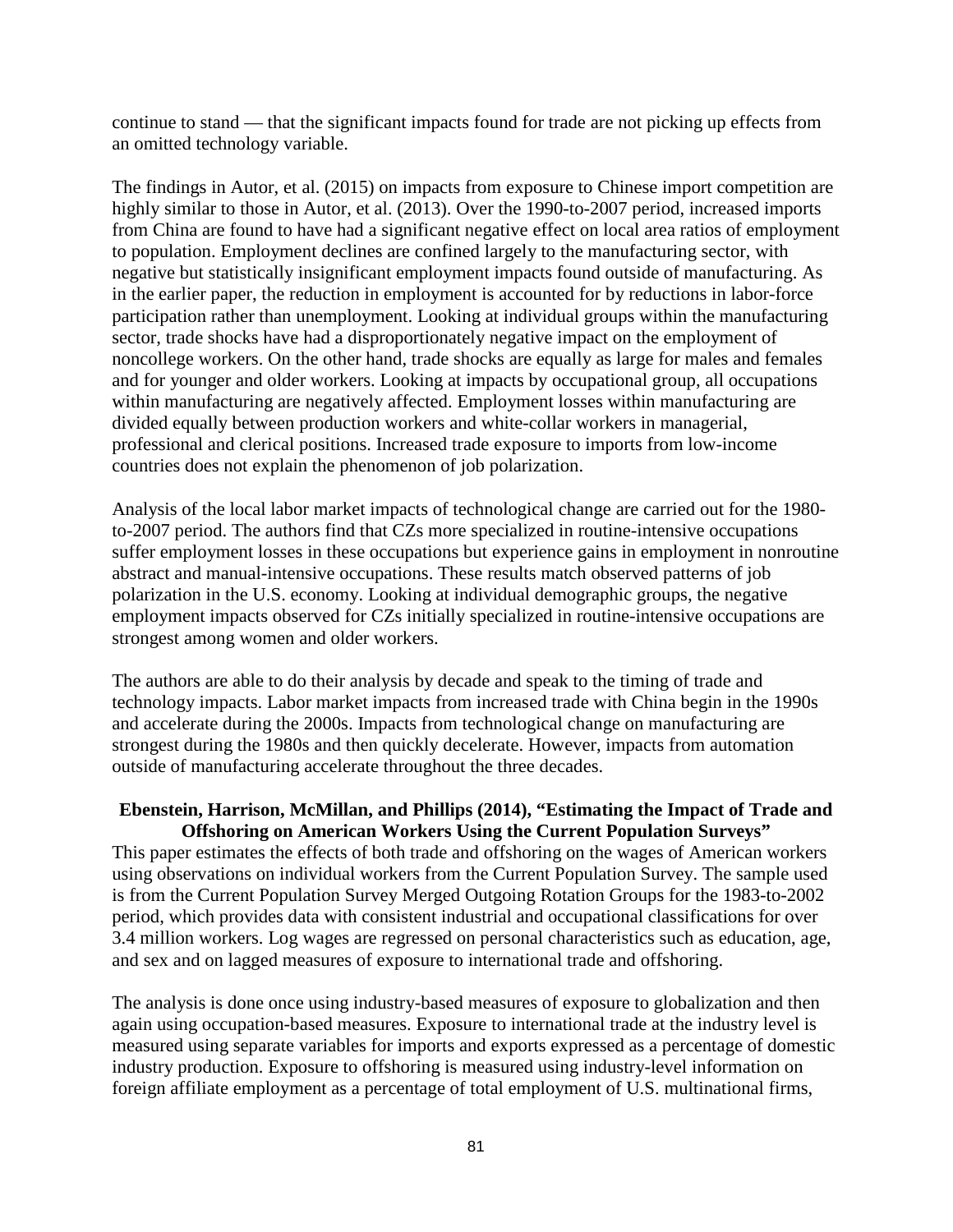continue to stand — that the significant impacts found for trade are not picking up effects from an omitted technology variable.

The findings in Autor, et al. (2015) on impacts from exposure to Chinese import competition are highly similar to those in Autor, et al. (2013). Over the 1990-to-2007 period, increased imports from China are found to have had a significant negative effect on local area ratios of employment to population. Employment declines are confined largely to the manufacturing sector, with negative but statistically insignificant employment impacts found outside of manufacturing. As in the earlier paper, the reduction in employment is accounted for by reductions in labor-force participation rather than unemployment. Looking at individual groups within the manufacturing sector, trade shocks have had a disproportionately negative impact on the employment of noncollege workers. On the other hand, trade shocks are equally as large for males and females and for younger and older workers. Looking at impacts by occupational group, all occupations within manufacturing are negatively affected. Employment losses within manufacturing are divided equally between production workers and white-collar workers in managerial, professional and clerical positions. Increased trade exposure to imports from low-income countries does not explain the phenomenon of job polarization.

Analysis of the local labor market impacts of technological change are carried out for the 1980-to-2007 period. The authors find that CZs more specialized in routine-intensive occupations suffer employment losses in these occupations but experience gains in employment in nonroutine abstract and manual-intensive occupations. These results match observed patterns of job polarization in the U.S. economy. Looking at individual demographic groups, the negative employment impacts observed for CZs initially specialized in routine-intensive occupations are strongest among women and older workers.

The authors are able to do their analysis by decade and speak to the timing of trade and technology impacts. Labor market impacts from increased trade with China begin in the 1990s and accelerate during the 2000s. Impacts from technological change on manufacturing are strongest during the 1980s and then quickly decelerate. However, impacts from automation outside of manufacturing accelerate throughout the three decades.

**Ebenstein, Harrison, McMillan, and Phillips (2014), "Estimating the Impact of Trade and Offshoring on American Workers Using the Current Population Surveys"**

This paper estimates the effects of both trade and offshoring on the wages of American workers using observations on individual workers from the Current Population Survey. The sample used is from the Current Population Survey Merged Outgoing Rotation Groups for the 1983-to-2002 period, which provides data with consistent industrial and occupational classifications for over 3.4 million workers. Log wages are regressed on personal characteristics such as education, age, and sex and on lagged measures of exposure to international trade and offshoring.

The analysis is done once using industry-based measures of exposure to globalization and then again using occupation-based measures. Exposure to international trade at the industry level is measured using separate variables for imports and exports expressed as a percentage of domestic industry production. Exposure to offshoring is measured using industry-level information on foreign affiliate employment as a percentage of total employment of U.S. multinational firms,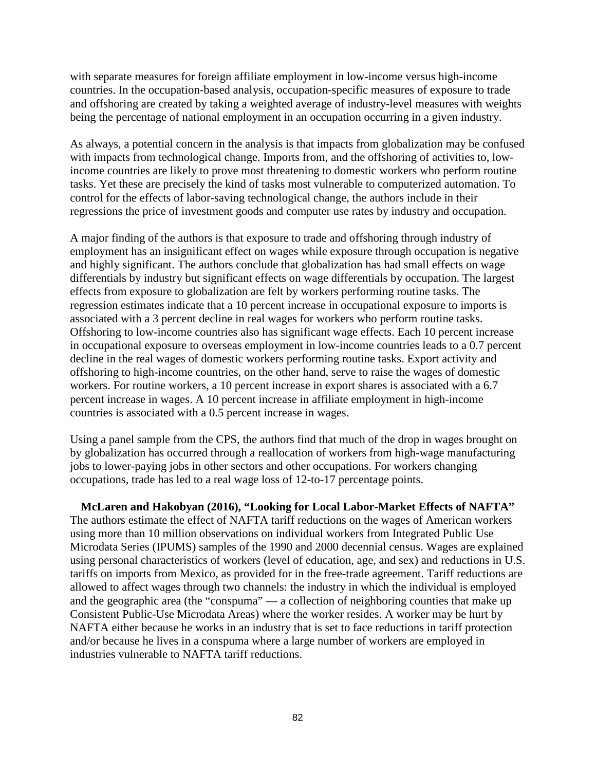with separate measures for foreign affiliate employment in low-income versus high-income countries. In the occupation-based analysis, occupation-specific measures of exposure to trade and offshoring are created by taking a weighted average of industry-level measures with weights being the percentage of national employment in an occupation occurring in a given industry.

As always, a potential concern in the analysis is that impacts from globalization may be confused with impacts from technological change. Imports from, and the offshoring of activities to, low-income countries are likely to prove most threatening to domestic workers who perform routine tasks. Yet these are precisely the kind of tasks most vulnerable to computerized automation. To control for the effects of labor-saving technological change, the authors include in their regressions the price of investment goods and computer use rates by industry and occupation.

A major finding of the authors is that exposure to trade and offshoring through industry of employment has an insignificant effect on wages while exposure through occupation is negative and highly significant. The authors conclude that globalization has had small effects on wage differentials by industry but significant effects on wage differentials by occupation. The largest effects from exposure to globalization are felt by workers performing routine tasks. The regression estimates indicate that a 10 percent increase in occupational exposure to imports is associated with a 3 percent decline in real wages for workers who perform routine tasks. Offshoring to low-income countries also has significant wage effects. Each 10 percent increase in occupational exposure to overseas employment in low-income countries leads to a 0.7 percent decline in the real wages of domestic workers performing routine tasks. Export activity and offshoring to high-income countries, on the other hand, serve to raise the wages of domestic workers. For routine workers, a 10 percent increase in export shares is associated with a 6.7 percent increase in wages. A 10 percent increase in affiliate employment in high-income countries is associated with a 0.5 percent increase in wages.

Using a panel sample from the CPS, the authors find that much of the drop in wages brought on by globalization has occurred through a reallocation of workers from high-wage manufacturing jobs to lower-paying jobs in other sectors and other occupations. For workers changing occupations, trade has led to a real wage loss of 12-to-17 percentage points.

**McLaren and Hakobyan (2016), "Looking for Local Labor-Market Effects of NAFTA"**
The authors estimate the effect of NAFTA tariff reductions on the wages of American workers using more than 10 million observations on individual workers from Integrated Public Use Microdata Series (IPUMS) samples of the 1990 and 2000 decennial census. Wages are explained using personal characteristics of workers (level of education, age, and sex) and reductions in U.S. tariffs on imports from Mexico, as provided for in the free-trade agreement. Tariff reductions are allowed to affect wages through two channels: the industry in which the individual is employed and the geographic area (the "conspuma" — a collection of neighboring counties that make up Consistent Public-Use Microdata Areas) where the worker resides. A worker may be hurt by NAFTA either because he works in an industry that is set to face reductions in tariff protection and/or because he lives in a conspuma where a large number of workers are employed in industries vulnerable to NAFTA tariff reductions.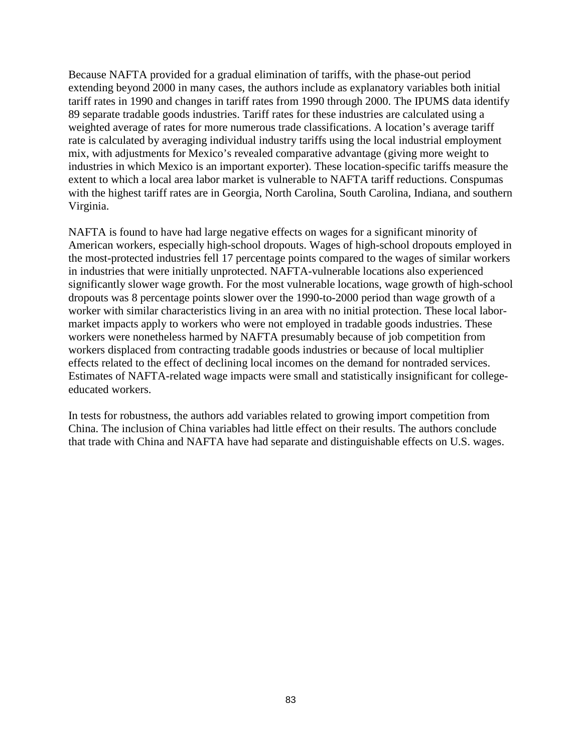Because NAFTA provided for a gradual elimination of tariffs, with the phase-out period extending beyond 2000 in many cases, the authors include as explanatory variables both initial tariff rates in 1990 and changes in tariff rates from 1990 through 2000. The IPUMS data identify 89 separate tradable goods industries. Tariff rates for these industries are calculated using a weighted average of rates for more numerous trade classifications. A location's average tariff rate is calculated by averaging individual industry tariffs using the local industrial employment mix, with adjustments for Mexico's revealed comparative advantage (giving more weight to industries in which Mexico is an important exporter). These location-specific tariffs measure the extent to which a local area labor market is vulnerable to NAFTA tariff reductions. Conspumas with the highest tariff rates are in Georgia, North Carolina, South Carolina, Indiana, and southern Virginia.

NAFTA is found to have had large negative effects on wages for a significant minority of American workers, especially high-school dropouts. Wages of high-school dropouts employed in the most-protected industries fell 17 percentage points compared to the wages of similar workers in industries that were initially unprotected. NAFTA-vulnerable locations also experienced significantly slower wage growth. For the most vulnerable locations, wage growth of high-school dropouts was 8 percentage points slower over the 1990-to-2000 period than wage growth of a worker with similar characteristics living in an area with no initial protection. These local labor-market impacts apply to workers who were not employed in tradable goods industries. These workers were nonetheless harmed by NAFTA presumably because of job competition from workers displaced from contracting tradable goods industries or because of local multiplier effects related to the effect of declining local incomes on the demand for nontraded services. Estimates of NAFTA-related wage impacts were small and statistically insignificant for college-educated workers.

In tests for robustness, the authors add variables related to growing import competition from China. The inclusion of China variables had little effect on their results. The authors conclude that trade with China and NAFTA have had separate and distinguishable effects on U.S. wages.